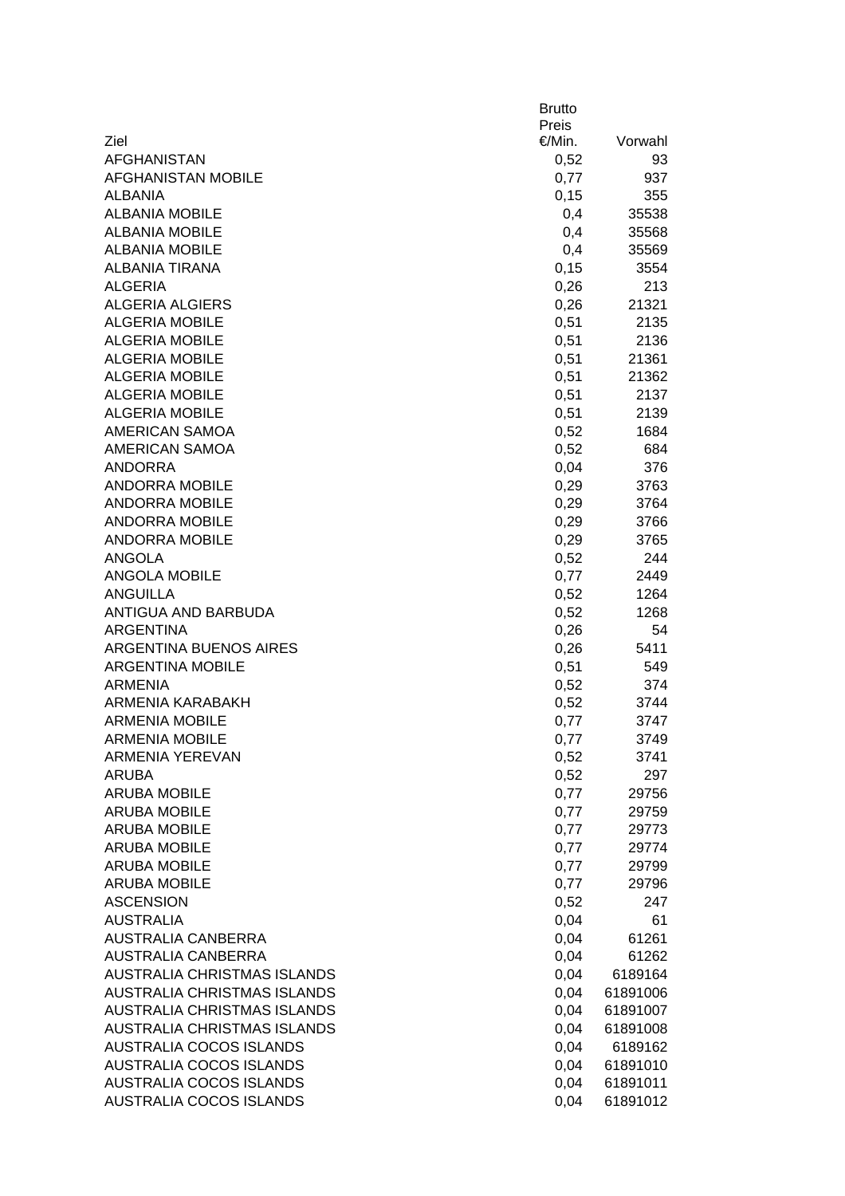| Ziel | Brutto Preis €/Min. | Vorwahl |
|---|---|---|
| AFGHANISTAN | 0,52 | 93 |
| AFGHANISTAN MOBILE | 0,77 | 937 |
| ALBANIA | 0,15 | 355 |
| ALBANIA MOBILE | 0,4 | 35538 |
| ALBANIA MOBILE | 0,4 | 35568 |
| ALBANIA MOBILE | 0,4 | 35569 |
| ALBANIA TIRANA | 0,15 | 3554 |
| ALGERIA | 0,26 | 213 |
| ALGERIA ALGIERS | 0,26 | 21321 |
| ALGERIA MOBILE | 0,51 | 2135 |
| ALGERIA MOBILE | 0,51 | 2136 |
| ALGERIA MOBILE | 0,51 | 21361 |
| ALGERIA MOBILE | 0,51 | 21362 |
| ALGERIA MOBILE | 0,51 | 2137 |
| ALGERIA MOBILE | 0,51 | 2139 |
| AMERICAN SAMOA | 0,52 | 1684 |
| AMERICAN SAMOA | 0,52 | 684 |
| ANDORRA | 0,04 | 376 |
| ANDORRA MOBILE | 0,29 | 3763 |
| ANDORRA MOBILE | 0,29 | 3764 |
| ANDORRA MOBILE | 0,29 | 3766 |
| ANDORRA MOBILE | 0,29 | 3765 |
| ANGOLA | 0,52 | 244 |
| ANGOLA MOBILE | 0,77 | 2449 |
| ANGUILLA | 0,52 | 1264 |
| ANTIGUA AND BARBUDA | 0,52 | 1268 |
| ARGENTINA | 0,26 | 54 |
| ARGENTINA BUENOS AIRES | 0,26 | 5411 |
| ARGENTINA MOBILE | 0,51 | 549 |
| ARMENIA | 0,52 | 374 |
| ARMENIA KARABAKH | 0,52 | 3744 |
| ARMENIA MOBILE | 0,77 | 3747 |
| ARMENIA MOBILE | 0,77 | 3749 |
| ARMENIA YEREVAN | 0,52 | 3741 |
| ARUBA | 0,52 | 297 |
| ARUBA MOBILE | 0,77 | 29756 |
| ARUBA MOBILE | 0,77 | 29759 |
| ARUBA MOBILE | 0,77 | 29773 |
| ARUBA MOBILE | 0,77 | 29774 |
| ARUBA MOBILE | 0,77 | 29799 |
| ARUBA MOBILE | 0,77 | 29796 |
| ASCENSION | 0,52 | 247 |
| AUSTRALIA | 0,04 | 61 |
| AUSTRALIA CANBERRA | 0,04 | 61261 |
| AUSTRALIA CANBERRA | 0,04 | 61262 |
| AUSTRALIA CHRISTMAS ISLANDS | 0,04 | 6189164 |
| AUSTRALIA CHRISTMAS ISLANDS | 0,04 | 61891006 |
| AUSTRALIA CHRISTMAS ISLANDS | 0,04 | 61891007 |
| AUSTRALIA CHRISTMAS ISLANDS | 0,04 | 61891008 |
| AUSTRALIA COCOS ISLANDS | 0,04 | 6189162 |
| AUSTRALIA COCOS ISLANDS | 0,04 | 61891010 |
| AUSTRALIA COCOS ISLANDS | 0,04 | 61891011 |
| AUSTRALIA COCOS ISLANDS | 0,04 | 61891012 |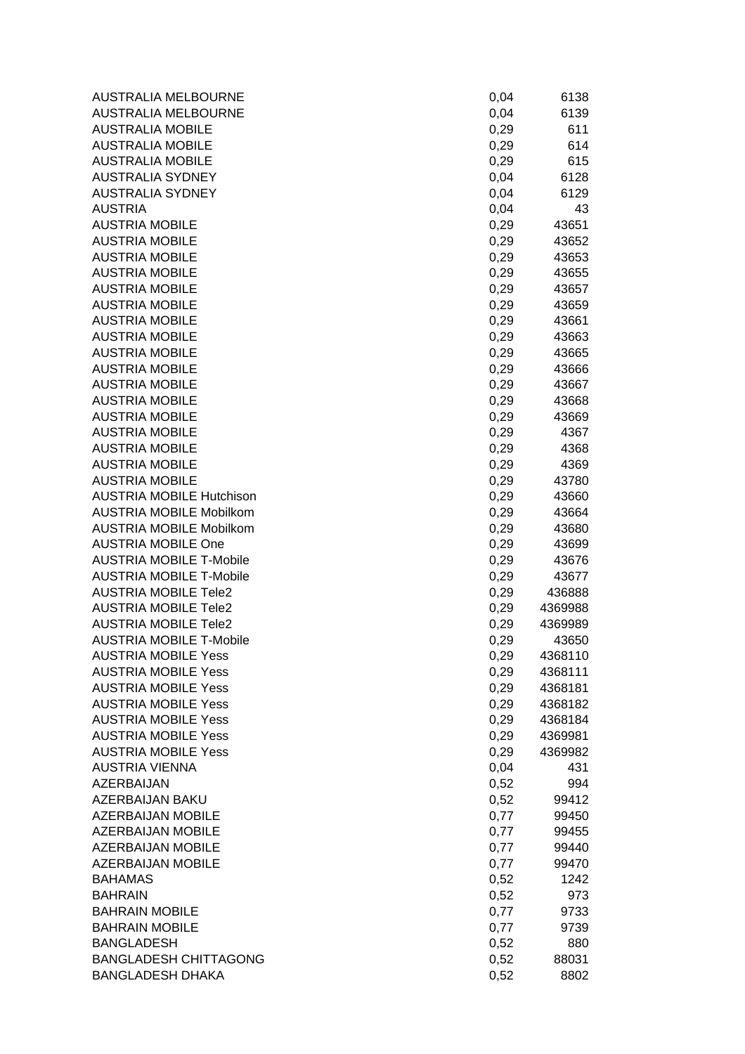| | | |
|---|---|---|
| AUSTRALIA MELBOURNE | 0,04 | 6138 |
| AUSTRALIA MELBOURNE | 0,04 | 6139 |
| AUSTRALIA MOBILE | 0,29 | 611 |
| AUSTRALIA MOBILE | 0,29 | 614 |
| AUSTRALIA MOBILE | 0,29 | 615 |
| AUSTRALIA SYDNEY | 0,04 | 6128 |
| AUSTRALIA SYDNEY | 0,04 | 6129 |
| AUSTRIA | 0,04 | 43 |
| AUSTRIA MOBILE | 0,29 | 43651 |
| AUSTRIA MOBILE | 0,29 | 43652 |
| AUSTRIA MOBILE | 0,29 | 43653 |
| AUSTRIA MOBILE | 0,29 | 43655 |
| AUSTRIA MOBILE | 0,29 | 43657 |
| AUSTRIA MOBILE | 0,29 | 43659 |
| AUSTRIA MOBILE | 0,29 | 43661 |
| AUSTRIA MOBILE | 0,29 | 43663 |
| AUSTRIA MOBILE | 0,29 | 43665 |
| AUSTRIA MOBILE | 0,29 | 43666 |
| AUSTRIA MOBILE | 0,29 | 43667 |
| AUSTRIA MOBILE | 0,29 | 43668 |
| AUSTRIA MOBILE | 0,29 | 43669 |
| AUSTRIA MOBILE | 0,29 | 4367 |
| AUSTRIA MOBILE | 0,29 | 4368 |
| AUSTRIA MOBILE | 0,29 | 4369 |
| AUSTRIA MOBILE | 0,29 | 43780 |
| AUSTRIA MOBILE Hutchison | 0,29 | 43660 |
| AUSTRIA MOBILE Mobilkom | 0,29 | 43664 |
| AUSTRIA MOBILE Mobilkom | 0,29 | 43680 |
| AUSTRIA MOBILE One | 0,29 | 43699 |
| AUSTRIA MOBILE T-Mobile | 0,29 | 43676 |
| AUSTRIA MOBILE T-Mobile | 0,29 | 43677 |
| AUSTRIA MOBILE Tele2 | 0,29 | 436888 |
| AUSTRIA MOBILE Tele2 | 0,29 | 4369988 |
| AUSTRIA MOBILE Tele2 | 0,29 | 4369989 |
| AUSTRIA MOBILE T-Mobile | 0,29 | 43650 |
| AUSTRIA MOBILE Yess | 0,29 | 4368110 |
| AUSTRIA MOBILE Yess | 0,29 | 4368111 |
| AUSTRIA MOBILE Yess | 0,29 | 4368181 |
| AUSTRIA MOBILE Yess | 0,29 | 4368182 |
| AUSTRIA MOBILE Yess | 0,29 | 4368184 |
| AUSTRIA MOBILE Yess | 0,29 | 4369981 |
| AUSTRIA MOBILE Yess | 0,29 | 4369982 |
| AUSTRIA VIENNA | 0,04 | 431 |
| AZERBAIJAN | 0,52 | 994 |
| AZERBAIJAN BAKU | 0,52 | 99412 |
| AZERBAIJAN MOBILE | 0,77 | 99450 |
| AZERBAIJAN MOBILE | 0,77 | 99455 |
| AZERBAIJAN MOBILE | 0,77 | 99440 |
| AZERBAIJAN MOBILE | 0,77 | 99470 |
| BAHAMAS | 0,52 | 1242 |
| BAHRAIN | 0,52 | 973 |
| BAHRAIN MOBILE | 0,77 | 9733 |
| BAHRAIN MOBILE | 0,77 | 9739 |
| BANGLADESH | 0,52 | 880 |
| BANGLADESH CHITTAGONG | 0,52 | 88031 |
| BANGLADESH DHAKA | 0,52 | 8802 |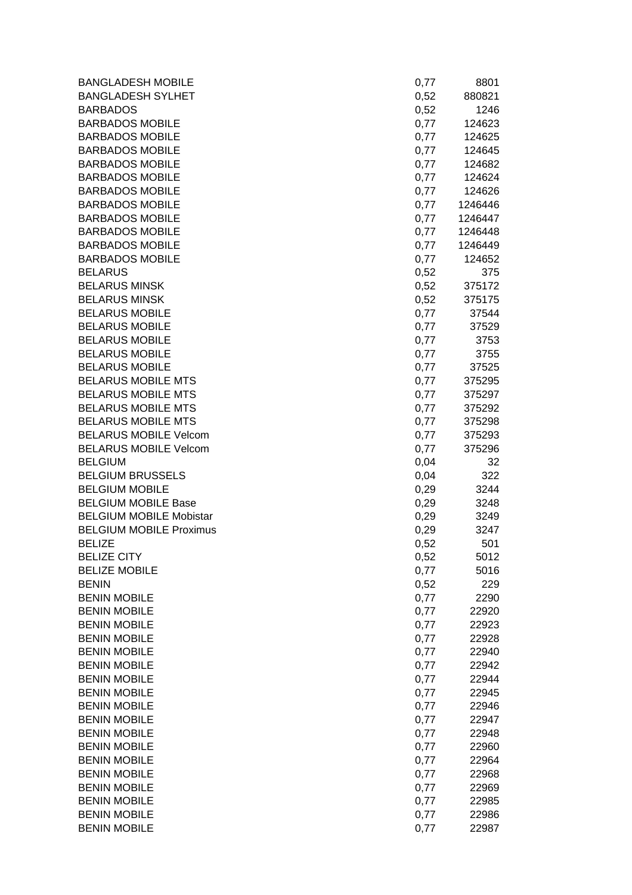| | | |
|---|---|---|
| BANGLADESH MOBILE | 0,77 | 8801 |
| BANGLADESH SYLHET | 0,52 | 880821 |
| BARBADOS | 0,52 | 1246 |
| BARBADOS MOBILE | 0,77 | 124623 |
| BARBADOS MOBILE | 0,77 | 124625 |
| BARBADOS MOBILE | 0,77 | 124645 |
| BARBADOS MOBILE | 0,77 | 124682 |
| BARBADOS MOBILE | 0,77 | 124624 |
| BARBADOS MOBILE | 0,77 | 124626 |
| BARBADOS MOBILE | 0,77 | 1246446 |
| BARBADOS MOBILE | 0,77 | 1246447 |
| BARBADOS MOBILE | 0,77 | 1246448 |
| BARBADOS MOBILE | 0,77 | 1246449 |
| BARBADOS MOBILE | 0,77 | 124652 |
| BELARUS | 0,52 | 375 |
| BELARUS MINSK | 0,52 | 375172 |
| BELARUS MINSK | 0,52 | 375175 |
| BELARUS MOBILE | 0,77 | 37544 |
| BELARUS MOBILE | 0,77 | 37529 |
| BELARUS MOBILE | 0,77 | 3753 |
| BELARUS MOBILE | 0,77 | 3755 |
| BELARUS MOBILE | 0,77 | 37525 |
| BELARUS MOBILE MTS | 0,77 | 375295 |
| BELARUS MOBILE MTS | 0,77 | 375297 |
| BELARUS MOBILE MTS | 0,77 | 375292 |
| BELARUS MOBILE MTS | 0,77 | 375298 |
| BELARUS MOBILE Velcom | 0,77 | 375293 |
| BELARUS MOBILE Velcom | 0,77 | 375296 |
| BELGIUM | 0,04 | 32 |
| BELGIUM BRUSSELS | 0,04 | 322 |
| BELGIUM MOBILE | 0,29 | 3244 |
| BELGIUM MOBILE Base | 0,29 | 3248 |
| BELGIUM MOBILE Mobistar | 0,29 | 3249 |
| BELGIUM MOBILE Proximus | 0,29 | 3247 |
| BELIZE | 0,52 | 501 |
| BELIZE CITY | 0,52 | 5012 |
| BELIZE MOBILE | 0,77 | 5016 |
| BENIN | 0,52 | 229 |
| BENIN MOBILE | 0,77 | 2290 |
| BENIN MOBILE | 0,77 | 22920 |
| BENIN MOBILE | 0,77 | 22923 |
| BENIN MOBILE | 0,77 | 22928 |
| BENIN MOBILE | 0,77 | 22940 |
| BENIN MOBILE | 0,77 | 22942 |
| BENIN MOBILE | 0,77 | 22944 |
| BENIN MOBILE | 0,77 | 22945 |
| BENIN MOBILE | 0,77 | 22946 |
| BENIN MOBILE | 0,77 | 22947 |
| BENIN MOBILE | 0,77 | 22948 |
| BENIN MOBILE | 0,77 | 22960 |
| BENIN MOBILE | 0,77 | 22964 |
| BENIN MOBILE | 0,77 | 22968 |
| BENIN MOBILE | 0,77 | 22969 |
| BENIN MOBILE | 0,77 | 22985 |
| BENIN MOBILE | 0,77 | 22986 |
| BENIN MOBILE | 0,77 | 22987 |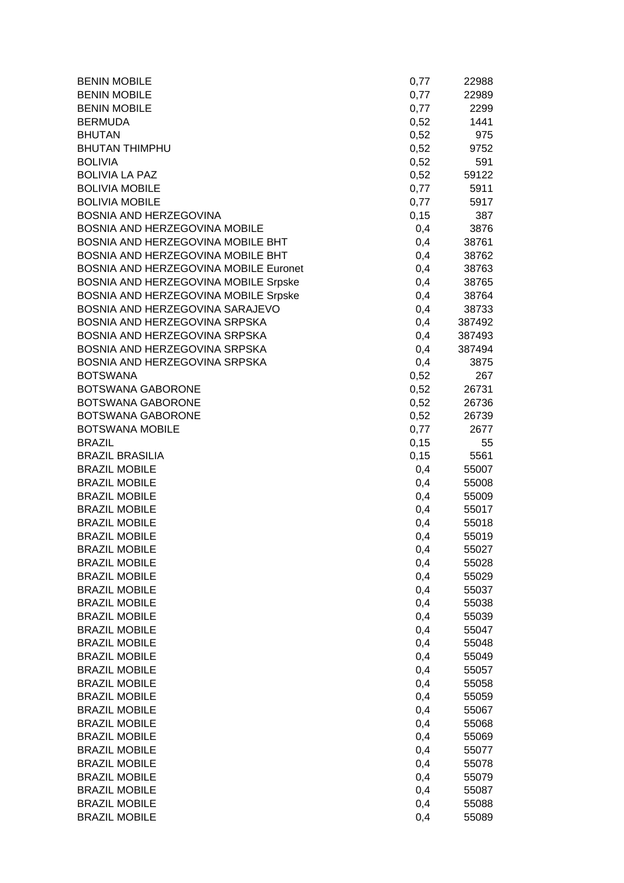| | | |
|---|---|---|
| BENIN MOBILE | 0,77 | 22988 |
| BENIN MOBILE | 0,77 | 22989 |
| BENIN MOBILE | 0,77 | 2299 |
| BERMUDA | 0,52 | 1441 |
| BHUTAN | 0,52 | 975 |
| BHUTAN THIMPHU | 0,52 | 9752 |
| BOLIVIA | 0,52 | 591 |
| BOLIVIA LA PAZ | 0,52 | 59122 |
| BOLIVIA MOBILE | 0,77 | 5911 |
| BOLIVIA MOBILE | 0,77 | 5917 |
| BOSNIA AND HERZEGOVINA | 0,15 | 387 |
| BOSNIA AND HERZEGOVINA MOBILE | 0,4 | 3876 |
| BOSNIA AND HERZEGOVINA MOBILE BHT | 0,4 | 38761 |
| BOSNIA AND HERZEGOVINA MOBILE BHT | 0,4 | 38762 |
| BOSNIA AND HERZEGOVINA MOBILE Euronet | 0,4 | 38763 |
| BOSNIA AND HERZEGOVINA MOBILE Srpske | 0,4 | 38765 |
| BOSNIA AND HERZEGOVINA MOBILE Srpske | 0,4 | 38764 |
| BOSNIA AND HERZEGOVINA SARAJEVO | 0,4 | 38733 |
| BOSNIA AND HERZEGOVINA SRPSKA | 0,4 | 387492 |
| BOSNIA AND HERZEGOVINA SRPSKA | 0,4 | 387493 |
| BOSNIA AND HERZEGOVINA SRPSKA | 0,4 | 387494 |
| BOSNIA AND HERZEGOVINA SRPSKA | 0,4 | 3875 |
| BOTSWANA | 0,52 | 267 |
| BOTSWANA GABORONE | 0,52 | 26731 |
| BOTSWANA GABORONE | 0,52 | 26736 |
| BOTSWANA GABORONE | 0,52 | 26739 |
| BOTSWANA MOBILE | 0,77 | 2677 |
| BRAZIL | 0,15 | 55 |
| BRAZIL BRASILIA | 0,15 | 5561 |
| BRAZIL MOBILE | 0,4 | 55007 |
| BRAZIL MOBILE | 0,4 | 55008 |
| BRAZIL MOBILE | 0,4 | 55009 |
| BRAZIL MOBILE | 0,4 | 55017 |
| BRAZIL MOBILE | 0,4 | 55018 |
| BRAZIL MOBILE | 0,4 | 55019 |
| BRAZIL MOBILE | 0,4 | 55027 |
| BRAZIL MOBILE | 0,4 | 55028 |
| BRAZIL MOBILE | 0,4 | 55029 |
| BRAZIL MOBILE | 0,4 | 55037 |
| BRAZIL MOBILE | 0,4 | 55038 |
| BRAZIL MOBILE | 0,4 | 55039 |
| BRAZIL MOBILE | 0,4 | 55047 |
| BRAZIL MOBILE | 0,4 | 55048 |
| BRAZIL MOBILE | 0,4 | 55049 |
| BRAZIL MOBILE | 0,4 | 55057 |
| BRAZIL MOBILE | 0,4 | 55058 |
| BRAZIL MOBILE | 0,4 | 55059 |
| BRAZIL MOBILE | 0,4 | 55067 |
| BRAZIL MOBILE | 0,4 | 55068 |
| BRAZIL MOBILE | 0,4 | 55069 |
| BRAZIL MOBILE | 0,4 | 55077 |
| BRAZIL MOBILE | 0,4 | 55078 |
| BRAZIL MOBILE | 0,4 | 55079 |
| BRAZIL MOBILE | 0,4 | 55087 |
| BRAZIL MOBILE | 0,4 | 55088 |
| BRAZIL MOBILE | 0,4 | 55089 |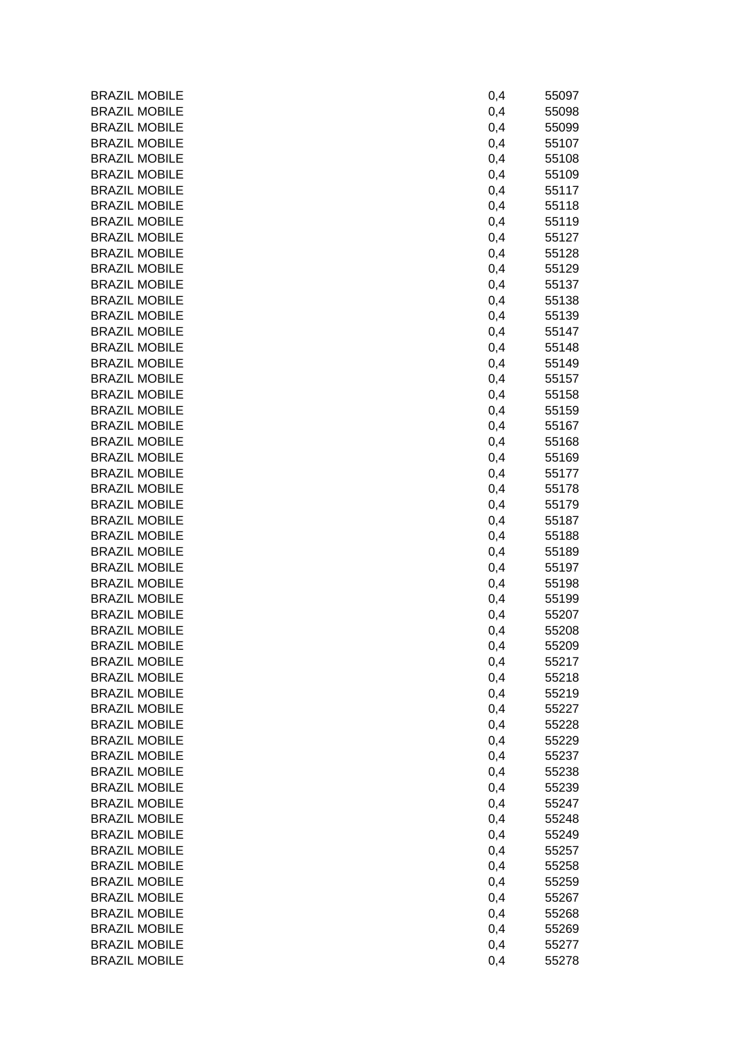| | | |
|---|---|---|
| BRAZIL MOBILE | 0,4 | 55097 |
| BRAZIL MOBILE | 0,4 | 55098 |
| BRAZIL MOBILE | 0,4 | 55099 |
| BRAZIL MOBILE | 0,4 | 55107 |
| BRAZIL MOBILE | 0,4 | 55108 |
| BRAZIL MOBILE | 0,4 | 55109 |
| BRAZIL MOBILE | 0,4 | 55117 |
| BRAZIL MOBILE | 0,4 | 55118 |
| BRAZIL MOBILE | 0,4 | 55119 |
| BRAZIL MOBILE | 0,4 | 55127 |
| BRAZIL MOBILE | 0,4 | 55128 |
| BRAZIL MOBILE | 0,4 | 55129 |
| BRAZIL MOBILE | 0,4 | 55137 |
| BRAZIL MOBILE | 0,4 | 55138 |
| BRAZIL MOBILE | 0,4 | 55139 |
| BRAZIL MOBILE | 0,4 | 55147 |
| BRAZIL MOBILE | 0,4 | 55148 |
| BRAZIL MOBILE | 0,4 | 55149 |
| BRAZIL MOBILE | 0,4 | 55157 |
| BRAZIL MOBILE | 0,4 | 55158 |
| BRAZIL MOBILE | 0,4 | 55159 |
| BRAZIL MOBILE | 0,4 | 55167 |
| BRAZIL MOBILE | 0,4 | 55168 |
| BRAZIL MOBILE | 0,4 | 55169 |
| BRAZIL MOBILE | 0,4 | 55177 |
| BRAZIL MOBILE | 0,4 | 55178 |
| BRAZIL MOBILE | 0,4 | 55179 |
| BRAZIL MOBILE | 0,4 | 55187 |
| BRAZIL MOBILE | 0,4 | 55188 |
| BRAZIL MOBILE | 0,4 | 55189 |
| BRAZIL MOBILE | 0,4 | 55197 |
| BRAZIL MOBILE | 0,4 | 55198 |
| BRAZIL MOBILE | 0,4 | 55199 |
| BRAZIL MOBILE | 0,4 | 55207 |
| BRAZIL MOBILE | 0,4 | 55208 |
| BRAZIL MOBILE | 0,4 | 55209 |
| BRAZIL MOBILE | 0,4 | 55217 |
| BRAZIL MOBILE | 0,4 | 55218 |
| BRAZIL MOBILE | 0,4 | 55219 |
| BRAZIL MOBILE | 0,4 | 55227 |
| BRAZIL MOBILE | 0,4 | 55228 |
| BRAZIL MOBILE | 0,4 | 55229 |
| BRAZIL MOBILE | 0,4 | 55237 |
| BRAZIL MOBILE | 0,4 | 55238 |
| BRAZIL MOBILE | 0,4 | 55239 |
| BRAZIL MOBILE | 0,4 | 55247 |
| BRAZIL MOBILE | 0,4 | 55248 |
| BRAZIL MOBILE | 0,4 | 55249 |
| BRAZIL MOBILE | 0,4 | 55257 |
| BRAZIL MOBILE | 0,4 | 55258 |
| BRAZIL MOBILE | 0,4 | 55259 |
| BRAZIL MOBILE | 0,4 | 55267 |
| BRAZIL MOBILE | 0,4 | 55268 |
| BRAZIL MOBILE | 0,4 | 55269 |
| BRAZIL MOBILE | 0,4 | 55277 |
| BRAZIL MOBILE | 0,4 | 55278 |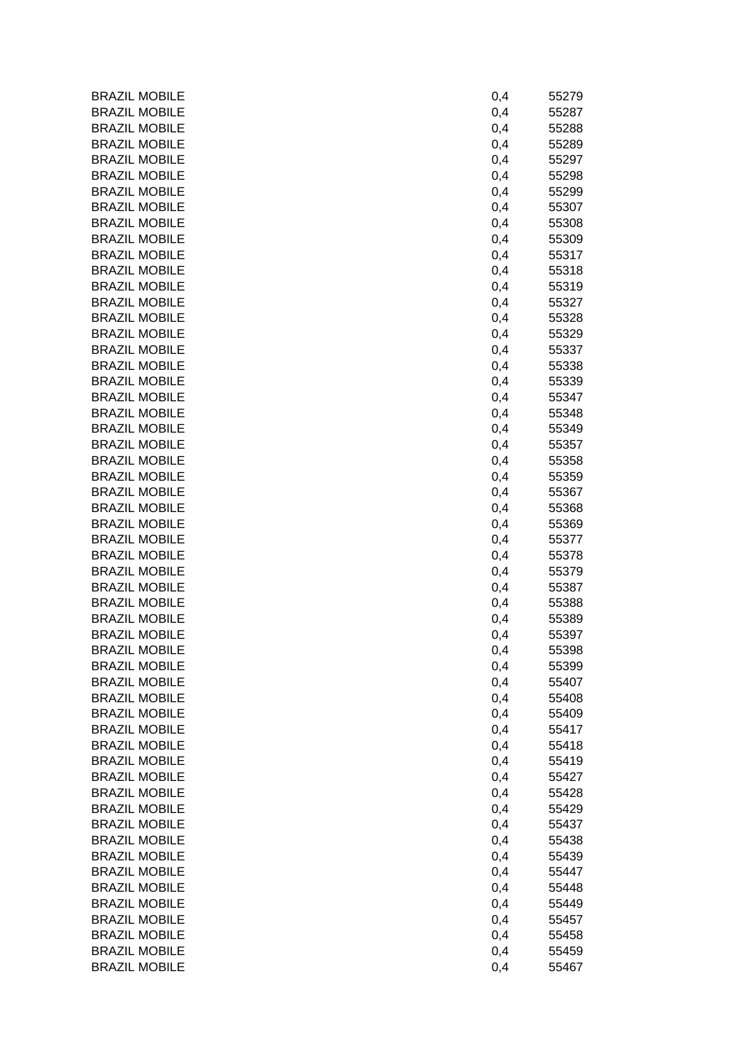| | | |
|---|---|---|
| BRAZIL MOBILE | 0,4 | 55279 |
| BRAZIL MOBILE | 0,4 | 55287 |
| BRAZIL MOBILE | 0,4 | 55288 |
| BRAZIL MOBILE | 0,4 | 55289 |
| BRAZIL MOBILE | 0,4 | 55297 |
| BRAZIL MOBILE | 0,4 | 55298 |
| BRAZIL MOBILE | 0,4 | 55299 |
| BRAZIL MOBILE | 0,4 | 55307 |
| BRAZIL MOBILE | 0,4 | 55308 |
| BRAZIL MOBILE | 0,4 | 55309 |
| BRAZIL MOBILE | 0,4 | 55317 |
| BRAZIL MOBILE | 0,4 | 55318 |
| BRAZIL MOBILE | 0,4 | 55319 |
| BRAZIL MOBILE | 0,4 | 55327 |
| BRAZIL MOBILE | 0,4 | 55328 |
| BRAZIL MOBILE | 0,4 | 55329 |
| BRAZIL MOBILE | 0,4 | 55337 |
| BRAZIL MOBILE | 0,4 | 55338 |
| BRAZIL MOBILE | 0,4 | 55339 |
| BRAZIL MOBILE | 0,4 | 55347 |
| BRAZIL MOBILE | 0,4 | 55348 |
| BRAZIL MOBILE | 0,4 | 55349 |
| BRAZIL MOBILE | 0,4 | 55357 |
| BRAZIL MOBILE | 0,4 | 55358 |
| BRAZIL MOBILE | 0,4 | 55359 |
| BRAZIL MOBILE | 0,4 | 55367 |
| BRAZIL MOBILE | 0,4 | 55368 |
| BRAZIL MOBILE | 0,4 | 55369 |
| BRAZIL MOBILE | 0,4 | 55377 |
| BRAZIL MOBILE | 0,4 | 55378 |
| BRAZIL MOBILE | 0,4 | 55379 |
| BRAZIL MOBILE | 0,4 | 55387 |
| BRAZIL MOBILE | 0,4 | 55388 |
| BRAZIL MOBILE | 0,4 | 55389 |
| BRAZIL MOBILE | 0,4 | 55397 |
| BRAZIL MOBILE | 0,4 | 55398 |
| BRAZIL MOBILE | 0,4 | 55399 |
| BRAZIL MOBILE | 0,4 | 55407 |
| BRAZIL MOBILE | 0,4 | 55408 |
| BRAZIL MOBILE | 0,4 | 55409 |
| BRAZIL MOBILE | 0,4 | 55417 |
| BRAZIL MOBILE | 0,4 | 55418 |
| BRAZIL MOBILE | 0,4 | 55419 |
| BRAZIL MOBILE | 0,4 | 55427 |
| BRAZIL MOBILE | 0,4 | 55428 |
| BRAZIL MOBILE | 0,4 | 55429 |
| BRAZIL MOBILE | 0,4 | 55437 |
| BRAZIL MOBILE | 0,4 | 55438 |
| BRAZIL MOBILE | 0,4 | 55439 |
| BRAZIL MOBILE | 0,4 | 55447 |
| BRAZIL MOBILE | 0,4 | 55448 |
| BRAZIL MOBILE | 0,4 | 55449 |
| BRAZIL MOBILE | 0,4 | 55457 |
| BRAZIL MOBILE | 0,4 | 55458 |
| BRAZIL MOBILE | 0,4 | 55459 |
| BRAZIL MOBILE | 0,4 | 55467 |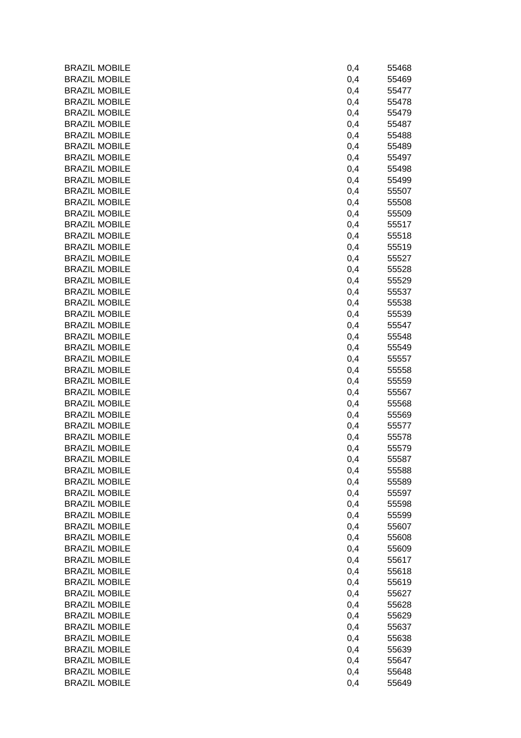| | | |
|---|---|---|
| BRAZIL MOBILE | 0,4 | 55468 |
| BRAZIL MOBILE | 0,4 | 55469 |
| BRAZIL MOBILE | 0,4 | 55477 |
| BRAZIL MOBILE | 0,4 | 55478 |
| BRAZIL MOBILE | 0,4 | 55479 |
| BRAZIL MOBILE | 0,4 | 55487 |
| BRAZIL MOBILE | 0,4 | 55488 |
| BRAZIL MOBILE | 0,4 | 55489 |
| BRAZIL MOBILE | 0,4 | 55497 |
| BRAZIL MOBILE | 0,4 | 55498 |
| BRAZIL MOBILE | 0,4 | 55499 |
| BRAZIL MOBILE | 0,4 | 55507 |
| BRAZIL MOBILE | 0,4 | 55508 |
| BRAZIL MOBILE | 0,4 | 55509 |
| BRAZIL MOBILE | 0,4 | 55517 |
| BRAZIL MOBILE | 0,4 | 55518 |
| BRAZIL MOBILE | 0,4 | 55519 |
| BRAZIL MOBILE | 0,4 | 55527 |
| BRAZIL MOBILE | 0,4 | 55528 |
| BRAZIL MOBILE | 0,4 | 55529 |
| BRAZIL MOBILE | 0,4 | 55537 |
| BRAZIL MOBILE | 0,4 | 55538 |
| BRAZIL MOBILE | 0,4 | 55539 |
| BRAZIL MOBILE | 0,4 | 55547 |
| BRAZIL MOBILE | 0,4 | 55548 |
| BRAZIL MOBILE | 0,4 | 55549 |
| BRAZIL MOBILE | 0,4 | 55557 |
| BRAZIL MOBILE | 0,4 | 55558 |
| BRAZIL MOBILE | 0,4 | 55559 |
| BRAZIL MOBILE | 0,4 | 55567 |
| BRAZIL MOBILE | 0,4 | 55568 |
| BRAZIL MOBILE | 0,4 | 55569 |
| BRAZIL MOBILE | 0,4 | 55577 |
| BRAZIL MOBILE | 0,4 | 55578 |
| BRAZIL MOBILE | 0,4 | 55579 |
| BRAZIL MOBILE | 0,4 | 55587 |
| BRAZIL MOBILE | 0,4 | 55588 |
| BRAZIL MOBILE | 0,4 | 55589 |
| BRAZIL MOBILE | 0,4 | 55597 |
| BRAZIL MOBILE | 0,4 | 55598 |
| BRAZIL MOBILE | 0,4 | 55599 |
| BRAZIL MOBILE | 0,4 | 55607 |
| BRAZIL MOBILE | 0,4 | 55608 |
| BRAZIL MOBILE | 0,4 | 55609 |
| BRAZIL MOBILE | 0,4 | 55617 |
| BRAZIL MOBILE | 0,4 | 55618 |
| BRAZIL MOBILE | 0,4 | 55619 |
| BRAZIL MOBILE | 0,4 | 55627 |
| BRAZIL MOBILE | 0,4 | 55628 |
| BRAZIL MOBILE | 0,4 | 55629 |
| BRAZIL MOBILE | 0,4 | 55637 |
| BRAZIL MOBILE | 0,4 | 55638 |
| BRAZIL MOBILE | 0,4 | 55639 |
| BRAZIL MOBILE | 0,4 | 55647 |
| BRAZIL MOBILE | 0,4 | 55648 |
| BRAZIL MOBILE | 0,4 | 55649 |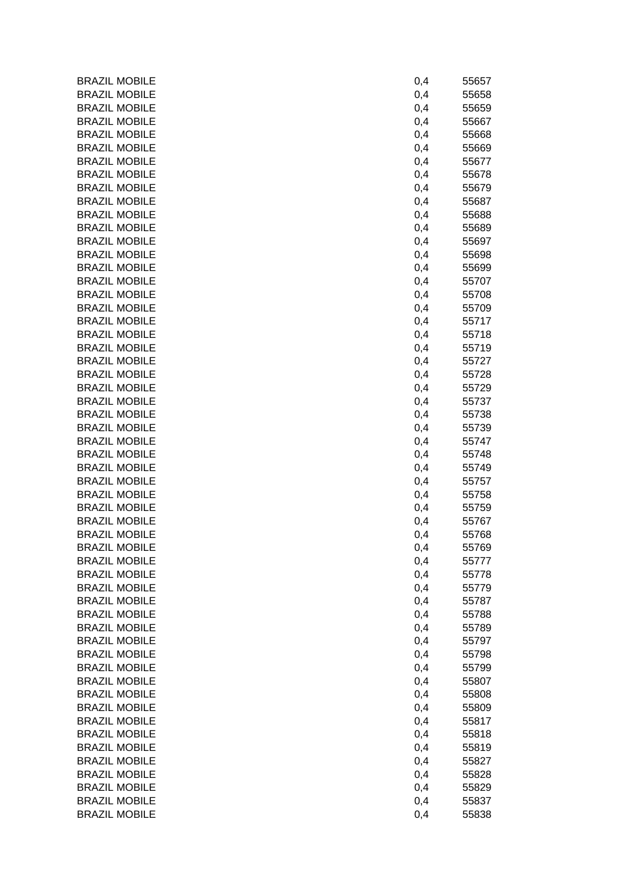| | | |
|---|---|---|
| BRAZIL MOBILE | 0,4 | 55657 |
| BRAZIL MOBILE | 0,4 | 55658 |
| BRAZIL MOBILE | 0,4 | 55659 |
| BRAZIL MOBILE | 0,4 | 55667 |
| BRAZIL MOBILE | 0,4 | 55668 |
| BRAZIL MOBILE | 0,4 | 55669 |
| BRAZIL MOBILE | 0,4 | 55677 |
| BRAZIL MOBILE | 0,4 | 55678 |
| BRAZIL MOBILE | 0,4 | 55679 |
| BRAZIL MOBILE | 0,4 | 55687 |
| BRAZIL MOBILE | 0,4 | 55688 |
| BRAZIL MOBILE | 0,4 | 55689 |
| BRAZIL MOBILE | 0,4 | 55697 |
| BRAZIL MOBILE | 0,4 | 55698 |
| BRAZIL MOBILE | 0,4 | 55699 |
| BRAZIL MOBILE | 0,4 | 55707 |
| BRAZIL MOBILE | 0,4 | 55708 |
| BRAZIL MOBILE | 0,4 | 55709 |
| BRAZIL MOBILE | 0,4 | 55717 |
| BRAZIL MOBILE | 0,4 | 55718 |
| BRAZIL MOBILE | 0,4 | 55719 |
| BRAZIL MOBILE | 0,4 | 55727 |
| BRAZIL MOBILE | 0,4 | 55728 |
| BRAZIL MOBILE | 0,4 | 55729 |
| BRAZIL MOBILE | 0,4 | 55737 |
| BRAZIL MOBILE | 0,4 | 55738 |
| BRAZIL MOBILE | 0,4 | 55739 |
| BRAZIL MOBILE | 0,4 | 55747 |
| BRAZIL MOBILE | 0,4 | 55748 |
| BRAZIL MOBILE | 0,4 | 55749 |
| BRAZIL MOBILE | 0,4 | 55757 |
| BRAZIL MOBILE | 0,4 | 55758 |
| BRAZIL MOBILE | 0,4 | 55759 |
| BRAZIL MOBILE | 0,4 | 55767 |
| BRAZIL MOBILE | 0,4 | 55768 |
| BRAZIL MOBILE | 0,4 | 55769 |
| BRAZIL MOBILE | 0,4 | 55777 |
| BRAZIL MOBILE | 0,4 | 55778 |
| BRAZIL MOBILE | 0,4 | 55779 |
| BRAZIL MOBILE | 0,4 | 55787 |
| BRAZIL MOBILE | 0,4 | 55788 |
| BRAZIL MOBILE | 0,4 | 55789 |
| BRAZIL MOBILE | 0,4 | 55797 |
| BRAZIL MOBILE | 0,4 | 55798 |
| BRAZIL MOBILE | 0,4 | 55799 |
| BRAZIL MOBILE | 0,4 | 55807 |
| BRAZIL MOBILE | 0,4 | 55808 |
| BRAZIL MOBILE | 0,4 | 55809 |
| BRAZIL MOBILE | 0,4 | 55817 |
| BRAZIL MOBILE | 0,4 | 55818 |
| BRAZIL MOBILE | 0,4 | 55819 |
| BRAZIL MOBILE | 0,4 | 55827 |
| BRAZIL MOBILE | 0,4 | 55828 |
| BRAZIL MOBILE | 0,4 | 55829 |
| BRAZIL MOBILE | 0,4 | 55837 |
| BRAZIL MOBILE | 0,4 | 55838 |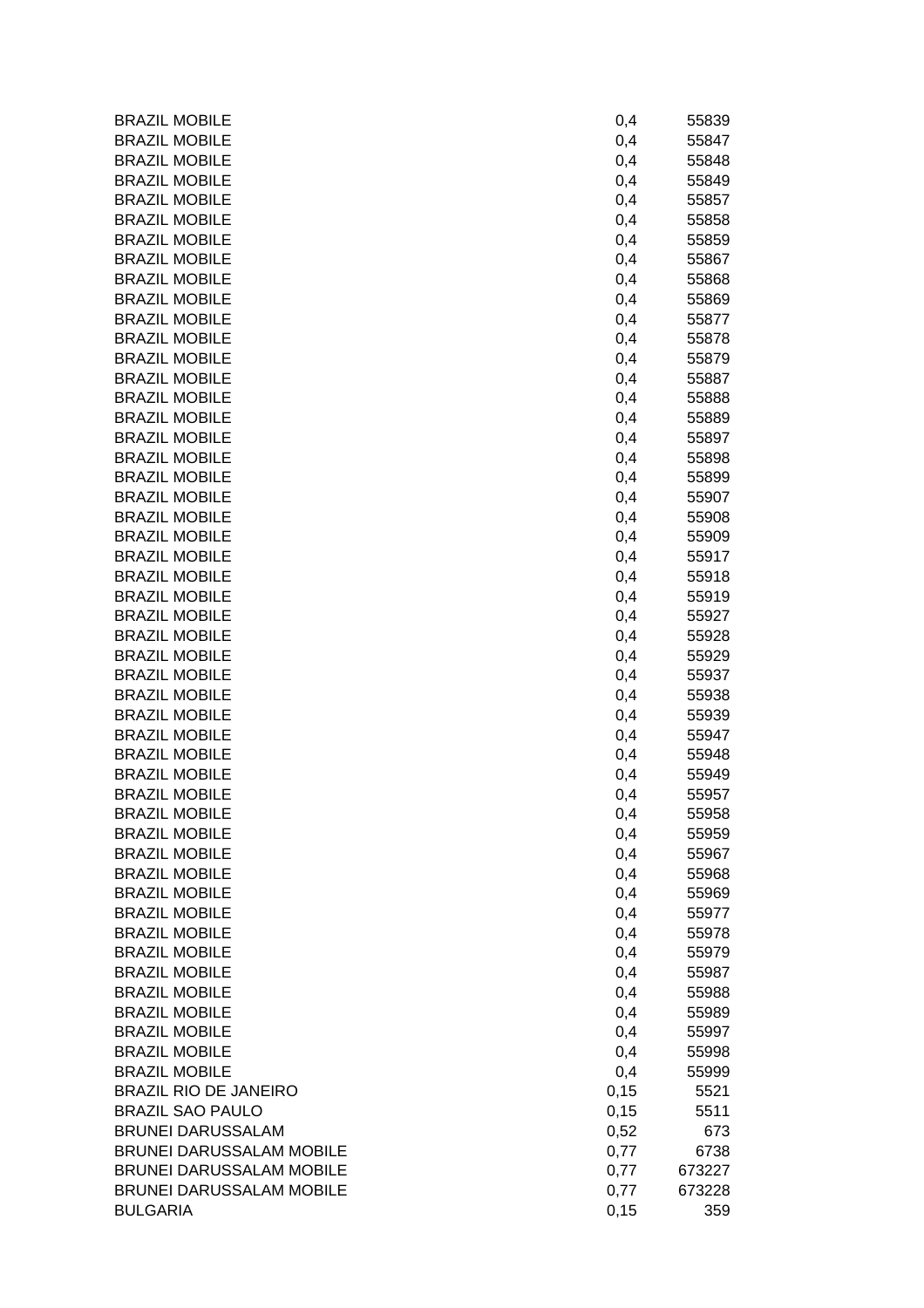| | | |
|---|---|---|
| BRAZIL MOBILE | 0,4 | 55839 |
| BRAZIL MOBILE | 0,4 | 55847 |
| BRAZIL MOBILE | 0,4 | 55848 |
| BRAZIL MOBILE | 0,4 | 55849 |
| BRAZIL MOBILE | 0,4 | 55857 |
| BRAZIL MOBILE | 0,4 | 55858 |
| BRAZIL MOBILE | 0,4 | 55859 |
| BRAZIL MOBILE | 0,4 | 55867 |
| BRAZIL MOBILE | 0,4 | 55868 |
| BRAZIL MOBILE | 0,4 | 55869 |
| BRAZIL MOBILE | 0,4 | 55877 |
| BRAZIL MOBILE | 0,4 | 55878 |
| BRAZIL MOBILE | 0,4 | 55879 |
| BRAZIL MOBILE | 0,4 | 55887 |
| BRAZIL MOBILE | 0,4 | 55888 |
| BRAZIL MOBILE | 0,4 | 55889 |
| BRAZIL MOBILE | 0,4 | 55897 |
| BRAZIL MOBILE | 0,4 | 55898 |
| BRAZIL MOBILE | 0,4 | 55899 |
| BRAZIL MOBILE | 0,4 | 55907 |
| BRAZIL MOBILE | 0,4 | 55908 |
| BRAZIL MOBILE | 0,4 | 55909 |
| BRAZIL MOBILE | 0,4 | 55917 |
| BRAZIL MOBILE | 0,4 | 55918 |
| BRAZIL MOBILE | 0,4 | 55919 |
| BRAZIL MOBILE | 0,4 | 55927 |
| BRAZIL MOBILE | 0,4 | 55928 |
| BRAZIL MOBILE | 0,4 | 55929 |
| BRAZIL MOBILE | 0,4 | 55937 |
| BRAZIL MOBILE | 0,4 | 55938 |
| BRAZIL MOBILE | 0,4 | 55939 |
| BRAZIL MOBILE | 0,4 | 55947 |
| BRAZIL MOBILE | 0,4 | 55948 |
| BRAZIL MOBILE | 0,4 | 55949 |
| BRAZIL MOBILE | 0,4 | 55957 |
| BRAZIL MOBILE | 0,4 | 55958 |
| BRAZIL MOBILE | 0,4 | 55959 |
| BRAZIL MOBILE | 0,4 | 55967 |
| BRAZIL MOBILE | 0,4 | 55968 |
| BRAZIL MOBILE | 0,4 | 55969 |
| BRAZIL MOBILE | 0,4 | 55977 |
| BRAZIL MOBILE | 0,4 | 55978 |
| BRAZIL MOBILE | 0,4 | 55979 |
| BRAZIL MOBILE | 0,4 | 55987 |
| BRAZIL MOBILE | 0,4 | 55988 |
| BRAZIL MOBILE | 0,4 | 55989 |
| BRAZIL MOBILE | 0,4 | 55997 |
| BRAZIL MOBILE | 0,4 | 55998 |
| BRAZIL MOBILE | 0,4 | 55999 |
| BRAZIL RIO DE JANEIRO | 0,15 | 5521 |
| BRAZIL SAO PAULO | 0,15 | 5511 |
| BRUNEI DARUSSALAM | 0,52 | 673 |
| BRUNEI DARUSSALAM MOBILE | 0,77 | 6738 |
| BRUNEI DARUSSALAM MOBILE | 0,77 | 673227 |
| BRUNEI DARUSSALAM MOBILE | 0,77 | 673228 |
| BULGARIA | 0,15 | 359 |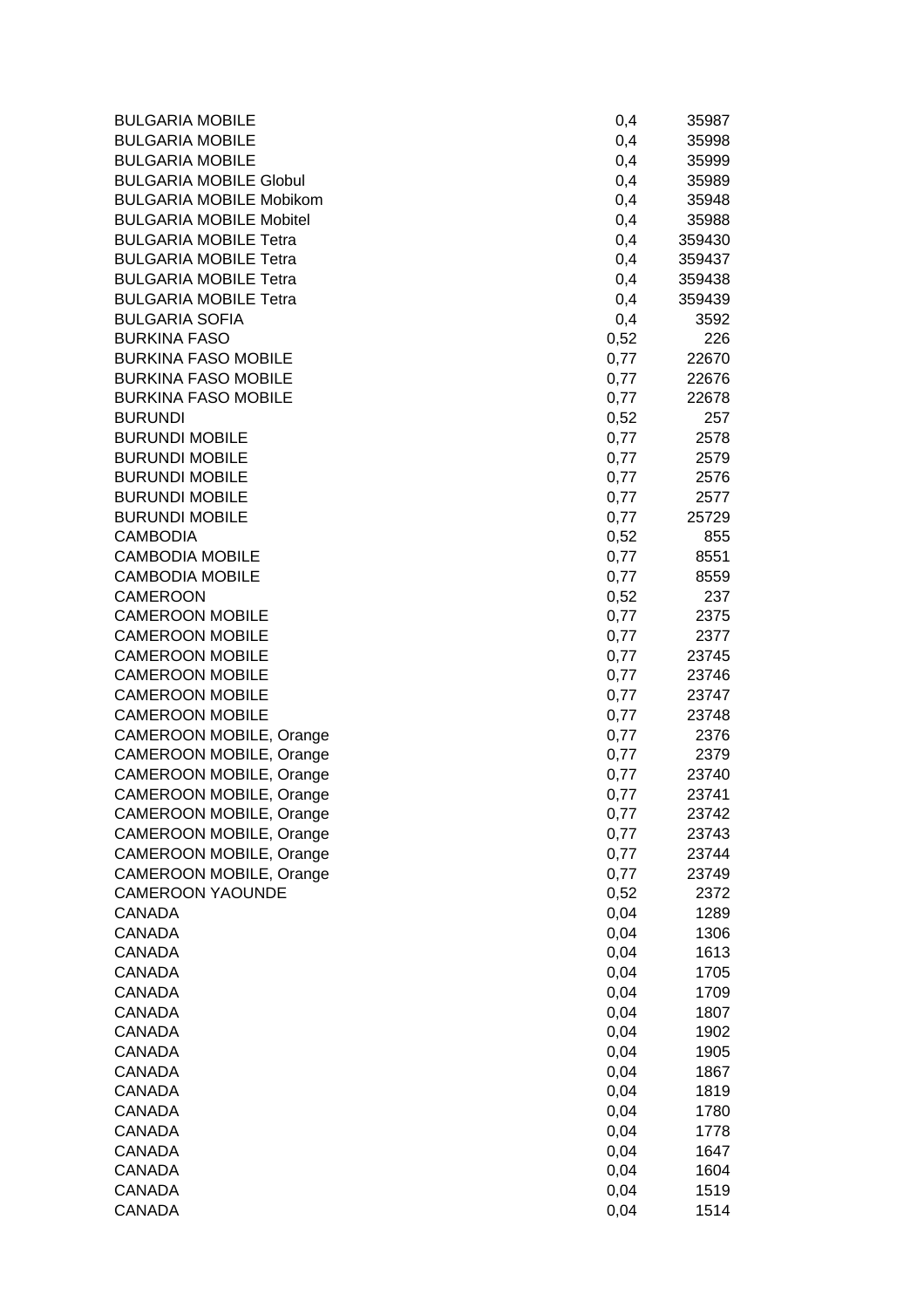| | | |
|---|---|---|
| BULGARIA MOBILE | 0,4 | 35987 |
| BULGARIA MOBILE | 0,4 | 35998 |
| BULGARIA MOBILE | 0,4 | 35999 |
| BULGARIA MOBILE Globul | 0,4 | 35989 |
| BULGARIA MOBILE Mobikom | 0,4 | 35948 |
| BULGARIA MOBILE Mobitel | 0,4 | 35988 |
| BULGARIA MOBILE Tetra | 0,4 | 359430 |
| BULGARIA MOBILE Tetra | 0,4 | 359437 |
| BULGARIA MOBILE Tetra | 0,4 | 359438 |
| BULGARIA MOBILE Tetra | 0,4 | 359439 |
| BULGARIA SOFIA | 0,4 | 3592 |
| BURKINA FASO | 0,52 | 226 |
| BURKINA FASO MOBILE | 0,77 | 22670 |
| BURKINA FASO MOBILE | 0,77 | 22676 |
| BURKINA FASO MOBILE | 0,77 | 22678 |
| BURUNDI | 0,52 | 257 |
| BURUNDI MOBILE | 0,77 | 2578 |
| BURUNDI MOBILE | 0,77 | 2579 |
| BURUNDI MOBILE | 0,77 | 2576 |
| BURUNDI MOBILE | 0,77 | 2577 |
| BURUNDI MOBILE | 0,77 | 25729 |
| CAMBODIA | 0,52 | 855 |
| CAMBODIA MOBILE | 0,77 | 8551 |
| CAMBODIA MOBILE | 0,77 | 8559 |
| CAMEROON | 0,52 | 237 |
| CAMEROON MOBILE | 0,77 | 2375 |
| CAMEROON MOBILE | 0,77 | 2377 |
| CAMEROON MOBILE | 0,77 | 23745 |
| CAMEROON MOBILE | 0,77 | 23746 |
| CAMEROON MOBILE | 0,77 | 23747 |
| CAMEROON MOBILE | 0,77 | 23748 |
| CAMEROON MOBILE, Orange | 0,77 | 2376 |
| CAMEROON MOBILE, Orange | 0,77 | 2379 |
| CAMEROON MOBILE, Orange | 0,77 | 23740 |
| CAMEROON MOBILE, Orange | 0,77 | 23741 |
| CAMEROON MOBILE, Orange | 0,77 | 23742 |
| CAMEROON MOBILE, Orange | 0,77 | 23743 |
| CAMEROON MOBILE, Orange | 0,77 | 23744 |
| CAMEROON MOBILE, Orange | 0,77 | 23749 |
| CAMEROON YAOUNDE | 0,52 | 2372 |
| CANADA | 0,04 | 1289 |
| CANADA | 0,04 | 1306 |
| CANADA | 0,04 | 1613 |
| CANADA | 0,04 | 1705 |
| CANADA | 0,04 | 1709 |
| CANADA | 0,04 | 1807 |
| CANADA | 0,04 | 1902 |
| CANADA | 0,04 | 1905 |
| CANADA | 0,04 | 1867 |
| CANADA | 0,04 | 1819 |
| CANADA | 0,04 | 1780 |
| CANADA | 0,04 | 1778 |
| CANADA | 0,04 | 1647 |
| CANADA | 0,04 | 1604 |
| CANADA | 0,04 | 1519 |
| CANADA | 0,04 | 1514 |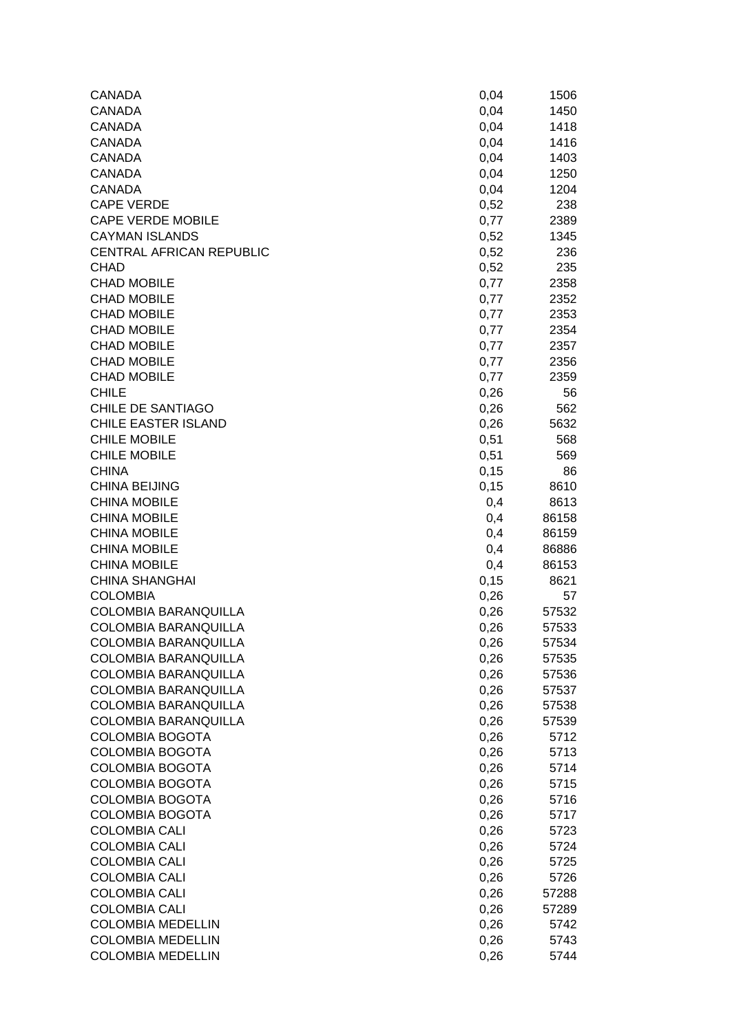| | | |
|---|---|---|
| CANADA | 0,04 | 1506 |
| CANADA | 0,04 | 1450 |
| CANADA | 0,04 | 1418 |
| CANADA | 0,04 | 1416 |
| CANADA | 0,04 | 1403 |
| CANADA | 0,04 | 1250 |
| CANADA | 0,04 | 1204 |
| CAPE VERDE | 0,52 | 238 |
| CAPE VERDE MOBILE | 0,77 | 2389 |
| CAYMAN ISLANDS | 0,52 | 1345 |
| CENTRAL AFRICAN REPUBLIC | 0,52 | 236 |
| CHAD | 0,52 | 235 |
| CHAD MOBILE | 0,77 | 2358 |
| CHAD MOBILE | 0,77 | 2352 |
| CHAD MOBILE | 0,77 | 2353 |
| CHAD MOBILE | 0,77 | 2354 |
| CHAD MOBILE | 0,77 | 2357 |
| CHAD MOBILE | 0,77 | 2356 |
| CHAD MOBILE | 0,77 | 2359 |
| CHILE | 0,26 | 56 |
| CHILE DE SANTIAGO | 0,26 | 562 |
| CHILE EASTER ISLAND | 0,26 | 5632 |
| CHILE MOBILE | 0,51 | 568 |
| CHILE MOBILE | 0,51 | 569 |
| CHINA | 0,15 | 86 |
| CHINA BEIJING | 0,15 | 8610 |
| CHINA MOBILE | 0,4 | 8613 |
| CHINA MOBILE | 0,4 | 86158 |
| CHINA MOBILE | 0,4 | 86159 |
| CHINA MOBILE | 0,4 | 86886 |
| CHINA MOBILE | 0,4 | 86153 |
| CHINA SHANGHAI | 0,15 | 8621 |
| COLOMBIA | 0,26 | 57 |
| COLOMBIA BARANQUILLA | 0,26 | 57532 |
| COLOMBIA BARANQUILLA | 0,26 | 57533 |
| COLOMBIA BARANQUILLA | 0,26 | 57534 |
| COLOMBIA BARANQUILLA | 0,26 | 57535 |
| COLOMBIA BARANQUILLA | 0,26 | 57536 |
| COLOMBIA BARANQUILLA | 0,26 | 57537 |
| COLOMBIA BARANQUILLA | 0,26 | 57538 |
| COLOMBIA BARANQUILLA | 0,26 | 57539 |
| COLOMBIA BOGOTA | 0,26 | 5712 |
| COLOMBIA BOGOTA | 0,26 | 5713 |
| COLOMBIA BOGOTA | 0,26 | 5714 |
| COLOMBIA BOGOTA | 0,26 | 5715 |
| COLOMBIA BOGOTA | 0,26 | 5716 |
| COLOMBIA BOGOTA | 0,26 | 5717 |
| COLOMBIA CALI | 0,26 | 5723 |
| COLOMBIA CALI | 0,26 | 5724 |
| COLOMBIA CALI | 0,26 | 5725 |
| COLOMBIA CALI | 0,26 | 5726 |
| COLOMBIA CALI | 0,26 | 57288 |
| COLOMBIA CALI | 0,26 | 57289 |
| COLOMBIA MEDELLIN | 0,26 | 5742 |
| COLOMBIA MEDELLIN | 0,26 | 5743 |
| COLOMBIA MEDELLIN | 0,26 | 5744 |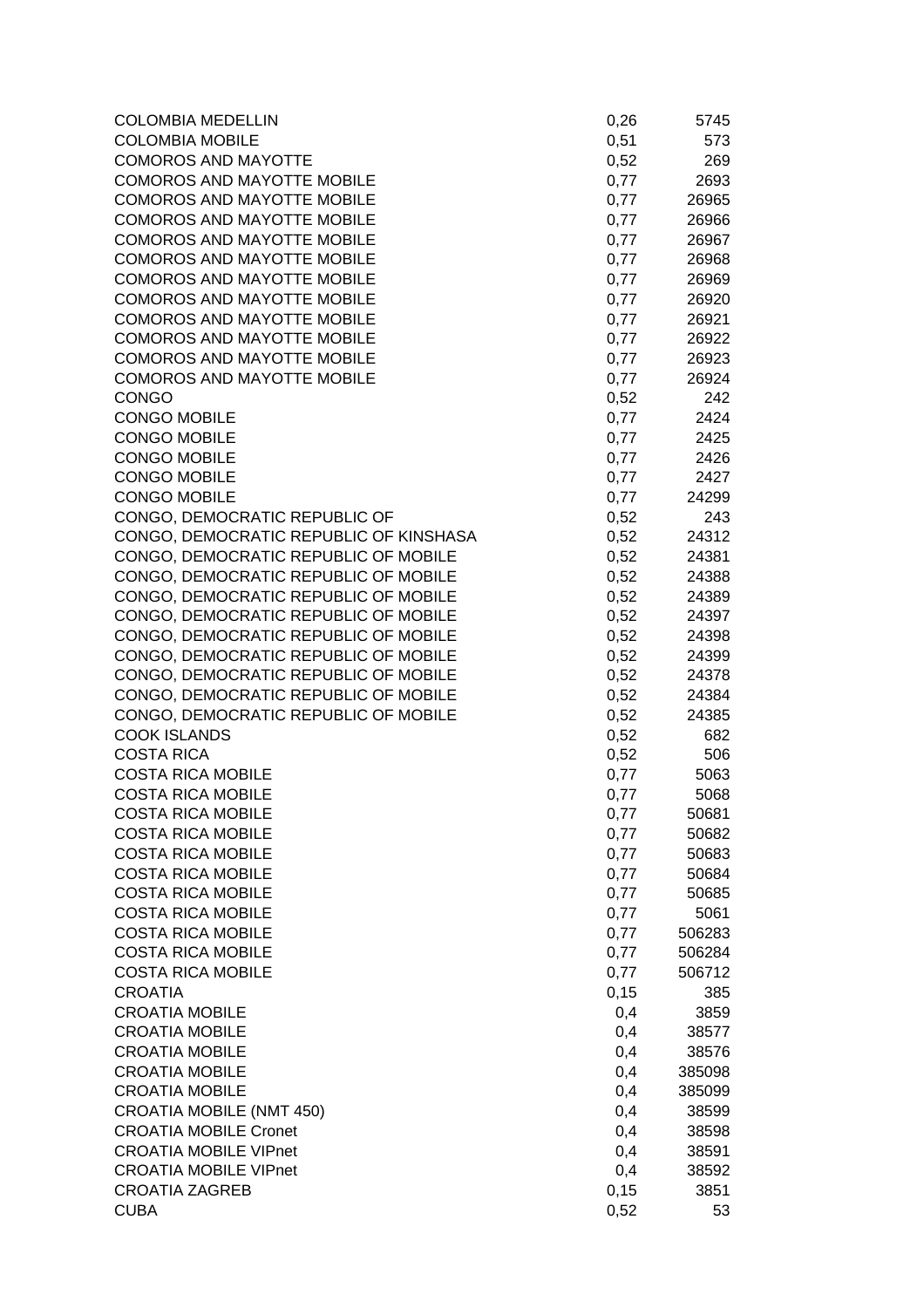| | | |
|---|---|---|
| COLOMBIA MEDELLIN | 0,26 | 5745 |
| COLOMBIA MOBILE | 0,51 | 573 |
| COMOROS AND MAYOTTE | 0,52 | 269 |
| COMOROS AND MAYOTTE MOBILE | 0,77 | 2693 |
| COMOROS AND MAYOTTE MOBILE | 0,77 | 26965 |
| COMOROS AND MAYOTTE MOBILE | 0,77 | 26966 |
| COMOROS AND MAYOTTE MOBILE | 0,77 | 26967 |
| COMOROS AND MAYOTTE MOBILE | 0,77 | 26968 |
| COMOROS AND MAYOTTE MOBILE | 0,77 | 26969 |
| COMOROS AND MAYOTTE MOBILE | 0,77 | 26920 |
| COMOROS AND MAYOTTE MOBILE | 0,77 | 26921 |
| COMOROS AND MAYOTTE MOBILE | 0,77 | 26922 |
| COMOROS AND MAYOTTE MOBILE | 0,77 | 26923 |
| COMOROS AND MAYOTTE MOBILE | 0,77 | 26924 |
| CONGO | 0,52 | 242 |
| CONGO MOBILE | 0,77 | 2424 |
| CONGO MOBILE | 0,77 | 2425 |
| CONGO MOBILE | 0,77 | 2426 |
| CONGO MOBILE | 0,77 | 2427 |
| CONGO MOBILE | 0,77 | 24299 |
| CONGO, DEMOCRATIC REPUBLIC OF | 0,52 | 243 |
| CONGO, DEMOCRATIC REPUBLIC OF KINSHASA | 0,52 | 24312 |
| CONGO, DEMOCRATIC REPUBLIC OF MOBILE | 0,52 | 24381 |
| CONGO, DEMOCRATIC REPUBLIC OF MOBILE | 0,52 | 24388 |
| CONGO, DEMOCRATIC REPUBLIC OF MOBILE | 0,52 | 24389 |
| CONGO, DEMOCRATIC REPUBLIC OF MOBILE | 0,52 | 24397 |
| CONGO, DEMOCRATIC REPUBLIC OF MOBILE | 0,52 | 24398 |
| CONGO, DEMOCRATIC REPUBLIC OF MOBILE | 0,52 | 24399 |
| CONGO, DEMOCRATIC REPUBLIC OF MOBILE | 0,52 | 24378 |
| CONGO, DEMOCRATIC REPUBLIC OF MOBILE | 0,52 | 24384 |
| CONGO, DEMOCRATIC REPUBLIC OF MOBILE | 0,52 | 24385 |
| COOK ISLANDS | 0,52 | 682 |
| COSTA RICA | 0,52 | 506 |
| COSTA RICA MOBILE | 0,77 | 5063 |
| COSTA RICA MOBILE | 0,77 | 5068 |
| COSTA RICA MOBILE | 0,77 | 50681 |
| COSTA RICA MOBILE | 0,77 | 50682 |
| COSTA RICA MOBILE | 0,77 | 50683 |
| COSTA RICA MOBILE | 0,77 | 50684 |
| COSTA RICA MOBILE | 0,77 | 50685 |
| COSTA RICA MOBILE | 0,77 | 5061 |
| COSTA RICA MOBILE | 0,77 | 506283 |
| COSTA RICA MOBILE | 0,77 | 506284 |
| COSTA RICA MOBILE | 0,77 | 506712 |
| CROATIA | 0,15 | 385 |
| CROATIA MOBILE | 0,4 | 3859 |
| CROATIA MOBILE | 0,4 | 38577 |
| CROATIA MOBILE | 0,4 | 38576 |
| CROATIA MOBILE | 0,4 | 385098 |
| CROATIA MOBILE | 0,4 | 385099 |
| CROATIA MOBILE (NMT 450) | 0,4 | 38599 |
| CROATIA MOBILE Cronet | 0,4 | 38598 |
| CROATIA MOBILE VIPnet | 0,4 | 38591 |
| CROATIA MOBILE VIPnet | 0,4 | 38592 |
| CROATIA ZAGREB | 0,15 | 3851 |
| CUBA | 0,52 | 53 |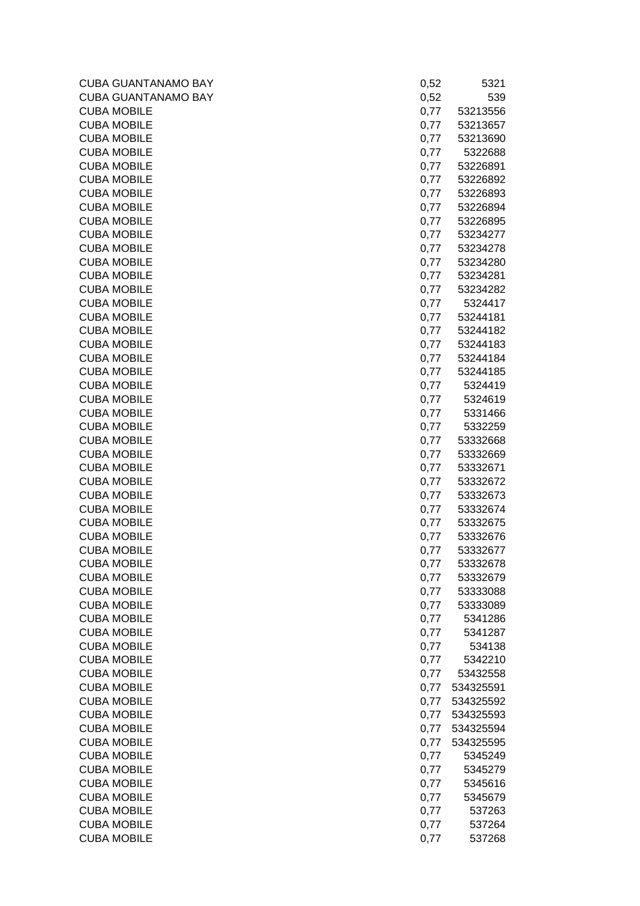| | | |
|---|---|---|
| CUBA GUANTANAMO BAY | 0,52 | 5321 |
| CUBA GUANTANAMO BAY | 0,52 | 539 |
| CUBA MOBILE | 0,77 | 53213556 |
| CUBA MOBILE | 0,77 | 53213657 |
| CUBA MOBILE | 0,77 | 53213690 |
| CUBA MOBILE | 0,77 | 5322688 |
| CUBA MOBILE | 0,77 | 53226891 |
| CUBA MOBILE | 0,77 | 53226892 |
| CUBA MOBILE | 0,77 | 53226893 |
| CUBA MOBILE | 0,77 | 53226894 |
| CUBA MOBILE | 0,77 | 53226895 |
| CUBA MOBILE | 0,77 | 53234277 |
| CUBA MOBILE | 0,77 | 53234278 |
| CUBA MOBILE | 0,77 | 53234280 |
| CUBA MOBILE | 0,77 | 53234281 |
| CUBA MOBILE | 0,77 | 53234282 |
| CUBA MOBILE | 0,77 | 5324417 |
| CUBA MOBILE | 0,77 | 53244181 |
| CUBA MOBILE | 0,77 | 53244182 |
| CUBA MOBILE | 0,77 | 53244183 |
| CUBA MOBILE | 0,77 | 53244184 |
| CUBA MOBILE | 0,77 | 53244185 |
| CUBA MOBILE | 0,77 | 5324419 |
| CUBA MOBILE | 0,77 | 5324619 |
| CUBA MOBILE | 0,77 | 5331466 |
| CUBA MOBILE | 0,77 | 5332259 |
| CUBA MOBILE | 0,77 | 53332668 |
| CUBA MOBILE | 0,77 | 53332669 |
| CUBA MOBILE | 0,77 | 53332671 |
| CUBA MOBILE | 0,77 | 53332672 |
| CUBA MOBILE | 0,77 | 53332673 |
| CUBA MOBILE | 0,77 | 53332674 |
| CUBA MOBILE | 0,77 | 53332675 |
| CUBA MOBILE | 0,77 | 53332676 |
| CUBA MOBILE | 0,77 | 53332677 |
| CUBA MOBILE | 0,77 | 53332678 |
| CUBA MOBILE | 0,77 | 53332679 |
| CUBA MOBILE | 0,77 | 53333088 |
| CUBA MOBILE | 0,77 | 53333089 |
| CUBA MOBILE | 0,77 | 5341286 |
| CUBA MOBILE | 0,77 | 5341287 |
| CUBA MOBILE | 0,77 | 534138 |
| CUBA MOBILE | 0,77 | 5342210 |
| CUBA MOBILE | 0,77 | 53432558 |
| CUBA MOBILE | 0,77 | 534325591 |
| CUBA MOBILE | 0,77 | 534325592 |
| CUBA MOBILE | 0,77 | 534325593 |
| CUBA MOBILE | 0,77 | 534325594 |
| CUBA MOBILE | 0,77 | 534325595 |
| CUBA MOBILE | 0,77 | 5345249 |
| CUBA MOBILE | 0,77 | 5345279 |
| CUBA MOBILE | 0,77 | 5345616 |
| CUBA MOBILE | 0,77 | 5345679 |
| CUBA MOBILE | 0,77 | 537263 |
| CUBA MOBILE | 0,77 | 537264 |
| CUBA MOBILE | 0,77 | 537268 |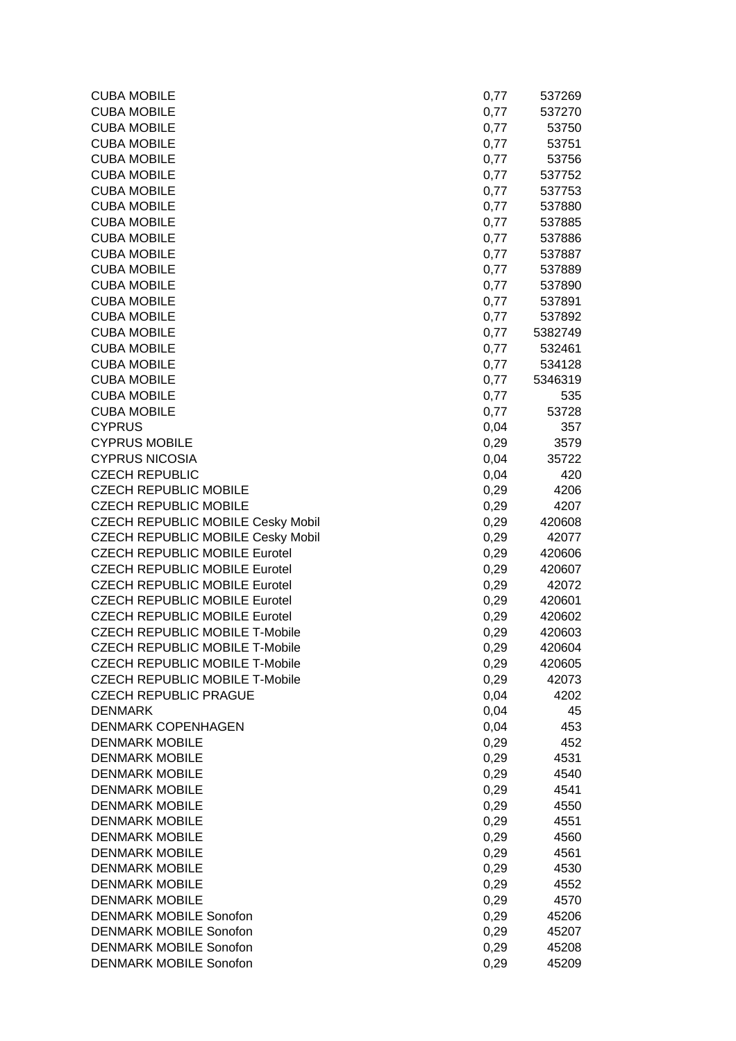| | | |
|---|---|---|
| CUBA MOBILE | 0,77 | 537269 |
| CUBA MOBILE | 0,77 | 537270 |
| CUBA MOBILE | 0,77 | 53750 |
| CUBA MOBILE | 0,77 | 53751 |
| CUBA MOBILE | 0,77 | 53756 |
| CUBA MOBILE | 0,77 | 537752 |
| CUBA MOBILE | 0,77 | 537753 |
| CUBA MOBILE | 0,77 | 537880 |
| CUBA MOBILE | 0,77 | 537885 |
| CUBA MOBILE | 0,77 | 537886 |
| CUBA MOBILE | 0,77 | 537887 |
| CUBA MOBILE | 0,77 | 537889 |
| CUBA MOBILE | 0,77 | 537890 |
| CUBA MOBILE | 0,77 | 537891 |
| CUBA MOBILE | 0,77 | 537892 |
| CUBA MOBILE | 0,77 | 5382749 |
| CUBA MOBILE | 0,77 | 532461 |
| CUBA MOBILE | 0,77 | 534128 |
| CUBA MOBILE | 0,77 | 5346319 |
| CUBA MOBILE | 0,77 | 535 |
| CUBA MOBILE | 0,77 | 53728 |
| CYPRUS | 0,04 | 357 |
| CYPRUS MOBILE | 0,29 | 3579 |
| CYPRUS NICOSIA | 0,04 | 35722 |
| CZECH REPUBLIC | 0,04 | 420 |
| CZECH REPUBLIC MOBILE | 0,29 | 4206 |
| CZECH REPUBLIC MOBILE | 0,29 | 4207 |
| CZECH REPUBLIC MOBILE Cesky Mobil | 0,29 | 420608 |
| CZECH REPUBLIC MOBILE Cesky Mobil | 0,29 | 42077 |
| CZECH REPUBLIC MOBILE Eurotel | 0,29 | 420606 |
| CZECH REPUBLIC MOBILE Eurotel | 0,29 | 420607 |
| CZECH REPUBLIC MOBILE Eurotel | 0,29 | 42072 |
| CZECH REPUBLIC MOBILE Eurotel | 0,29 | 420601 |
| CZECH REPUBLIC MOBILE Eurotel | 0,29 | 420602 |
| CZECH REPUBLIC MOBILE T-Mobile | 0,29 | 420603 |
| CZECH REPUBLIC MOBILE T-Mobile | 0,29 | 420604 |
| CZECH REPUBLIC MOBILE T-Mobile | 0,29 | 420605 |
| CZECH REPUBLIC MOBILE T-Mobile | 0,29 | 42073 |
| CZECH REPUBLIC PRAGUE | 0,04 | 4202 |
| DENMARK | 0,04 | 45 |
| DENMARK COPENHAGEN | 0,04 | 453 |
| DENMARK MOBILE | 0,29 | 452 |
| DENMARK MOBILE | 0,29 | 4531 |
| DENMARK MOBILE | 0,29 | 4540 |
| DENMARK MOBILE | 0,29 | 4541 |
| DENMARK MOBILE | 0,29 | 4550 |
| DENMARK MOBILE | 0,29 | 4551 |
| DENMARK MOBILE | 0,29 | 4560 |
| DENMARK MOBILE | 0,29 | 4561 |
| DENMARK MOBILE | 0,29 | 4530 |
| DENMARK MOBILE | 0,29 | 4552 |
| DENMARK MOBILE | 0,29 | 4570 |
| DENMARK MOBILE Sonofon | 0,29 | 45206 |
| DENMARK MOBILE Sonofon | 0,29 | 45207 |
| DENMARK MOBILE Sonofon | 0,29 | 45208 |
| DENMARK MOBILE Sonofon | 0,29 | 45209 |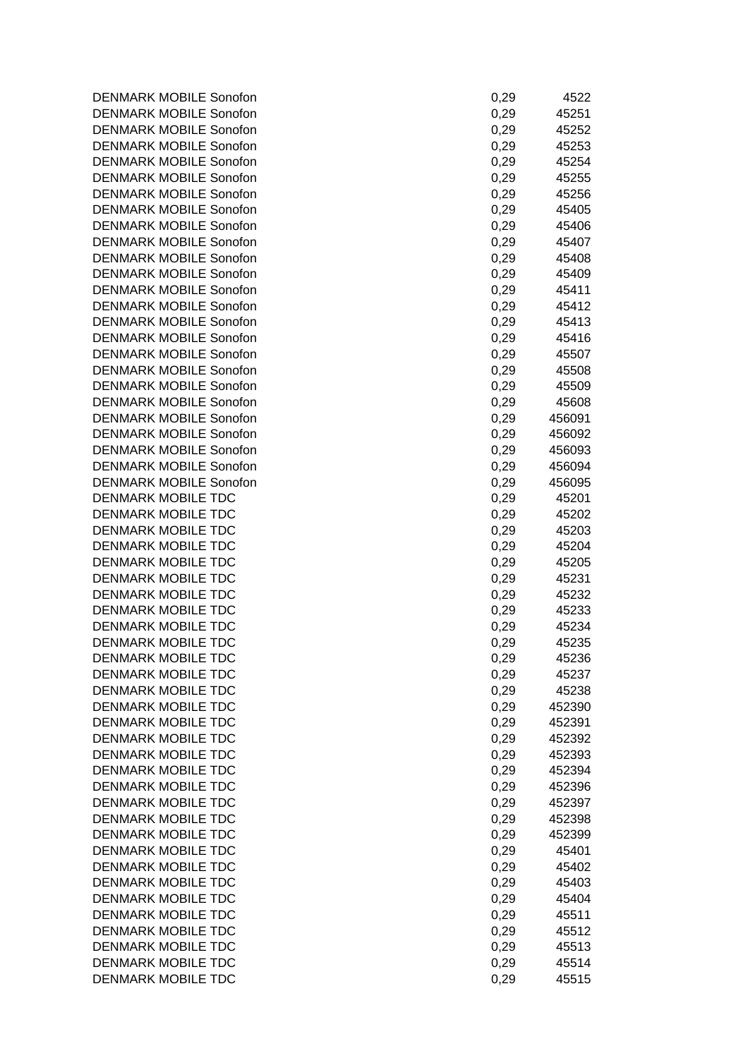| | | |
|---|---|---|
| DENMARK MOBILE Sonofon | 0,29 | 4522 |
| DENMARK MOBILE Sonofon | 0,29 | 45251 |
| DENMARK MOBILE Sonofon | 0,29 | 45252 |
| DENMARK MOBILE Sonofon | 0,29 | 45253 |
| DENMARK MOBILE Sonofon | 0,29 | 45254 |
| DENMARK MOBILE Sonofon | 0,29 | 45255 |
| DENMARK MOBILE Sonofon | 0,29 | 45256 |
| DENMARK MOBILE Sonofon | 0,29 | 45405 |
| DENMARK MOBILE Sonofon | 0,29 | 45406 |
| DENMARK MOBILE Sonofon | 0,29 | 45407 |
| DENMARK MOBILE Sonofon | 0,29 | 45408 |
| DENMARK MOBILE Sonofon | 0,29 | 45409 |
| DENMARK MOBILE Sonofon | 0,29 | 45411 |
| DENMARK MOBILE Sonofon | 0,29 | 45412 |
| DENMARK MOBILE Sonofon | 0,29 | 45413 |
| DENMARK MOBILE Sonofon | 0,29 | 45416 |
| DENMARK MOBILE Sonofon | 0,29 | 45507 |
| DENMARK MOBILE Sonofon | 0,29 | 45508 |
| DENMARK MOBILE Sonofon | 0,29 | 45509 |
| DENMARK MOBILE Sonofon | 0,29 | 45608 |
| DENMARK MOBILE Sonofon | 0,29 | 456091 |
| DENMARK MOBILE Sonofon | 0,29 | 456092 |
| DENMARK MOBILE Sonofon | 0,29 | 456093 |
| DENMARK MOBILE Sonofon | 0,29 | 456094 |
| DENMARK MOBILE Sonofon | 0,29 | 456095 |
| DENMARK MOBILE TDC | 0,29 | 45201 |
| DENMARK MOBILE TDC | 0,29 | 45202 |
| DENMARK MOBILE TDC | 0,29 | 45203 |
| DENMARK MOBILE TDC | 0,29 | 45204 |
| DENMARK MOBILE TDC | 0,29 | 45205 |
| DENMARK MOBILE TDC | 0,29 | 45231 |
| DENMARK MOBILE TDC | 0,29 | 45232 |
| DENMARK MOBILE TDC | 0,29 | 45233 |
| DENMARK MOBILE TDC | 0,29 | 45234 |
| DENMARK MOBILE TDC | 0,29 | 45235 |
| DENMARK MOBILE TDC | 0,29 | 45236 |
| DENMARK MOBILE TDC | 0,29 | 45237 |
| DENMARK MOBILE TDC | 0,29 | 45238 |
| DENMARK MOBILE TDC | 0,29 | 452390 |
| DENMARK MOBILE TDC | 0,29 | 452391 |
| DENMARK MOBILE TDC | 0,29 | 452392 |
| DENMARK MOBILE TDC | 0,29 | 452393 |
| DENMARK MOBILE TDC | 0,29 | 452394 |
| DENMARK MOBILE TDC | 0,29 | 452396 |
| DENMARK MOBILE TDC | 0,29 | 452397 |
| DENMARK MOBILE TDC | 0,29 | 452398 |
| DENMARK MOBILE TDC | 0,29 | 452399 |
| DENMARK MOBILE TDC | 0,29 | 45401 |
| DENMARK MOBILE TDC | 0,29 | 45402 |
| DENMARK MOBILE TDC | 0,29 | 45403 |
| DENMARK MOBILE TDC | 0,29 | 45404 |
| DENMARK MOBILE TDC | 0,29 | 45511 |
| DENMARK MOBILE TDC | 0,29 | 45512 |
| DENMARK MOBILE TDC | 0,29 | 45513 |
| DENMARK MOBILE TDC | 0,29 | 45514 |
| DENMARK MOBILE TDC | 0,29 | 45515 |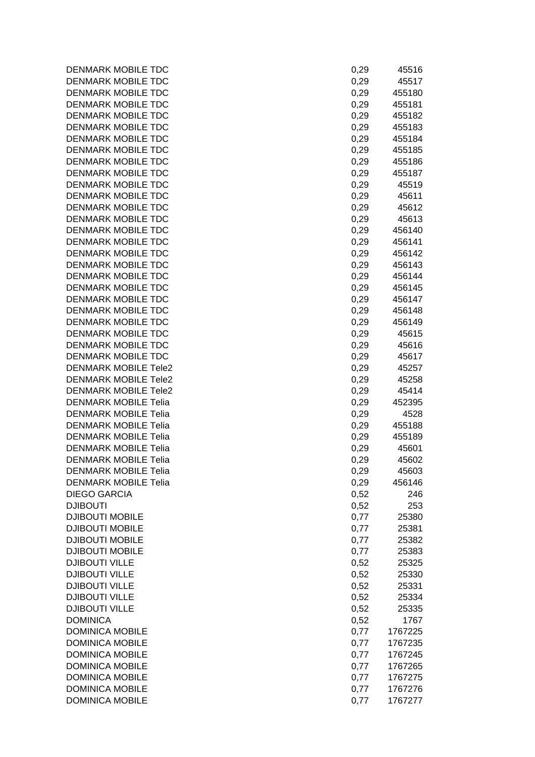| | | |
|---|---|---|
| DENMARK MOBILE TDC | 0,29 | 45516 |
| DENMARK MOBILE TDC | 0,29 | 45517 |
| DENMARK MOBILE TDC | 0,29 | 455180 |
| DENMARK MOBILE TDC | 0,29 | 455181 |
| DENMARK MOBILE TDC | 0,29 | 455182 |
| DENMARK MOBILE TDC | 0,29 | 455183 |
| DENMARK MOBILE TDC | 0,29 | 455184 |
| DENMARK MOBILE TDC | 0,29 | 455185 |
| DENMARK MOBILE TDC | 0,29 | 455186 |
| DENMARK MOBILE TDC | 0,29 | 455187 |
| DENMARK MOBILE TDC | 0,29 | 45519 |
| DENMARK MOBILE TDC | 0,29 | 45611 |
| DENMARK MOBILE TDC | 0,29 | 45612 |
| DENMARK MOBILE TDC | 0,29 | 45613 |
| DENMARK MOBILE TDC | 0,29 | 456140 |
| DENMARK MOBILE TDC | 0,29 | 456141 |
| DENMARK MOBILE TDC | 0,29 | 456142 |
| DENMARK MOBILE TDC | 0,29 | 456143 |
| DENMARK MOBILE TDC | 0,29 | 456144 |
| DENMARK MOBILE TDC | 0,29 | 456145 |
| DENMARK MOBILE TDC | 0,29 | 456147 |
| DENMARK MOBILE TDC | 0,29 | 456148 |
| DENMARK MOBILE TDC | 0,29 | 456149 |
| DENMARK MOBILE TDC | 0,29 | 45615 |
| DENMARK MOBILE TDC | 0,29 | 45616 |
| DENMARK MOBILE TDC | 0,29 | 45617 |
| DENMARK MOBILE Tele2 | 0,29 | 45257 |
| DENMARK MOBILE Tele2 | 0,29 | 45258 |
| DENMARK MOBILE Tele2 | 0,29 | 45414 |
| DENMARK MOBILE Telia | 0,29 | 452395 |
| DENMARK MOBILE Telia | 0,29 | 4528 |
| DENMARK MOBILE Telia | 0,29 | 455188 |
| DENMARK MOBILE Telia | 0,29 | 455189 |
| DENMARK MOBILE Telia | 0,29 | 45601 |
| DENMARK MOBILE Telia | 0,29 | 45602 |
| DENMARK MOBILE Telia | 0,29 | 45603 |
| DENMARK MOBILE Telia | 0,29 | 456146 |
| DIEGO GARCIA | 0,52 | 246 |
| DJIBOUTI | 0,52 | 253 |
| DJIBOUTI MOBILE | 0,77 | 25380 |
| DJIBOUTI MOBILE | 0,77 | 25381 |
| DJIBOUTI MOBILE | 0,77 | 25382 |
| DJIBOUTI MOBILE | 0,77 | 25383 |
| DJIBOUTI VILLE | 0,52 | 25325 |
| DJIBOUTI VILLE | 0,52 | 25330 |
| DJIBOUTI VILLE | 0,52 | 25331 |
| DJIBOUTI VILLE | 0,52 | 25334 |
| DJIBOUTI VILLE | 0,52 | 25335 |
| DOMINICA | 0,52 | 1767 |
| DOMINICA MOBILE | 0,77 | 1767225 |
| DOMINICA MOBILE | 0,77 | 1767235 |
| DOMINICA MOBILE | 0,77 | 1767245 |
| DOMINICA MOBILE | 0,77 | 1767265 |
| DOMINICA MOBILE | 0,77 | 1767275 |
| DOMINICA MOBILE | 0,77 | 1767276 |
| DOMINICA MOBILE | 0,77 | 1767277 |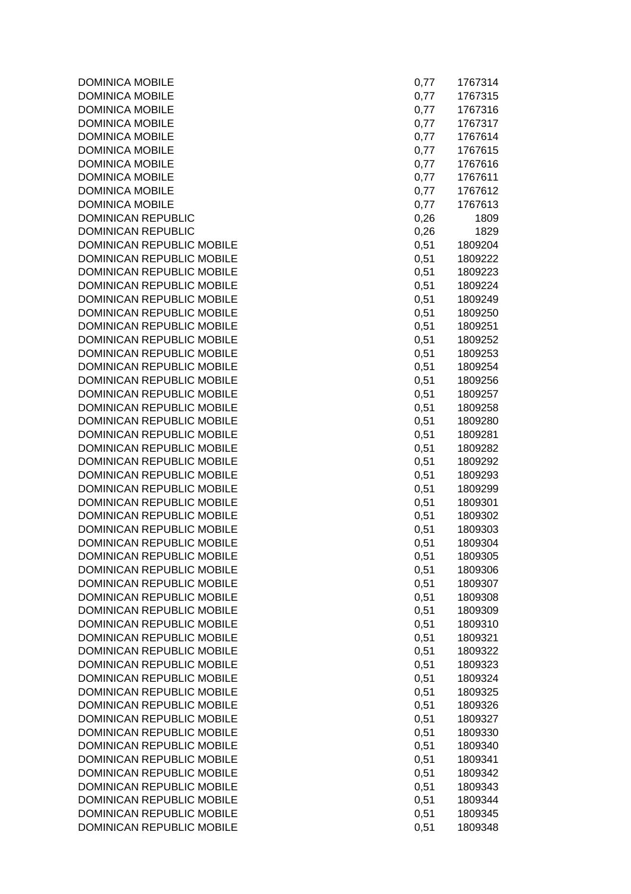| | | |
|---|---|---|
| DOMINICA MOBILE | 0,77 | 1767314 |
| DOMINICA MOBILE | 0,77 | 1767315 |
| DOMINICA MOBILE | 0,77 | 1767316 |
| DOMINICA MOBILE | 0,77 | 1767317 |
| DOMINICA MOBILE | 0,77 | 1767614 |
| DOMINICA MOBILE | 0,77 | 1767615 |
| DOMINICA MOBILE | 0,77 | 1767616 |
| DOMINICA MOBILE | 0,77 | 1767611 |
| DOMINICA MOBILE | 0,77 | 1767612 |
| DOMINICA MOBILE | 0,77 | 1767613 |
| DOMINICAN REPUBLIC | 0,26 | 1809 |
| DOMINICAN REPUBLIC | 0,26 | 1829 |
| DOMINICAN REPUBLIC MOBILE | 0,51 | 1809204 |
| DOMINICAN REPUBLIC MOBILE | 0,51 | 1809222 |
| DOMINICAN REPUBLIC MOBILE | 0,51 | 1809223 |
| DOMINICAN REPUBLIC MOBILE | 0,51 | 1809224 |
| DOMINICAN REPUBLIC MOBILE | 0,51 | 1809249 |
| DOMINICAN REPUBLIC MOBILE | 0,51 | 1809250 |
| DOMINICAN REPUBLIC MOBILE | 0,51 | 1809251 |
| DOMINICAN REPUBLIC MOBILE | 0,51 | 1809252 |
| DOMINICAN REPUBLIC MOBILE | 0,51 | 1809253 |
| DOMINICAN REPUBLIC MOBILE | 0,51 | 1809254 |
| DOMINICAN REPUBLIC MOBILE | 0,51 | 1809256 |
| DOMINICAN REPUBLIC MOBILE | 0,51 | 1809257 |
| DOMINICAN REPUBLIC MOBILE | 0,51 | 1809258 |
| DOMINICAN REPUBLIC MOBILE | 0,51 | 1809280 |
| DOMINICAN REPUBLIC MOBILE | 0,51 | 1809281 |
| DOMINICAN REPUBLIC MOBILE | 0,51 | 1809282 |
| DOMINICAN REPUBLIC MOBILE | 0,51 | 1809292 |
| DOMINICAN REPUBLIC MOBILE | 0,51 | 1809293 |
| DOMINICAN REPUBLIC MOBILE | 0,51 | 1809299 |
| DOMINICAN REPUBLIC MOBILE | 0,51 | 1809301 |
| DOMINICAN REPUBLIC MOBILE | 0,51 | 1809302 |
| DOMINICAN REPUBLIC MOBILE | 0,51 | 1809303 |
| DOMINICAN REPUBLIC MOBILE | 0,51 | 1809304 |
| DOMINICAN REPUBLIC MOBILE | 0,51 | 1809305 |
| DOMINICAN REPUBLIC MOBILE | 0,51 | 1809306 |
| DOMINICAN REPUBLIC MOBILE | 0,51 | 1809307 |
| DOMINICAN REPUBLIC MOBILE | 0,51 | 1809308 |
| DOMINICAN REPUBLIC MOBILE | 0,51 | 1809309 |
| DOMINICAN REPUBLIC MOBILE | 0,51 | 1809310 |
| DOMINICAN REPUBLIC MOBILE | 0,51 | 1809321 |
| DOMINICAN REPUBLIC MOBILE | 0,51 | 1809322 |
| DOMINICAN REPUBLIC MOBILE | 0,51 | 1809323 |
| DOMINICAN REPUBLIC MOBILE | 0,51 | 1809324 |
| DOMINICAN REPUBLIC MOBILE | 0,51 | 1809325 |
| DOMINICAN REPUBLIC MOBILE | 0,51 | 1809326 |
| DOMINICAN REPUBLIC MOBILE | 0,51 | 1809327 |
| DOMINICAN REPUBLIC MOBILE | 0,51 | 1809330 |
| DOMINICAN REPUBLIC MOBILE | 0,51 | 1809340 |
| DOMINICAN REPUBLIC MOBILE | 0,51 | 1809341 |
| DOMINICAN REPUBLIC MOBILE | 0,51 | 1809342 |
| DOMINICAN REPUBLIC MOBILE | 0,51 | 1809343 |
| DOMINICAN REPUBLIC MOBILE | 0,51 | 1809344 |
| DOMINICAN REPUBLIC MOBILE | 0,51 | 1809345 |
| DOMINICAN REPUBLIC MOBILE | 0,51 | 1809348 |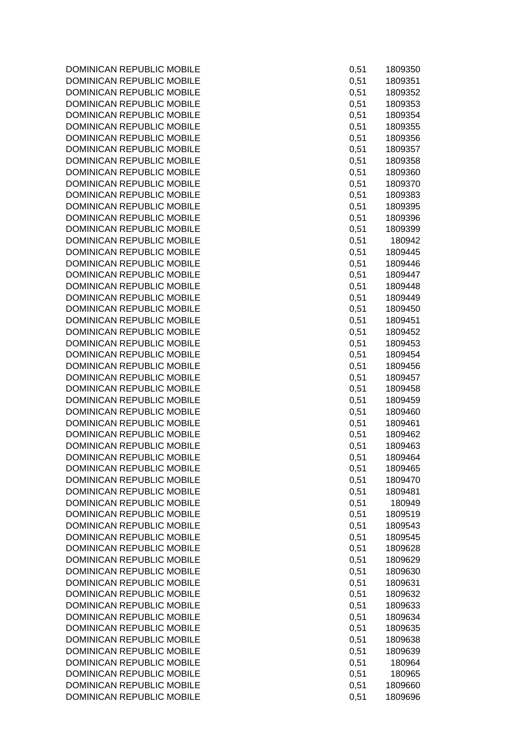| | | |
|---|---|---|
| DOMINICAN REPUBLIC MOBILE | 0,51 | 1809350 |
| DOMINICAN REPUBLIC MOBILE | 0,51 | 1809351 |
| DOMINICAN REPUBLIC MOBILE | 0,51 | 1809352 |
| DOMINICAN REPUBLIC MOBILE | 0,51 | 1809353 |
| DOMINICAN REPUBLIC MOBILE | 0,51 | 1809354 |
| DOMINICAN REPUBLIC MOBILE | 0,51 | 1809355 |
| DOMINICAN REPUBLIC MOBILE | 0,51 | 1809356 |
| DOMINICAN REPUBLIC MOBILE | 0,51 | 1809357 |
| DOMINICAN REPUBLIC MOBILE | 0,51 | 1809358 |
| DOMINICAN REPUBLIC MOBILE | 0,51 | 1809360 |
| DOMINICAN REPUBLIC MOBILE | 0,51 | 1809370 |
| DOMINICAN REPUBLIC MOBILE | 0,51 | 1809383 |
| DOMINICAN REPUBLIC MOBILE | 0,51 | 1809395 |
| DOMINICAN REPUBLIC MOBILE | 0,51 | 1809396 |
| DOMINICAN REPUBLIC MOBILE | 0,51 | 1809399 |
| DOMINICAN REPUBLIC MOBILE | 0,51 | 180942 |
| DOMINICAN REPUBLIC MOBILE | 0,51 | 1809445 |
| DOMINICAN REPUBLIC MOBILE | 0,51 | 1809446 |
| DOMINICAN REPUBLIC MOBILE | 0,51 | 1809447 |
| DOMINICAN REPUBLIC MOBILE | 0,51 | 1809448 |
| DOMINICAN REPUBLIC MOBILE | 0,51 | 1809449 |
| DOMINICAN REPUBLIC MOBILE | 0,51 | 1809450 |
| DOMINICAN REPUBLIC MOBILE | 0,51 | 1809451 |
| DOMINICAN REPUBLIC MOBILE | 0,51 | 1809452 |
| DOMINICAN REPUBLIC MOBILE | 0,51 | 1809453 |
| DOMINICAN REPUBLIC MOBILE | 0,51 | 1809454 |
| DOMINICAN REPUBLIC MOBILE | 0,51 | 1809456 |
| DOMINICAN REPUBLIC MOBILE | 0,51 | 1809457 |
| DOMINICAN REPUBLIC MOBILE | 0,51 | 1809458 |
| DOMINICAN REPUBLIC MOBILE | 0,51 | 1809459 |
| DOMINICAN REPUBLIC MOBILE | 0,51 | 1809460 |
| DOMINICAN REPUBLIC MOBILE | 0,51 | 1809461 |
| DOMINICAN REPUBLIC MOBILE | 0,51 | 1809462 |
| DOMINICAN REPUBLIC MOBILE | 0,51 | 1809463 |
| DOMINICAN REPUBLIC MOBILE | 0,51 | 1809464 |
| DOMINICAN REPUBLIC MOBILE | 0,51 | 1809465 |
| DOMINICAN REPUBLIC MOBILE | 0,51 | 1809470 |
| DOMINICAN REPUBLIC MOBILE | 0,51 | 1809481 |
| DOMINICAN REPUBLIC MOBILE | 0,51 | 180949 |
| DOMINICAN REPUBLIC MOBILE | 0,51 | 1809519 |
| DOMINICAN REPUBLIC MOBILE | 0,51 | 1809543 |
| DOMINICAN REPUBLIC MOBILE | 0,51 | 1809545 |
| DOMINICAN REPUBLIC MOBILE | 0,51 | 1809628 |
| DOMINICAN REPUBLIC MOBILE | 0,51 | 1809629 |
| DOMINICAN REPUBLIC MOBILE | 0,51 | 1809630 |
| DOMINICAN REPUBLIC MOBILE | 0,51 | 1809631 |
| DOMINICAN REPUBLIC MOBILE | 0,51 | 1809632 |
| DOMINICAN REPUBLIC MOBILE | 0,51 | 1809633 |
| DOMINICAN REPUBLIC MOBILE | 0,51 | 1809634 |
| DOMINICAN REPUBLIC MOBILE | 0,51 | 1809635 |
| DOMINICAN REPUBLIC MOBILE | 0,51 | 1809638 |
| DOMINICAN REPUBLIC MOBILE | 0,51 | 1809639 |
| DOMINICAN REPUBLIC MOBILE | 0,51 | 180964 |
| DOMINICAN REPUBLIC MOBILE | 0,51 | 180965 |
| DOMINICAN REPUBLIC MOBILE | 0,51 | 1809660 |
| DOMINICAN REPUBLIC MOBILE | 0,51 | 1809696 |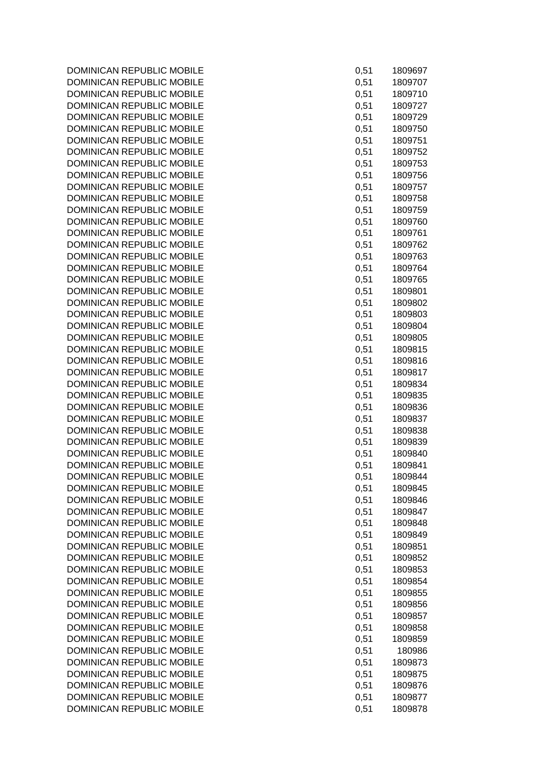| | | |
|---|---|---|
| DOMINICAN REPUBLIC MOBILE | 0,51 | 1809697 |
| DOMINICAN REPUBLIC MOBILE | 0,51 | 1809707 |
| DOMINICAN REPUBLIC MOBILE | 0,51 | 1809710 |
| DOMINICAN REPUBLIC MOBILE | 0,51 | 1809727 |
| DOMINICAN REPUBLIC MOBILE | 0,51 | 1809729 |
| DOMINICAN REPUBLIC MOBILE | 0,51 | 1809750 |
| DOMINICAN REPUBLIC MOBILE | 0,51 | 1809751 |
| DOMINICAN REPUBLIC MOBILE | 0,51 | 1809752 |
| DOMINICAN REPUBLIC MOBILE | 0,51 | 1809753 |
| DOMINICAN REPUBLIC MOBILE | 0,51 | 1809756 |
| DOMINICAN REPUBLIC MOBILE | 0,51 | 1809757 |
| DOMINICAN REPUBLIC MOBILE | 0,51 | 1809758 |
| DOMINICAN REPUBLIC MOBILE | 0,51 | 1809759 |
| DOMINICAN REPUBLIC MOBILE | 0,51 | 1809760 |
| DOMINICAN REPUBLIC MOBILE | 0,51 | 1809761 |
| DOMINICAN REPUBLIC MOBILE | 0,51 | 1809762 |
| DOMINICAN REPUBLIC MOBILE | 0,51 | 1809763 |
| DOMINICAN REPUBLIC MOBILE | 0,51 | 1809764 |
| DOMINICAN REPUBLIC MOBILE | 0,51 | 1809765 |
| DOMINICAN REPUBLIC MOBILE | 0,51 | 1809801 |
| DOMINICAN REPUBLIC MOBILE | 0,51 | 1809802 |
| DOMINICAN REPUBLIC MOBILE | 0,51 | 1809803 |
| DOMINICAN REPUBLIC MOBILE | 0,51 | 1809804 |
| DOMINICAN REPUBLIC MOBILE | 0,51 | 1809805 |
| DOMINICAN REPUBLIC MOBILE | 0,51 | 1809815 |
| DOMINICAN REPUBLIC MOBILE | 0,51 | 1809816 |
| DOMINICAN REPUBLIC MOBILE | 0,51 | 1809817 |
| DOMINICAN REPUBLIC MOBILE | 0,51 | 1809834 |
| DOMINICAN REPUBLIC MOBILE | 0,51 | 1809835 |
| DOMINICAN REPUBLIC MOBILE | 0,51 | 1809836 |
| DOMINICAN REPUBLIC MOBILE | 0,51 | 1809837 |
| DOMINICAN REPUBLIC MOBILE | 0,51 | 1809838 |
| DOMINICAN REPUBLIC MOBILE | 0,51 | 1809839 |
| DOMINICAN REPUBLIC MOBILE | 0,51 | 1809840 |
| DOMINICAN REPUBLIC MOBILE | 0,51 | 1809841 |
| DOMINICAN REPUBLIC MOBILE | 0,51 | 1809844 |
| DOMINICAN REPUBLIC MOBILE | 0,51 | 1809845 |
| DOMINICAN REPUBLIC MOBILE | 0,51 | 1809846 |
| DOMINICAN REPUBLIC MOBILE | 0,51 | 1809847 |
| DOMINICAN REPUBLIC MOBILE | 0,51 | 1809848 |
| DOMINICAN REPUBLIC MOBILE | 0,51 | 1809849 |
| DOMINICAN REPUBLIC MOBILE | 0,51 | 1809851 |
| DOMINICAN REPUBLIC MOBILE | 0,51 | 1809852 |
| DOMINICAN REPUBLIC MOBILE | 0,51 | 1809853 |
| DOMINICAN REPUBLIC MOBILE | 0,51 | 1809854 |
| DOMINICAN REPUBLIC MOBILE | 0,51 | 1809855 |
| DOMINICAN REPUBLIC MOBILE | 0,51 | 1809856 |
| DOMINICAN REPUBLIC MOBILE | 0,51 | 1809857 |
| DOMINICAN REPUBLIC MOBILE | 0,51 | 1809858 |
| DOMINICAN REPUBLIC MOBILE | 0,51 | 1809859 |
| DOMINICAN REPUBLIC MOBILE | 0,51 | 180986 |
| DOMINICAN REPUBLIC MOBILE | 0,51 | 1809873 |
| DOMINICAN REPUBLIC MOBILE | 0,51 | 1809875 |
| DOMINICAN REPUBLIC MOBILE | 0,51 | 1809876 |
| DOMINICAN REPUBLIC MOBILE | 0,51 | 1809877 |
| DOMINICAN REPUBLIC MOBILE | 0,51 | 1809878 |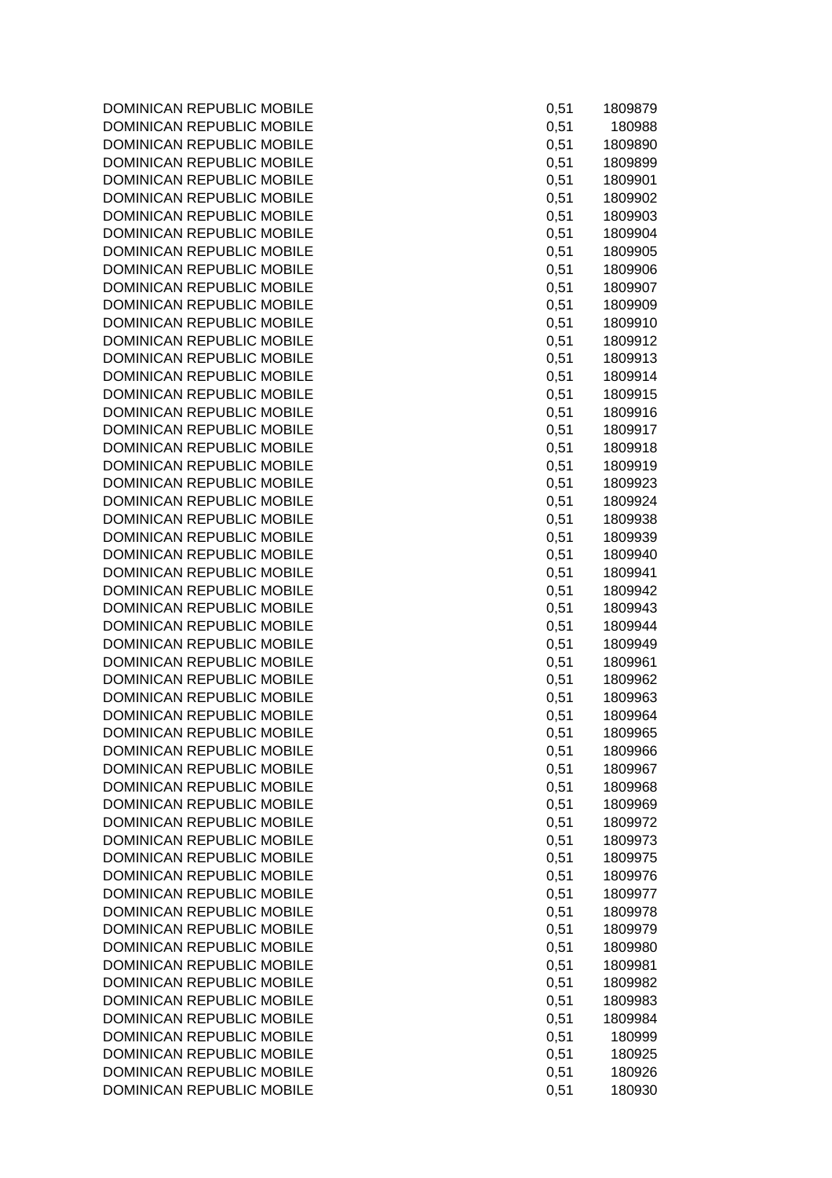| | | |
|---|---|---|
| DOMINICAN REPUBLIC MOBILE | 0,51 | 1809879 |
| DOMINICAN REPUBLIC MOBILE | 0,51 | 180988 |
| DOMINICAN REPUBLIC MOBILE | 0,51 | 1809890 |
| DOMINICAN REPUBLIC MOBILE | 0,51 | 1809899 |
| DOMINICAN REPUBLIC MOBILE | 0,51 | 1809901 |
| DOMINICAN REPUBLIC MOBILE | 0,51 | 1809902 |
| DOMINICAN REPUBLIC MOBILE | 0,51 | 1809903 |
| DOMINICAN REPUBLIC MOBILE | 0,51 | 1809904 |
| DOMINICAN REPUBLIC MOBILE | 0,51 | 1809905 |
| DOMINICAN REPUBLIC MOBILE | 0,51 | 1809906 |
| DOMINICAN REPUBLIC MOBILE | 0,51 | 1809907 |
| DOMINICAN REPUBLIC MOBILE | 0,51 | 1809909 |
| DOMINICAN REPUBLIC MOBILE | 0,51 | 1809910 |
| DOMINICAN REPUBLIC MOBILE | 0,51 | 1809912 |
| DOMINICAN REPUBLIC MOBILE | 0,51 | 1809913 |
| DOMINICAN REPUBLIC MOBILE | 0,51 | 1809914 |
| DOMINICAN REPUBLIC MOBILE | 0,51 | 1809915 |
| DOMINICAN REPUBLIC MOBILE | 0,51 | 1809916 |
| DOMINICAN REPUBLIC MOBILE | 0,51 | 1809917 |
| DOMINICAN REPUBLIC MOBILE | 0,51 | 1809918 |
| DOMINICAN REPUBLIC MOBILE | 0,51 | 1809919 |
| DOMINICAN REPUBLIC MOBILE | 0,51 | 1809923 |
| DOMINICAN REPUBLIC MOBILE | 0,51 | 1809924 |
| DOMINICAN REPUBLIC MOBILE | 0,51 | 1809938 |
| DOMINICAN REPUBLIC MOBILE | 0,51 | 1809939 |
| DOMINICAN REPUBLIC MOBILE | 0,51 | 1809940 |
| DOMINICAN REPUBLIC MOBILE | 0,51 | 1809941 |
| DOMINICAN REPUBLIC MOBILE | 0,51 | 1809942 |
| DOMINICAN REPUBLIC MOBILE | 0,51 | 1809943 |
| DOMINICAN REPUBLIC MOBILE | 0,51 | 1809944 |
| DOMINICAN REPUBLIC MOBILE | 0,51 | 1809949 |
| DOMINICAN REPUBLIC MOBILE | 0,51 | 1809961 |
| DOMINICAN REPUBLIC MOBILE | 0,51 | 1809962 |
| DOMINICAN REPUBLIC MOBILE | 0,51 | 1809963 |
| DOMINICAN REPUBLIC MOBILE | 0,51 | 1809964 |
| DOMINICAN REPUBLIC MOBILE | 0,51 | 1809965 |
| DOMINICAN REPUBLIC MOBILE | 0,51 | 1809966 |
| DOMINICAN REPUBLIC MOBILE | 0,51 | 1809967 |
| DOMINICAN REPUBLIC MOBILE | 0,51 | 1809968 |
| DOMINICAN REPUBLIC MOBILE | 0,51 | 1809969 |
| DOMINICAN REPUBLIC MOBILE | 0,51 | 1809972 |
| DOMINICAN REPUBLIC MOBILE | 0,51 | 1809973 |
| DOMINICAN REPUBLIC MOBILE | 0,51 | 1809975 |
| DOMINICAN REPUBLIC MOBILE | 0,51 | 1809976 |
| DOMINICAN REPUBLIC MOBILE | 0,51 | 1809977 |
| DOMINICAN REPUBLIC MOBILE | 0,51 | 1809978 |
| DOMINICAN REPUBLIC MOBILE | 0,51 | 1809979 |
| DOMINICAN REPUBLIC MOBILE | 0,51 | 1809980 |
| DOMINICAN REPUBLIC MOBILE | 0,51 | 1809981 |
| DOMINICAN REPUBLIC MOBILE | 0,51 | 1809982 |
| DOMINICAN REPUBLIC MOBILE | 0,51 | 1809983 |
| DOMINICAN REPUBLIC MOBILE | 0,51 | 1809984 |
| DOMINICAN REPUBLIC MOBILE | 0,51 | 180999 |
| DOMINICAN REPUBLIC MOBILE | 0,51 | 180925 |
| DOMINICAN REPUBLIC MOBILE | 0,51 | 180926 |
| DOMINICAN REPUBLIC MOBILE | 0,51 | 180930 |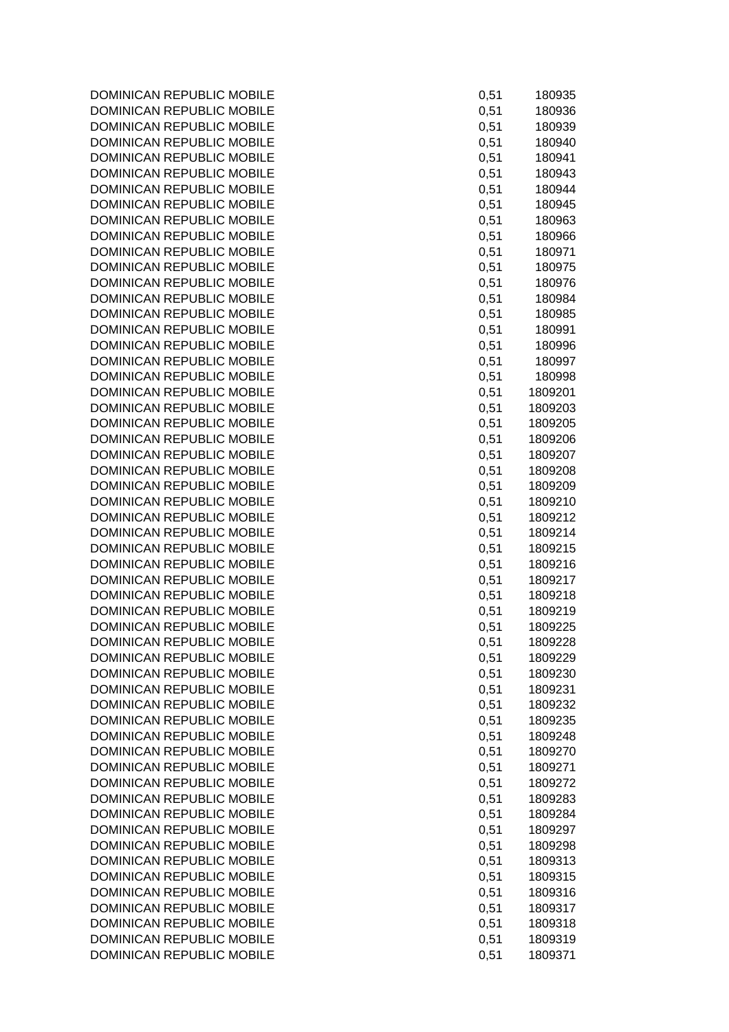| | | |
|---|---|---|
| DOMINICAN REPUBLIC MOBILE | 0,51 | 180935 |
| DOMINICAN REPUBLIC MOBILE | 0,51 | 180936 |
| DOMINICAN REPUBLIC MOBILE | 0,51 | 180939 |
| DOMINICAN REPUBLIC MOBILE | 0,51 | 180940 |
| DOMINICAN REPUBLIC MOBILE | 0,51 | 180941 |
| DOMINICAN REPUBLIC MOBILE | 0,51 | 180943 |
| DOMINICAN REPUBLIC MOBILE | 0,51 | 180944 |
| DOMINICAN REPUBLIC MOBILE | 0,51 | 180945 |
| DOMINICAN REPUBLIC MOBILE | 0,51 | 180963 |
| DOMINICAN REPUBLIC MOBILE | 0,51 | 180966 |
| DOMINICAN REPUBLIC MOBILE | 0,51 | 180971 |
| DOMINICAN REPUBLIC MOBILE | 0,51 | 180975 |
| DOMINICAN REPUBLIC MOBILE | 0,51 | 180976 |
| DOMINICAN REPUBLIC MOBILE | 0,51 | 180984 |
| DOMINICAN REPUBLIC MOBILE | 0,51 | 180985 |
| DOMINICAN REPUBLIC MOBILE | 0,51 | 180991 |
| DOMINICAN REPUBLIC MOBILE | 0,51 | 180996 |
| DOMINICAN REPUBLIC MOBILE | 0,51 | 180997 |
| DOMINICAN REPUBLIC MOBILE | 0,51 | 180998 |
| DOMINICAN REPUBLIC MOBILE | 0,51 | 1809201 |
| DOMINICAN REPUBLIC MOBILE | 0,51 | 1809203 |
| DOMINICAN REPUBLIC MOBILE | 0,51 | 1809205 |
| DOMINICAN REPUBLIC MOBILE | 0,51 | 1809206 |
| DOMINICAN REPUBLIC MOBILE | 0,51 | 1809207 |
| DOMINICAN REPUBLIC MOBILE | 0,51 | 1809208 |
| DOMINICAN REPUBLIC MOBILE | 0,51 | 1809209 |
| DOMINICAN REPUBLIC MOBILE | 0,51 | 1809210 |
| DOMINICAN REPUBLIC MOBILE | 0,51 | 1809212 |
| DOMINICAN REPUBLIC MOBILE | 0,51 | 1809214 |
| DOMINICAN REPUBLIC MOBILE | 0,51 | 1809215 |
| DOMINICAN REPUBLIC MOBILE | 0,51 | 1809216 |
| DOMINICAN REPUBLIC MOBILE | 0,51 | 1809217 |
| DOMINICAN REPUBLIC MOBILE | 0,51 | 1809218 |
| DOMINICAN REPUBLIC MOBILE | 0,51 | 1809219 |
| DOMINICAN REPUBLIC MOBILE | 0,51 | 1809225 |
| DOMINICAN REPUBLIC MOBILE | 0,51 | 1809228 |
| DOMINICAN REPUBLIC MOBILE | 0,51 | 1809229 |
| DOMINICAN REPUBLIC MOBILE | 0,51 | 1809230 |
| DOMINICAN REPUBLIC MOBILE | 0,51 | 1809231 |
| DOMINICAN REPUBLIC MOBILE | 0,51 | 1809232 |
| DOMINICAN REPUBLIC MOBILE | 0,51 | 1809235 |
| DOMINICAN REPUBLIC MOBILE | 0,51 | 1809248 |
| DOMINICAN REPUBLIC MOBILE | 0,51 | 1809270 |
| DOMINICAN REPUBLIC MOBILE | 0,51 | 1809271 |
| DOMINICAN REPUBLIC MOBILE | 0,51 | 1809272 |
| DOMINICAN REPUBLIC MOBILE | 0,51 | 1809283 |
| DOMINICAN REPUBLIC MOBILE | 0,51 | 1809284 |
| DOMINICAN REPUBLIC MOBILE | 0,51 | 1809297 |
| DOMINICAN REPUBLIC MOBILE | 0,51 | 1809298 |
| DOMINICAN REPUBLIC MOBILE | 0,51 | 1809313 |
| DOMINICAN REPUBLIC MOBILE | 0,51 | 1809315 |
| DOMINICAN REPUBLIC MOBILE | 0,51 | 1809316 |
| DOMINICAN REPUBLIC MOBILE | 0,51 | 1809317 |
| DOMINICAN REPUBLIC MOBILE | 0,51 | 1809318 |
| DOMINICAN REPUBLIC MOBILE | 0,51 | 1809319 |
| DOMINICAN REPUBLIC MOBILE | 0,51 | 1809371 |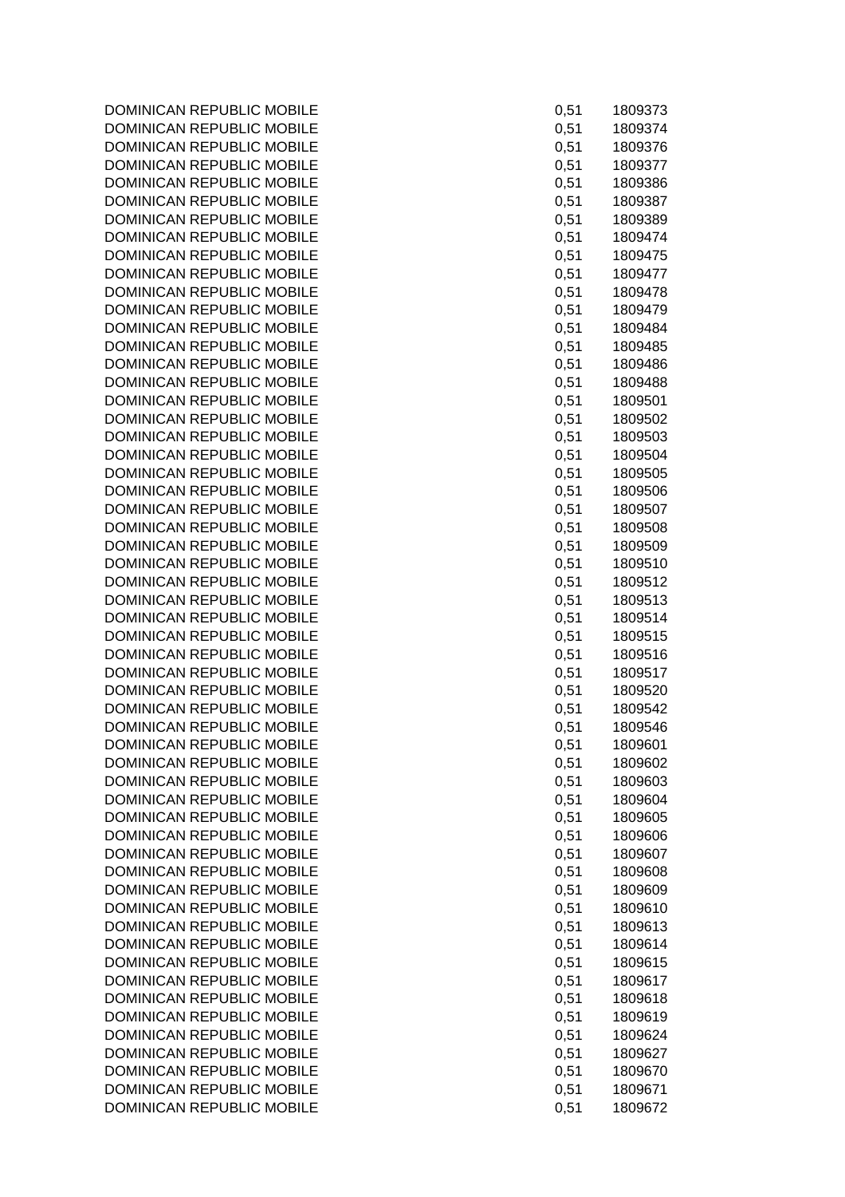| | | |
|---|---|---|
| DOMINICAN REPUBLIC MOBILE | 0,51 | 1809373 |
| DOMINICAN REPUBLIC MOBILE | 0,51 | 1809374 |
| DOMINICAN REPUBLIC MOBILE | 0,51 | 1809376 |
| DOMINICAN REPUBLIC MOBILE | 0,51 | 1809377 |
| DOMINICAN REPUBLIC MOBILE | 0,51 | 1809386 |
| DOMINICAN REPUBLIC MOBILE | 0,51 | 1809387 |
| DOMINICAN REPUBLIC MOBILE | 0,51 | 1809389 |
| DOMINICAN REPUBLIC MOBILE | 0,51 | 1809474 |
| DOMINICAN REPUBLIC MOBILE | 0,51 | 1809475 |
| DOMINICAN REPUBLIC MOBILE | 0,51 | 1809477 |
| DOMINICAN REPUBLIC MOBILE | 0,51 | 1809478 |
| DOMINICAN REPUBLIC MOBILE | 0,51 | 1809479 |
| DOMINICAN REPUBLIC MOBILE | 0,51 | 1809484 |
| DOMINICAN REPUBLIC MOBILE | 0,51 | 1809485 |
| DOMINICAN REPUBLIC MOBILE | 0,51 | 1809486 |
| DOMINICAN REPUBLIC MOBILE | 0,51 | 1809488 |
| DOMINICAN REPUBLIC MOBILE | 0,51 | 1809501 |
| DOMINICAN REPUBLIC MOBILE | 0,51 | 1809502 |
| DOMINICAN REPUBLIC MOBILE | 0,51 | 1809503 |
| DOMINICAN REPUBLIC MOBILE | 0,51 | 1809504 |
| DOMINICAN REPUBLIC MOBILE | 0,51 | 1809505 |
| DOMINICAN REPUBLIC MOBILE | 0,51 | 1809506 |
| DOMINICAN REPUBLIC MOBILE | 0,51 | 1809507 |
| DOMINICAN REPUBLIC MOBILE | 0,51 | 1809508 |
| DOMINICAN REPUBLIC MOBILE | 0,51 | 1809509 |
| DOMINICAN REPUBLIC MOBILE | 0,51 | 1809510 |
| DOMINICAN REPUBLIC MOBILE | 0,51 | 1809512 |
| DOMINICAN REPUBLIC MOBILE | 0,51 | 1809513 |
| DOMINICAN REPUBLIC MOBILE | 0,51 | 1809514 |
| DOMINICAN REPUBLIC MOBILE | 0,51 | 1809515 |
| DOMINICAN REPUBLIC MOBILE | 0,51 | 1809516 |
| DOMINICAN REPUBLIC MOBILE | 0,51 | 1809517 |
| DOMINICAN REPUBLIC MOBILE | 0,51 | 1809520 |
| DOMINICAN REPUBLIC MOBILE | 0,51 | 1809542 |
| DOMINICAN REPUBLIC MOBILE | 0,51 | 1809546 |
| DOMINICAN REPUBLIC MOBILE | 0,51 | 1809601 |
| DOMINICAN REPUBLIC MOBILE | 0,51 | 1809602 |
| DOMINICAN REPUBLIC MOBILE | 0,51 | 1809603 |
| DOMINICAN REPUBLIC MOBILE | 0,51 | 1809604 |
| DOMINICAN REPUBLIC MOBILE | 0,51 | 1809605 |
| DOMINICAN REPUBLIC MOBILE | 0,51 | 1809606 |
| DOMINICAN REPUBLIC MOBILE | 0,51 | 1809607 |
| DOMINICAN REPUBLIC MOBILE | 0,51 | 1809608 |
| DOMINICAN REPUBLIC MOBILE | 0,51 | 1809609 |
| DOMINICAN REPUBLIC MOBILE | 0,51 | 1809610 |
| DOMINICAN REPUBLIC MOBILE | 0,51 | 1809613 |
| DOMINICAN REPUBLIC MOBILE | 0,51 | 1809614 |
| DOMINICAN REPUBLIC MOBILE | 0,51 | 1809615 |
| DOMINICAN REPUBLIC MOBILE | 0,51 | 1809617 |
| DOMINICAN REPUBLIC MOBILE | 0,51 | 1809618 |
| DOMINICAN REPUBLIC MOBILE | 0,51 | 1809619 |
| DOMINICAN REPUBLIC MOBILE | 0,51 | 1809624 |
| DOMINICAN REPUBLIC MOBILE | 0,51 | 1809627 |
| DOMINICAN REPUBLIC MOBILE | 0,51 | 1809670 |
| DOMINICAN REPUBLIC MOBILE | 0,51 | 1809671 |
| DOMINICAN REPUBLIC MOBILE | 0,51 | 1809672 |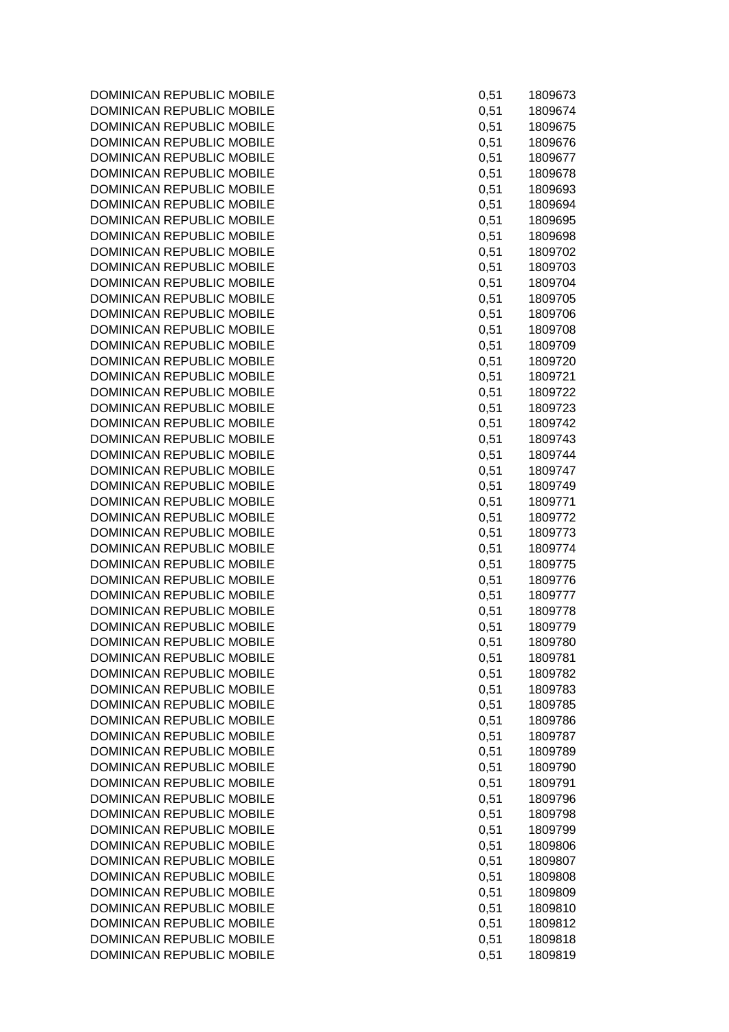| | | |
|---|---|---|
| DOMINICAN REPUBLIC MOBILE | 0,51 | 1809673 |
| DOMINICAN REPUBLIC MOBILE | 0,51 | 1809674 |
| DOMINICAN REPUBLIC MOBILE | 0,51 | 1809675 |
| DOMINICAN REPUBLIC MOBILE | 0,51 | 1809676 |
| DOMINICAN REPUBLIC MOBILE | 0,51 | 1809677 |
| DOMINICAN REPUBLIC MOBILE | 0,51 | 1809678 |
| DOMINICAN REPUBLIC MOBILE | 0,51 | 1809693 |
| DOMINICAN REPUBLIC MOBILE | 0,51 | 1809694 |
| DOMINICAN REPUBLIC MOBILE | 0,51 | 1809695 |
| DOMINICAN REPUBLIC MOBILE | 0,51 | 1809698 |
| DOMINICAN REPUBLIC MOBILE | 0,51 | 1809702 |
| DOMINICAN REPUBLIC MOBILE | 0,51 | 1809703 |
| DOMINICAN REPUBLIC MOBILE | 0,51 | 1809704 |
| DOMINICAN REPUBLIC MOBILE | 0,51 | 1809705 |
| DOMINICAN REPUBLIC MOBILE | 0,51 | 1809706 |
| DOMINICAN REPUBLIC MOBILE | 0,51 | 1809708 |
| DOMINICAN REPUBLIC MOBILE | 0,51 | 1809709 |
| DOMINICAN REPUBLIC MOBILE | 0,51 | 1809720 |
| DOMINICAN REPUBLIC MOBILE | 0,51 | 1809721 |
| DOMINICAN REPUBLIC MOBILE | 0,51 | 1809722 |
| DOMINICAN REPUBLIC MOBILE | 0,51 | 1809723 |
| DOMINICAN REPUBLIC MOBILE | 0,51 | 1809742 |
| DOMINICAN REPUBLIC MOBILE | 0,51 | 1809743 |
| DOMINICAN REPUBLIC MOBILE | 0,51 | 1809744 |
| DOMINICAN REPUBLIC MOBILE | 0,51 | 1809747 |
| DOMINICAN REPUBLIC MOBILE | 0,51 | 1809749 |
| DOMINICAN REPUBLIC MOBILE | 0,51 | 1809771 |
| DOMINICAN REPUBLIC MOBILE | 0,51 | 1809772 |
| DOMINICAN REPUBLIC MOBILE | 0,51 | 1809773 |
| DOMINICAN REPUBLIC MOBILE | 0,51 | 1809774 |
| DOMINICAN REPUBLIC MOBILE | 0,51 | 1809775 |
| DOMINICAN REPUBLIC MOBILE | 0,51 | 1809776 |
| DOMINICAN REPUBLIC MOBILE | 0,51 | 1809777 |
| DOMINICAN REPUBLIC MOBILE | 0,51 | 1809778 |
| DOMINICAN REPUBLIC MOBILE | 0,51 | 1809779 |
| DOMINICAN REPUBLIC MOBILE | 0,51 | 1809780 |
| DOMINICAN REPUBLIC MOBILE | 0,51 | 1809781 |
| DOMINICAN REPUBLIC MOBILE | 0,51 | 1809782 |
| DOMINICAN REPUBLIC MOBILE | 0,51 | 1809783 |
| DOMINICAN REPUBLIC MOBILE | 0,51 | 1809785 |
| DOMINICAN REPUBLIC MOBILE | 0,51 | 1809786 |
| DOMINICAN REPUBLIC MOBILE | 0,51 | 1809787 |
| DOMINICAN REPUBLIC MOBILE | 0,51 | 1809789 |
| DOMINICAN REPUBLIC MOBILE | 0,51 | 1809790 |
| DOMINICAN REPUBLIC MOBILE | 0,51 | 1809791 |
| DOMINICAN REPUBLIC MOBILE | 0,51 | 1809796 |
| DOMINICAN REPUBLIC MOBILE | 0,51 | 1809798 |
| DOMINICAN REPUBLIC MOBILE | 0,51 | 1809799 |
| DOMINICAN REPUBLIC MOBILE | 0,51 | 1809806 |
| DOMINICAN REPUBLIC MOBILE | 0,51 | 1809807 |
| DOMINICAN REPUBLIC MOBILE | 0,51 | 1809808 |
| DOMINICAN REPUBLIC MOBILE | 0,51 | 1809809 |
| DOMINICAN REPUBLIC MOBILE | 0,51 | 1809810 |
| DOMINICAN REPUBLIC MOBILE | 0,51 | 1809812 |
| DOMINICAN REPUBLIC MOBILE | 0,51 | 1809818 |
| DOMINICAN REPUBLIC MOBILE | 0,51 | 1809819 |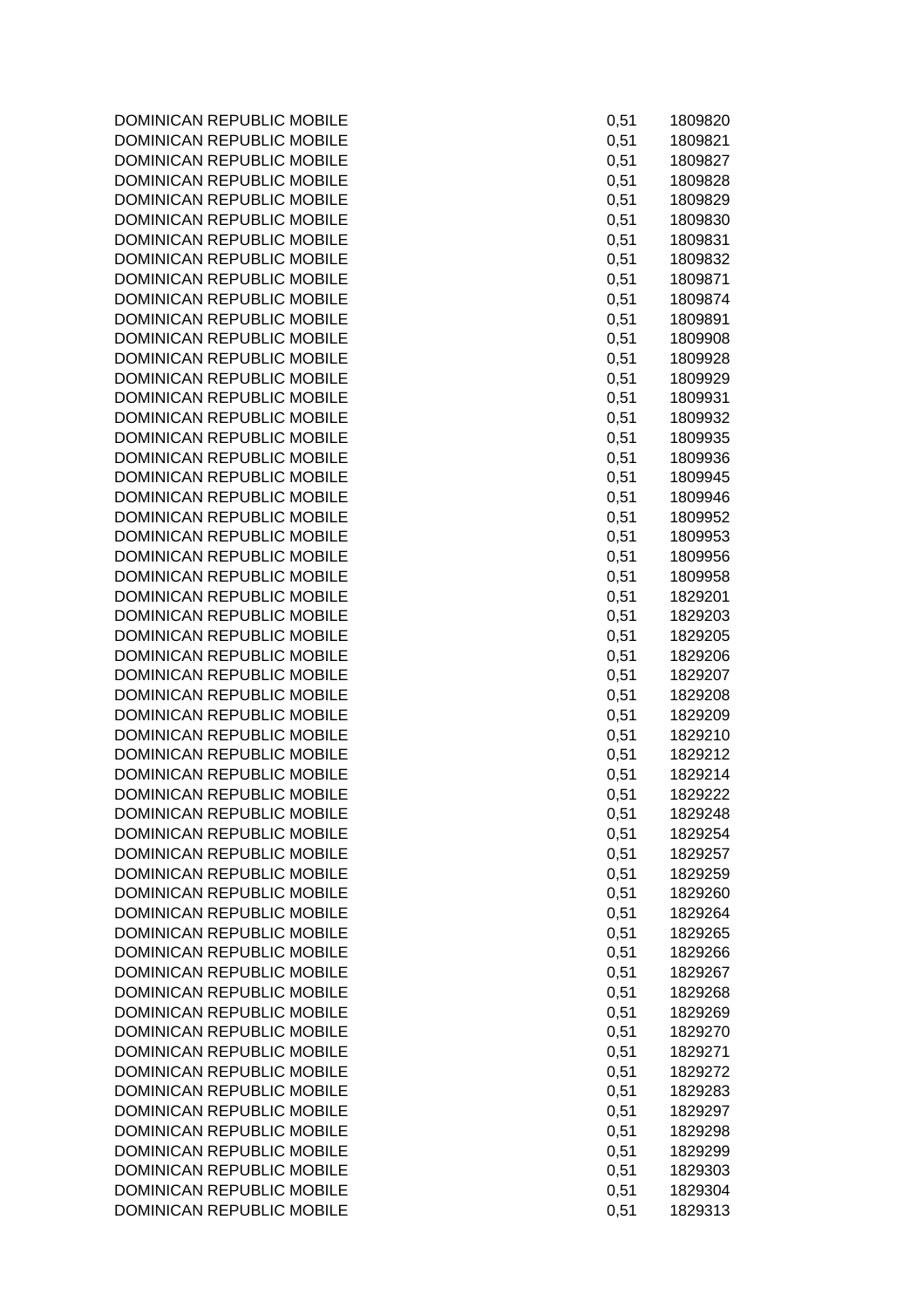| | | |
|---|---|---|
| DOMINICAN REPUBLIC MOBILE | 0,51 | 1809820 |
| DOMINICAN REPUBLIC MOBILE | 0,51 | 1809821 |
| DOMINICAN REPUBLIC MOBILE | 0,51 | 1809827 |
| DOMINICAN REPUBLIC MOBILE | 0,51 | 1809828 |
| DOMINICAN REPUBLIC MOBILE | 0,51 | 1809829 |
| DOMINICAN REPUBLIC MOBILE | 0,51 | 1809830 |
| DOMINICAN REPUBLIC MOBILE | 0,51 | 1809831 |
| DOMINICAN REPUBLIC MOBILE | 0,51 | 1809832 |
| DOMINICAN REPUBLIC MOBILE | 0,51 | 1809871 |
| DOMINICAN REPUBLIC MOBILE | 0,51 | 1809874 |
| DOMINICAN REPUBLIC MOBILE | 0,51 | 1809891 |
| DOMINICAN REPUBLIC MOBILE | 0,51 | 1809908 |
| DOMINICAN REPUBLIC MOBILE | 0,51 | 1809928 |
| DOMINICAN REPUBLIC MOBILE | 0,51 | 1809929 |
| DOMINICAN REPUBLIC MOBILE | 0,51 | 1809931 |
| DOMINICAN REPUBLIC MOBILE | 0,51 | 1809932 |
| DOMINICAN REPUBLIC MOBILE | 0,51 | 1809935 |
| DOMINICAN REPUBLIC MOBILE | 0,51 | 1809936 |
| DOMINICAN REPUBLIC MOBILE | 0,51 | 1809945 |
| DOMINICAN REPUBLIC MOBILE | 0,51 | 1809946 |
| DOMINICAN REPUBLIC MOBILE | 0,51 | 1809952 |
| DOMINICAN REPUBLIC MOBILE | 0,51 | 1809953 |
| DOMINICAN REPUBLIC MOBILE | 0,51 | 1809956 |
| DOMINICAN REPUBLIC MOBILE | 0,51 | 1809958 |
| DOMINICAN REPUBLIC MOBILE | 0,51 | 1829201 |
| DOMINICAN REPUBLIC MOBILE | 0,51 | 1829203 |
| DOMINICAN REPUBLIC MOBILE | 0,51 | 1829205 |
| DOMINICAN REPUBLIC MOBILE | 0,51 | 1829206 |
| DOMINICAN REPUBLIC MOBILE | 0,51 | 1829207 |
| DOMINICAN REPUBLIC MOBILE | 0,51 | 1829208 |
| DOMINICAN REPUBLIC MOBILE | 0,51 | 1829209 |
| DOMINICAN REPUBLIC MOBILE | 0,51 | 1829210 |
| DOMINICAN REPUBLIC MOBILE | 0,51 | 1829212 |
| DOMINICAN REPUBLIC MOBILE | 0,51 | 1829214 |
| DOMINICAN REPUBLIC MOBILE | 0,51 | 1829222 |
| DOMINICAN REPUBLIC MOBILE | 0,51 | 1829248 |
| DOMINICAN REPUBLIC MOBILE | 0,51 | 1829254 |
| DOMINICAN REPUBLIC MOBILE | 0,51 | 1829257 |
| DOMINICAN REPUBLIC MOBILE | 0,51 | 1829259 |
| DOMINICAN REPUBLIC MOBILE | 0,51 | 1829260 |
| DOMINICAN REPUBLIC MOBILE | 0,51 | 1829264 |
| DOMINICAN REPUBLIC MOBILE | 0,51 | 1829265 |
| DOMINICAN REPUBLIC MOBILE | 0,51 | 1829266 |
| DOMINICAN REPUBLIC MOBILE | 0,51 | 1829267 |
| DOMINICAN REPUBLIC MOBILE | 0,51 | 1829268 |
| DOMINICAN REPUBLIC MOBILE | 0,51 | 1829269 |
| DOMINICAN REPUBLIC MOBILE | 0,51 | 1829270 |
| DOMINICAN REPUBLIC MOBILE | 0,51 | 1829271 |
| DOMINICAN REPUBLIC MOBILE | 0,51 | 1829272 |
| DOMINICAN REPUBLIC MOBILE | 0,51 | 1829283 |
| DOMINICAN REPUBLIC MOBILE | 0,51 | 1829297 |
| DOMINICAN REPUBLIC MOBILE | 0,51 | 1829298 |
| DOMINICAN REPUBLIC MOBILE | 0,51 | 1829299 |
| DOMINICAN REPUBLIC MOBILE | 0,51 | 1829303 |
| DOMINICAN REPUBLIC MOBILE | 0,51 | 1829304 |
| DOMINICAN REPUBLIC MOBILE | 0,51 | 1829313 |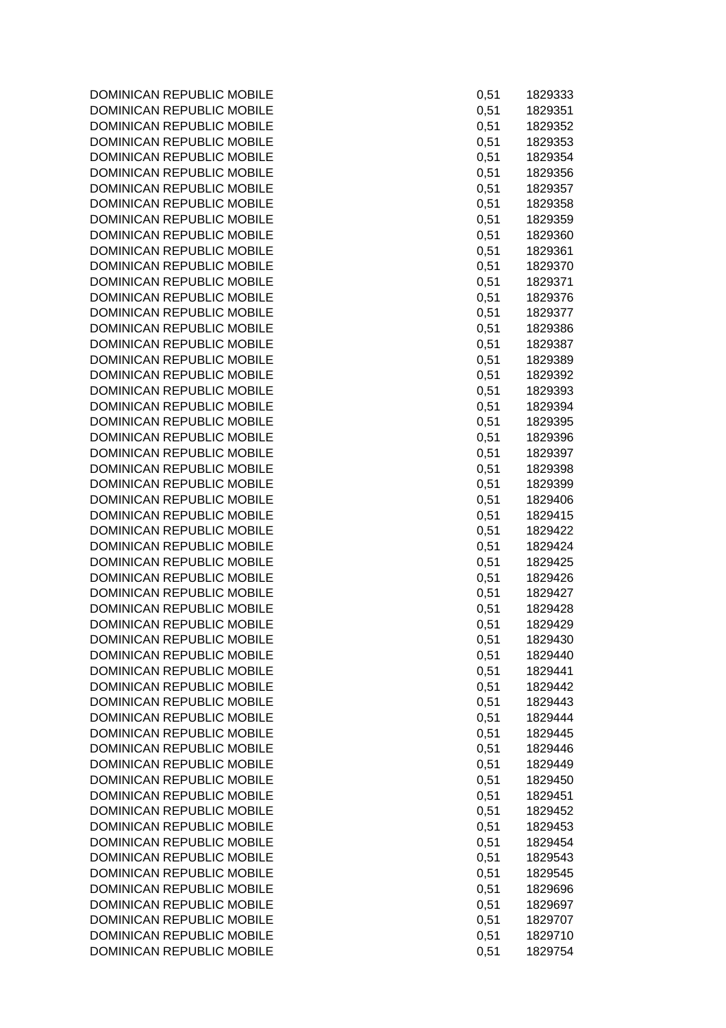| | | |
|---|---|---|
| DOMINICAN REPUBLIC MOBILE | 0,51 | 1829333 |
| DOMINICAN REPUBLIC MOBILE | 0,51 | 1829351 |
| DOMINICAN REPUBLIC MOBILE | 0,51 | 1829352 |
| DOMINICAN REPUBLIC MOBILE | 0,51 | 1829353 |
| DOMINICAN REPUBLIC MOBILE | 0,51 | 1829354 |
| DOMINICAN REPUBLIC MOBILE | 0,51 | 1829356 |
| DOMINICAN REPUBLIC MOBILE | 0,51 | 1829357 |
| DOMINICAN REPUBLIC MOBILE | 0,51 | 1829358 |
| DOMINICAN REPUBLIC MOBILE | 0,51 | 1829359 |
| DOMINICAN REPUBLIC MOBILE | 0,51 | 1829360 |
| DOMINICAN REPUBLIC MOBILE | 0,51 | 1829361 |
| DOMINICAN REPUBLIC MOBILE | 0,51 | 1829370 |
| DOMINICAN REPUBLIC MOBILE | 0,51 | 1829371 |
| DOMINICAN REPUBLIC MOBILE | 0,51 | 1829376 |
| DOMINICAN REPUBLIC MOBILE | 0,51 | 1829377 |
| DOMINICAN REPUBLIC MOBILE | 0,51 | 1829386 |
| DOMINICAN REPUBLIC MOBILE | 0,51 | 1829387 |
| DOMINICAN REPUBLIC MOBILE | 0,51 | 1829389 |
| DOMINICAN REPUBLIC MOBILE | 0,51 | 1829392 |
| DOMINICAN REPUBLIC MOBILE | 0,51 | 1829393 |
| DOMINICAN REPUBLIC MOBILE | 0,51 | 1829394 |
| DOMINICAN REPUBLIC MOBILE | 0,51 | 1829395 |
| DOMINICAN REPUBLIC MOBILE | 0,51 | 1829396 |
| DOMINICAN REPUBLIC MOBILE | 0,51 | 1829397 |
| DOMINICAN REPUBLIC MOBILE | 0,51 | 1829398 |
| DOMINICAN REPUBLIC MOBILE | 0,51 | 1829399 |
| DOMINICAN REPUBLIC MOBILE | 0,51 | 1829406 |
| DOMINICAN REPUBLIC MOBILE | 0,51 | 1829415 |
| DOMINICAN REPUBLIC MOBILE | 0,51 | 1829422 |
| DOMINICAN REPUBLIC MOBILE | 0,51 | 1829424 |
| DOMINICAN REPUBLIC MOBILE | 0,51 | 1829425 |
| DOMINICAN REPUBLIC MOBILE | 0,51 | 1829426 |
| DOMINICAN REPUBLIC MOBILE | 0,51 | 1829427 |
| DOMINICAN REPUBLIC MOBILE | 0,51 | 1829428 |
| DOMINICAN REPUBLIC MOBILE | 0,51 | 1829429 |
| DOMINICAN REPUBLIC MOBILE | 0,51 | 1829430 |
| DOMINICAN REPUBLIC MOBILE | 0,51 | 1829440 |
| DOMINICAN REPUBLIC MOBILE | 0,51 | 1829441 |
| DOMINICAN REPUBLIC MOBILE | 0,51 | 1829442 |
| DOMINICAN REPUBLIC MOBILE | 0,51 | 1829443 |
| DOMINICAN REPUBLIC MOBILE | 0,51 | 1829444 |
| DOMINICAN REPUBLIC MOBILE | 0,51 | 1829445 |
| DOMINICAN REPUBLIC MOBILE | 0,51 | 1829446 |
| DOMINICAN REPUBLIC MOBILE | 0,51 | 1829449 |
| DOMINICAN REPUBLIC MOBILE | 0,51 | 1829450 |
| DOMINICAN REPUBLIC MOBILE | 0,51 | 1829451 |
| DOMINICAN REPUBLIC MOBILE | 0,51 | 1829452 |
| DOMINICAN REPUBLIC MOBILE | 0,51 | 1829453 |
| DOMINICAN REPUBLIC MOBILE | 0,51 | 1829454 |
| DOMINICAN REPUBLIC MOBILE | 0,51 | 1829543 |
| DOMINICAN REPUBLIC MOBILE | 0,51 | 1829545 |
| DOMINICAN REPUBLIC MOBILE | 0,51 | 1829696 |
| DOMINICAN REPUBLIC MOBILE | 0,51 | 1829697 |
| DOMINICAN REPUBLIC MOBILE | 0,51 | 1829707 |
| DOMINICAN REPUBLIC MOBILE | 0,51 | 1829710 |
| DOMINICAN REPUBLIC MOBILE | 0,51 | 1829754 |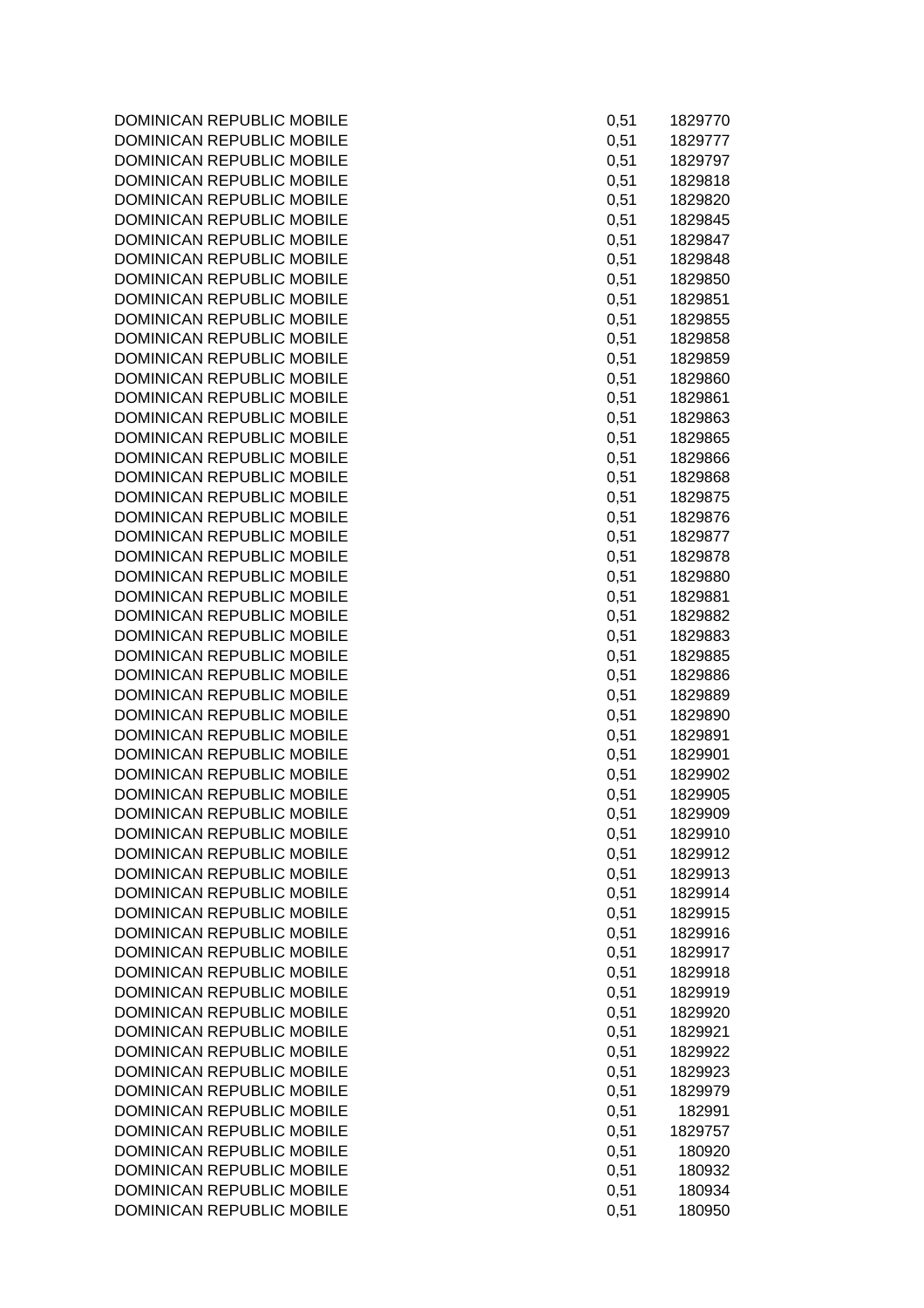| | | |
|---|---|---|
| DOMINICAN REPUBLIC MOBILE | 0,51 | 1829770 |
| DOMINICAN REPUBLIC MOBILE | 0,51 | 1829777 |
| DOMINICAN REPUBLIC MOBILE | 0,51 | 1829797 |
| DOMINICAN REPUBLIC MOBILE | 0,51 | 1829818 |
| DOMINICAN REPUBLIC MOBILE | 0,51 | 1829820 |
| DOMINICAN REPUBLIC MOBILE | 0,51 | 1829845 |
| DOMINICAN REPUBLIC MOBILE | 0,51 | 1829847 |
| DOMINICAN REPUBLIC MOBILE | 0,51 | 1829848 |
| DOMINICAN REPUBLIC MOBILE | 0,51 | 1829850 |
| DOMINICAN REPUBLIC MOBILE | 0,51 | 1829851 |
| DOMINICAN REPUBLIC MOBILE | 0,51 | 1829855 |
| DOMINICAN REPUBLIC MOBILE | 0,51 | 1829858 |
| DOMINICAN REPUBLIC MOBILE | 0,51 | 1829859 |
| DOMINICAN REPUBLIC MOBILE | 0,51 | 1829860 |
| DOMINICAN REPUBLIC MOBILE | 0,51 | 1829861 |
| DOMINICAN REPUBLIC MOBILE | 0,51 | 1829863 |
| DOMINICAN REPUBLIC MOBILE | 0,51 | 1829865 |
| DOMINICAN REPUBLIC MOBILE | 0,51 | 1829866 |
| DOMINICAN REPUBLIC MOBILE | 0,51 | 1829868 |
| DOMINICAN REPUBLIC MOBILE | 0,51 | 1829875 |
| DOMINICAN REPUBLIC MOBILE | 0,51 | 1829876 |
| DOMINICAN REPUBLIC MOBILE | 0,51 | 1829877 |
| DOMINICAN REPUBLIC MOBILE | 0,51 | 1829878 |
| DOMINICAN REPUBLIC MOBILE | 0,51 | 1829880 |
| DOMINICAN REPUBLIC MOBILE | 0,51 | 1829881 |
| DOMINICAN REPUBLIC MOBILE | 0,51 | 1829882 |
| DOMINICAN REPUBLIC MOBILE | 0,51 | 1829883 |
| DOMINICAN REPUBLIC MOBILE | 0,51 | 1829885 |
| DOMINICAN REPUBLIC MOBILE | 0,51 | 1829886 |
| DOMINICAN REPUBLIC MOBILE | 0,51 | 1829889 |
| DOMINICAN REPUBLIC MOBILE | 0,51 | 1829890 |
| DOMINICAN REPUBLIC MOBILE | 0,51 | 1829891 |
| DOMINICAN REPUBLIC MOBILE | 0,51 | 1829901 |
| DOMINICAN REPUBLIC MOBILE | 0,51 | 1829902 |
| DOMINICAN REPUBLIC MOBILE | 0,51 | 1829905 |
| DOMINICAN REPUBLIC MOBILE | 0,51 | 1829909 |
| DOMINICAN REPUBLIC MOBILE | 0,51 | 1829910 |
| DOMINICAN REPUBLIC MOBILE | 0,51 | 1829912 |
| DOMINICAN REPUBLIC MOBILE | 0,51 | 1829913 |
| DOMINICAN REPUBLIC MOBILE | 0,51 | 1829914 |
| DOMINICAN REPUBLIC MOBILE | 0,51 | 1829915 |
| DOMINICAN REPUBLIC MOBILE | 0,51 | 1829916 |
| DOMINICAN REPUBLIC MOBILE | 0,51 | 1829917 |
| DOMINICAN REPUBLIC MOBILE | 0,51 | 1829918 |
| DOMINICAN REPUBLIC MOBILE | 0,51 | 1829919 |
| DOMINICAN REPUBLIC MOBILE | 0,51 | 1829920 |
| DOMINICAN REPUBLIC MOBILE | 0,51 | 1829921 |
| DOMINICAN REPUBLIC MOBILE | 0,51 | 1829922 |
| DOMINICAN REPUBLIC MOBILE | 0,51 | 1829923 |
| DOMINICAN REPUBLIC MOBILE | 0,51 | 1829979 |
| DOMINICAN REPUBLIC MOBILE | 0,51 | 182991 |
| DOMINICAN REPUBLIC MOBILE | 0,51 | 1829757 |
| DOMINICAN REPUBLIC MOBILE | 0,51 | 180920 |
| DOMINICAN REPUBLIC MOBILE | 0,51 | 180932 |
| DOMINICAN REPUBLIC MOBILE | 0,51 | 180934 |
| DOMINICAN REPUBLIC MOBILE | 0,51 | 180950 |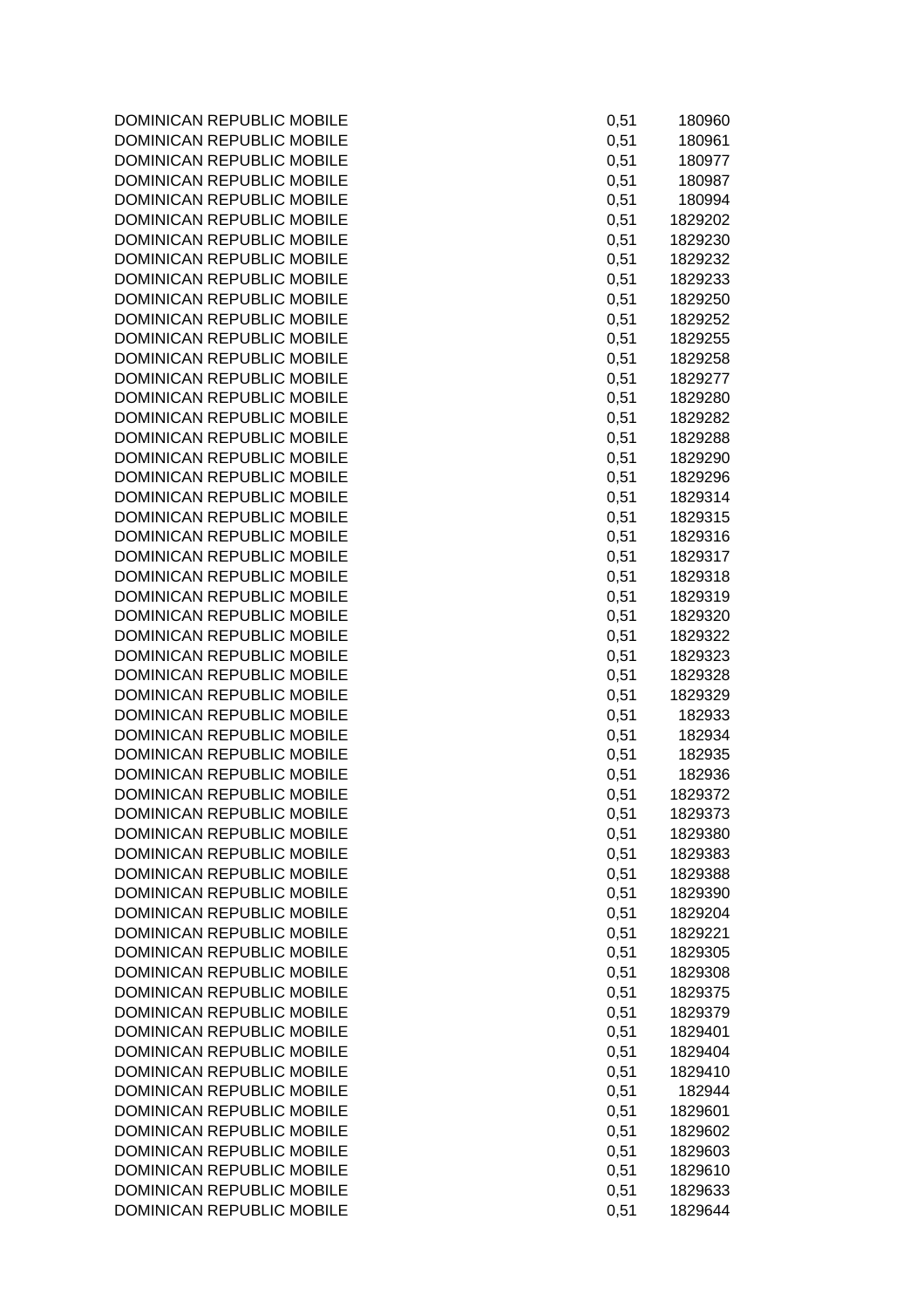| | | |
|---|---|---|
| DOMINICAN REPUBLIC MOBILE | 0,51 | 180960 |
| DOMINICAN REPUBLIC MOBILE | 0,51 | 180961 |
| DOMINICAN REPUBLIC MOBILE | 0,51 | 180977 |
| DOMINICAN REPUBLIC MOBILE | 0,51 | 180987 |
| DOMINICAN REPUBLIC MOBILE | 0,51 | 180994 |
| DOMINICAN REPUBLIC MOBILE | 0,51 | 1829202 |
| DOMINICAN REPUBLIC MOBILE | 0,51 | 1829230 |
| DOMINICAN REPUBLIC MOBILE | 0,51 | 1829232 |
| DOMINICAN REPUBLIC MOBILE | 0,51 | 1829233 |
| DOMINICAN REPUBLIC MOBILE | 0,51 | 1829250 |
| DOMINICAN REPUBLIC MOBILE | 0,51 | 1829252 |
| DOMINICAN REPUBLIC MOBILE | 0,51 | 1829255 |
| DOMINICAN REPUBLIC MOBILE | 0,51 | 1829258 |
| DOMINICAN REPUBLIC MOBILE | 0,51 | 1829277 |
| DOMINICAN REPUBLIC MOBILE | 0,51 | 1829280 |
| DOMINICAN REPUBLIC MOBILE | 0,51 | 1829282 |
| DOMINICAN REPUBLIC MOBILE | 0,51 | 1829288 |
| DOMINICAN REPUBLIC MOBILE | 0,51 | 1829290 |
| DOMINICAN REPUBLIC MOBILE | 0,51 | 1829296 |
| DOMINICAN REPUBLIC MOBILE | 0,51 | 1829314 |
| DOMINICAN REPUBLIC MOBILE | 0,51 | 1829315 |
| DOMINICAN REPUBLIC MOBILE | 0,51 | 1829316 |
| DOMINICAN REPUBLIC MOBILE | 0,51 | 1829317 |
| DOMINICAN REPUBLIC MOBILE | 0,51 | 1829318 |
| DOMINICAN REPUBLIC MOBILE | 0,51 | 1829319 |
| DOMINICAN REPUBLIC MOBILE | 0,51 | 1829320 |
| DOMINICAN REPUBLIC MOBILE | 0,51 | 1829322 |
| DOMINICAN REPUBLIC MOBILE | 0,51 | 1829323 |
| DOMINICAN REPUBLIC MOBILE | 0,51 | 1829328 |
| DOMINICAN REPUBLIC MOBILE | 0,51 | 1829329 |
| DOMINICAN REPUBLIC MOBILE | 0,51 | 182933 |
| DOMINICAN REPUBLIC MOBILE | 0,51 | 182934 |
| DOMINICAN REPUBLIC MOBILE | 0,51 | 182935 |
| DOMINICAN REPUBLIC MOBILE | 0,51 | 182936 |
| DOMINICAN REPUBLIC MOBILE | 0,51 | 1829372 |
| DOMINICAN REPUBLIC MOBILE | 0,51 | 1829373 |
| DOMINICAN REPUBLIC MOBILE | 0,51 | 1829380 |
| DOMINICAN REPUBLIC MOBILE | 0,51 | 1829383 |
| DOMINICAN REPUBLIC MOBILE | 0,51 | 1829388 |
| DOMINICAN REPUBLIC MOBILE | 0,51 | 1829390 |
| DOMINICAN REPUBLIC MOBILE | 0,51 | 1829204 |
| DOMINICAN REPUBLIC MOBILE | 0,51 | 1829221 |
| DOMINICAN REPUBLIC MOBILE | 0,51 | 1829305 |
| DOMINICAN REPUBLIC MOBILE | 0,51 | 1829308 |
| DOMINICAN REPUBLIC MOBILE | 0,51 | 1829375 |
| DOMINICAN REPUBLIC MOBILE | 0,51 | 1829379 |
| DOMINICAN REPUBLIC MOBILE | 0,51 | 1829401 |
| DOMINICAN REPUBLIC MOBILE | 0,51 | 1829404 |
| DOMINICAN REPUBLIC MOBILE | 0,51 | 1829410 |
| DOMINICAN REPUBLIC MOBILE | 0,51 | 182944 |
| DOMINICAN REPUBLIC MOBILE | 0,51 | 1829601 |
| DOMINICAN REPUBLIC MOBILE | 0,51 | 1829602 |
| DOMINICAN REPUBLIC MOBILE | 0,51 | 1829603 |
| DOMINICAN REPUBLIC MOBILE | 0,51 | 1829610 |
| DOMINICAN REPUBLIC MOBILE | 0,51 | 1829633 |
| DOMINICAN REPUBLIC MOBILE | 0,51 | 1829644 |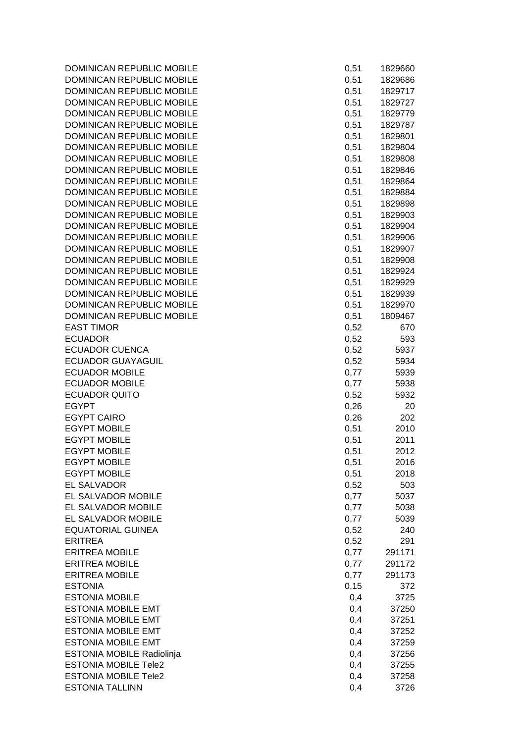| | | |
|---|---|---|
| DOMINICAN REPUBLIC MOBILE | 0,51 | 1829660 |
| DOMINICAN REPUBLIC MOBILE | 0,51 | 1829686 |
| DOMINICAN REPUBLIC MOBILE | 0,51 | 1829717 |
| DOMINICAN REPUBLIC MOBILE | 0,51 | 1829727 |
| DOMINICAN REPUBLIC MOBILE | 0,51 | 1829779 |
| DOMINICAN REPUBLIC MOBILE | 0,51 | 1829787 |
| DOMINICAN REPUBLIC MOBILE | 0,51 | 1829801 |
| DOMINICAN REPUBLIC MOBILE | 0,51 | 1829804 |
| DOMINICAN REPUBLIC MOBILE | 0,51 | 1829808 |
| DOMINICAN REPUBLIC MOBILE | 0,51 | 1829846 |
| DOMINICAN REPUBLIC MOBILE | 0,51 | 1829864 |
| DOMINICAN REPUBLIC MOBILE | 0,51 | 1829884 |
| DOMINICAN REPUBLIC MOBILE | 0,51 | 1829898 |
| DOMINICAN REPUBLIC MOBILE | 0,51 | 1829903 |
| DOMINICAN REPUBLIC MOBILE | 0,51 | 1829904 |
| DOMINICAN REPUBLIC MOBILE | 0,51 | 1829906 |
| DOMINICAN REPUBLIC MOBILE | 0,51 | 1829907 |
| DOMINICAN REPUBLIC MOBILE | 0,51 | 1829908 |
| DOMINICAN REPUBLIC MOBILE | 0,51 | 1829924 |
| DOMINICAN REPUBLIC MOBILE | 0,51 | 1829929 |
| DOMINICAN REPUBLIC MOBILE | 0,51 | 1829939 |
| DOMINICAN REPUBLIC MOBILE | 0,51 | 1829970 |
| DOMINICAN REPUBLIC MOBILE | 0,51 | 1809467 |
| EAST TIMOR | 0,52 | 670 |
| ECUADOR | 0,52 | 593 |
| ECUADOR CUENCA | 0,52 | 5937 |
| ECUADOR GUAYAGUIL | 0,52 | 5934 |
| ECUADOR MOBILE | 0,77 | 5939 |
| ECUADOR MOBILE | 0,77 | 5938 |
| ECUADOR QUITO | 0,52 | 5932 |
| EGYPT | 0,26 | 20 |
| EGYPT CAIRO | 0,26 | 202 |
| EGYPT MOBILE | 0,51 | 2010 |
| EGYPT MOBILE | 0,51 | 2011 |
| EGYPT MOBILE | 0,51 | 2012 |
| EGYPT MOBILE | 0,51 | 2016 |
| EGYPT MOBILE | 0,51 | 2018 |
| EL SALVADOR | 0,52 | 503 |
| EL SALVADOR MOBILE | 0,77 | 5037 |
| EL SALVADOR MOBILE | 0,77 | 5038 |
| EL SALVADOR MOBILE | 0,77 | 5039 |
| EQUATORIAL GUINEA | 0,52 | 240 |
| ERITREA | 0,52 | 291 |
| ERITREA MOBILE | 0,77 | 291171 |
| ERITREA MOBILE | 0,77 | 291172 |
| ERITREA MOBILE | 0,77 | 291173 |
| ESTONIA | 0,15 | 372 |
| ESTONIA MOBILE | 0,4 | 3725 |
| ESTONIA MOBILE EMT | 0,4 | 37250 |
| ESTONIA MOBILE EMT | 0,4 | 37251 |
| ESTONIA MOBILE EMT | 0,4 | 37252 |
| ESTONIA MOBILE EMT | 0,4 | 37259 |
| ESTONIA MOBILE Radiolinja | 0,4 | 37256 |
| ESTONIA MOBILE Tele2 | 0,4 | 37255 |
| ESTONIA MOBILE Tele2 | 0,4 | 37258 |
| ESTONIA TALLINN | 0,4 | 3726 |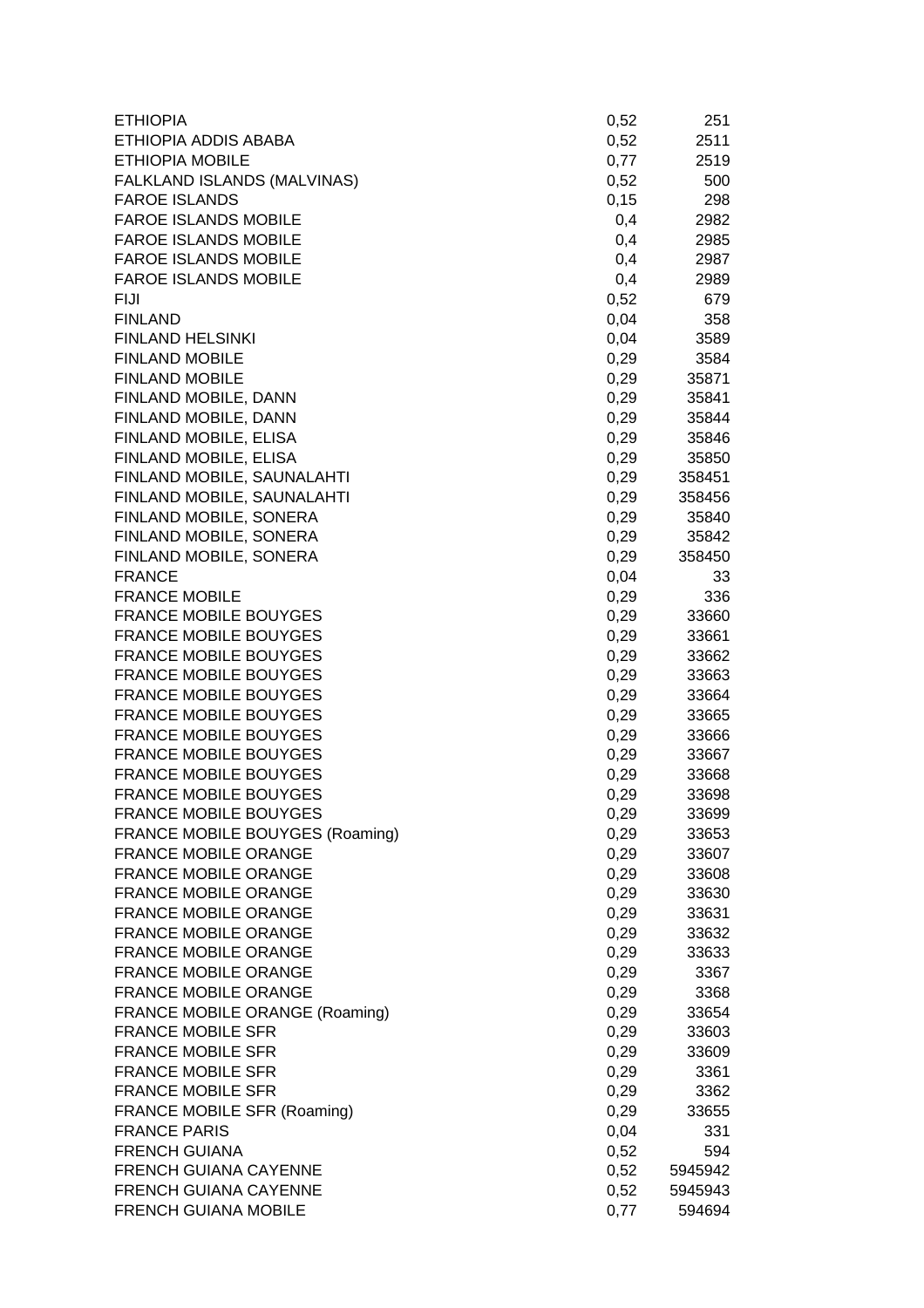| | | |
|---|---|---|
| ETHIOPIA | 0,52 | 251 |
| ETHIOPIA ADDIS ABABA | 0,52 | 2511 |
| ETHIOPIA MOBILE | 0,77 | 2519 |
| FALKLAND ISLANDS (MALVINAS) | 0,52 | 500 |
| FAROE ISLANDS | 0,15 | 298 |
| FAROE ISLANDS MOBILE | 0,4 | 2982 |
| FAROE ISLANDS MOBILE | 0,4 | 2985 |
| FAROE ISLANDS MOBILE | 0,4 | 2987 |
| FAROE ISLANDS MOBILE | 0,4 | 2989 |
| FIJI | 0,52 | 679 |
| FINLAND | 0,04 | 358 |
| FINLAND HELSINKI | 0,04 | 3589 |
| FINLAND MOBILE | 0,29 | 3584 |
| FINLAND MOBILE | 0,29 | 35871 |
| FINLAND MOBILE, DANN | 0,29 | 35841 |
| FINLAND MOBILE, DANN | 0,29 | 35844 |
| FINLAND MOBILE, ELISA | 0,29 | 35846 |
| FINLAND MOBILE, ELISA | 0,29 | 35850 |
| FINLAND MOBILE, SAUNALAHTI | 0,29 | 358451 |
| FINLAND MOBILE, SAUNALAHTI | 0,29 | 358456 |
| FINLAND MOBILE, SONERA | 0,29 | 35840 |
| FINLAND MOBILE, SONERA | 0,29 | 35842 |
| FINLAND MOBILE, SONERA | 0,29 | 358450 |
| FRANCE | 0,04 | 33 |
| FRANCE MOBILE | 0,29 | 336 |
| FRANCE MOBILE BOUYGES | 0,29 | 33660 |
| FRANCE MOBILE BOUYGES | 0,29 | 33661 |
| FRANCE MOBILE BOUYGES | 0,29 | 33662 |
| FRANCE MOBILE BOUYGES | 0,29 | 33663 |
| FRANCE MOBILE BOUYGES | 0,29 | 33664 |
| FRANCE MOBILE BOUYGES | 0,29 | 33665 |
| FRANCE MOBILE BOUYGES | 0,29 | 33666 |
| FRANCE MOBILE BOUYGES | 0,29 | 33667 |
| FRANCE MOBILE BOUYGES | 0,29 | 33668 |
| FRANCE MOBILE BOUYGES | 0,29 | 33698 |
| FRANCE MOBILE BOUYGES | 0,29 | 33699 |
| FRANCE MOBILE BOUYGES (Roaming) | 0,29 | 33653 |
| FRANCE MOBILE ORANGE | 0,29 | 33607 |
| FRANCE MOBILE ORANGE | 0,29 | 33608 |
| FRANCE MOBILE ORANGE | 0,29 | 33630 |
| FRANCE MOBILE ORANGE | 0,29 | 33631 |
| FRANCE MOBILE ORANGE | 0,29 | 33632 |
| FRANCE MOBILE ORANGE | 0,29 | 33633 |
| FRANCE MOBILE ORANGE | 0,29 | 3367 |
| FRANCE MOBILE ORANGE | 0,29 | 3368 |
| FRANCE MOBILE ORANGE (Roaming) | 0,29 | 33654 |
| FRANCE MOBILE SFR | 0,29 | 33603 |
| FRANCE MOBILE SFR | 0,29 | 33609 |
| FRANCE MOBILE SFR | 0,29 | 3361 |
| FRANCE MOBILE SFR | 0,29 | 3362 |
| FRANCE MOBILE SFR (Roaming) | 0,29 | 33655 |
| FRANCE PARIS | 0,04 | 331 |
| FRENCH GUIANA | 0,52 | 594 |
| FRENCH GUIANA CAYENNE | 0,52 | 5945942 |
| FRENCH GUIANA CAYENNE | 0,52 | 5945943 |
| FRENCH GUIANA MOBILE | 0,77 | 594694 |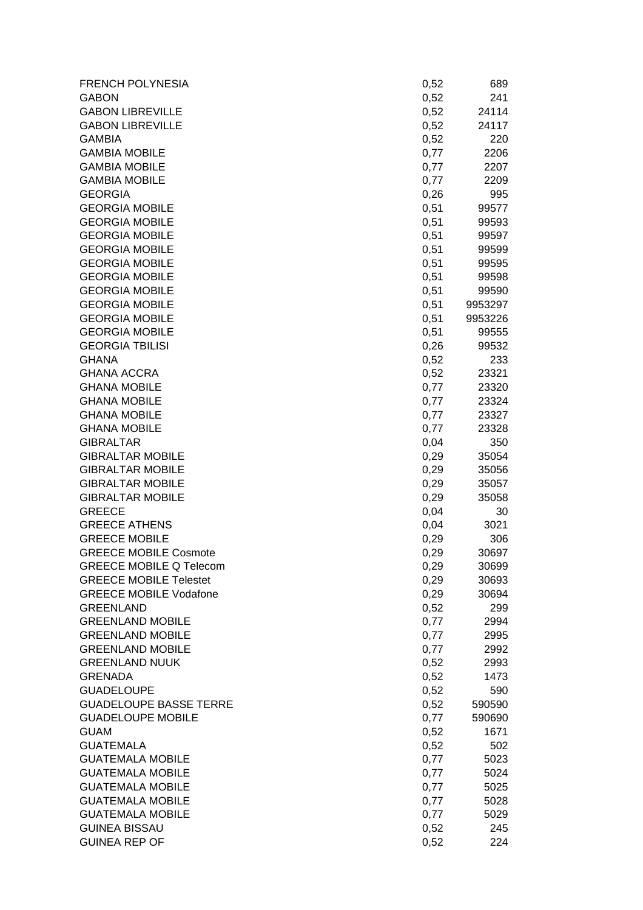| | | |
|---|---|---|
| FRENCH POLYNESIA | 0,52 | 689 |
| GABON | 0,52 | 241 |
| GABON LIBREVILLE | 0,52 | 24114 |
| GABON LIBREVILLE | 0,52 | 24117 |
| GAMBIA | 0,52 | 220 |
| GAMBIA MOBILE | 0,77 | 2206 |
| GAMBIA MOBILE | 0,77 | 2207 |
| GAMBIA MOBILE | 0,77 | 2209 |
| GEORGIA | 0,26 | 995 |
| GEORGIA MOBILE | 0,51 | 99577 |
| GEORGIA MOBILE | 0,51 | 99593 |
| GEORGIA MOBILE | 0,51 | 99597 |
| GEORGIA MOBILE | 0,51 | 99599 |
| GEORGIA MOBILE | 0,51 | 99595 |
| GEORGIA MOBILE | 0,51 | 99598 |
| GEORGIA MOBILE | 0,51 | 99590 |
| GEORGIA MOBILE | 0,51 | 9953297 |
| GEORGIA MOBILE | 0,51 | 9953226 |
| GEORGIA MOBILE | 0,51 | 99555 |
| GEORGIA TBILISI | 0,26 | 99532 |
| GHANA | 0,52 | 233 |
| GHANA ACCRA | 0,52 | 23321 |
| GHANA MOBILE | 0,77 | 23320 |
| GHANA MOBILE | 0,77 | 23324 |
| GHANA MOBILE | 0,77 | 23327 |
| GHANA MOBILE | 0,77 | 23328 |
| GIBRALTAR | 0,04 | 350 |
| GIBRALTAR MOBILE | 0,29 | 35054 |
| GIBRALTAR MOBILE | 0,29 | 35056 |
| GIBRALTAR MOBILE | 0,29 | 35057 |
| GIBRALTAR MOBILE | 0,29 | 35058 |
| GREECE | 0,04 | 30 |
| GREECE ATHENS | 0,04 | 3021 |
| GREECE MOBILE | 0,29 | 306 |
| GREECE MOBILE Cosmote | 0,29 | 30697 |
| GREECE MOBILE Q Telecom | 0,29 | 30699 |
| GREECE MOBILE Telestet | 0,29 | 30693 |
| GREECE MOBILE Vodafone | 0,29 | 30694 |
| GREENLAND | 0,52 | 299 |
| GREENLAND MOBILE | 0,77 | 2994 |
| GREENLAND MOBILE | 0,77 | 2995 |
| GREENLAND MOBILE | 0,77 | 2992 |
| GREENLAND NUUK | 0,52 | 2993 |
| GRENADA | 0,52 | 1473 |
| GUADELOUPE | 0,52 | 590 |
| GUADELOUPE BASSE TERRE | 0,52 | 590590 |
| GUADELOUPE MOBILE | 0,77 | 590690 |
| GUAM | 0,52 | 1671 |
| GUATEMALA | 0,52 | 502 |
| GUATEMALA MOBILE | 0,77 | 5023 |
| GUATEMALA MOBILE | 0,77 | 5024 |
| GUATEMALA MOBILE | 0,77 | 5025 |
| GUATEMALA MOBILE | 0,77 | 5028 |
| GUATEMALA MOBILE | 0,77 | 5029 |
| GUINEA BISSAU | 0,52 | 245 |
| GUINEA REP OF | 0,52 | 224 |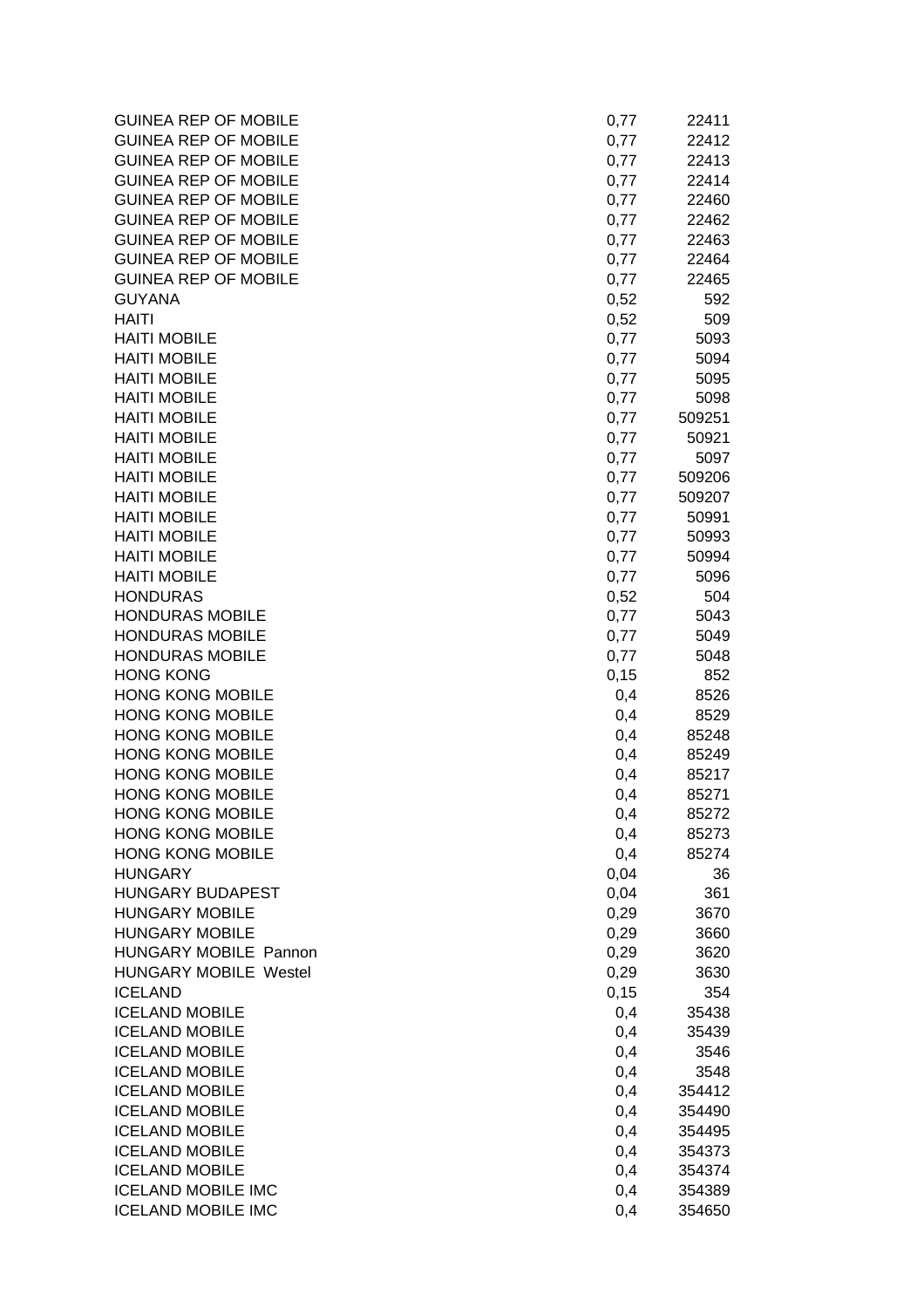| | | |
|---|---|---|
| GUINEA REP OF MOBILE | 0,77 | 22411 |
| GUINEA REP OF MOBILE | 0,77 | 22412 |
| GUINEA REP OF MOBILE | 0,77 | 22413 |
| GUINEA REP OF MOBILE | 0,77 | 22414 |
| GUINEA REP OF MOBILE | 0,77 | 22460 |
| GUINEA REP OF MOBILE | 0,77 | 22462 |
| GUINEA REP OF MOBILE | 0,77 | 22463 |
| GUINEA REP OF MOBILE | 0,77 | 22464 |
| GUINEA REP OF MOBILE | 0,77 | 22465 |
| GUYANA | 0,52 | 592 |
| HAITI | 0,52 | 509 |
| HAITI MOBILE | 0,77 | 5093 |
| HAITI MOBILE | 0,77 | 5094 |
| HAITI MOBILE | 0,77 | 5095 |
| HAITI MOBILE | 0,77 | 5098 |
| HAITI MOBILE | 0,77 | 509251 |
| HAITI MOBILE | 0,77 | 50921 |
| HAITI MOBILE | 0,77 | 5097 |
| HAITI MOBILE | 0,77 | 509206 |
| HAITI MOBILE | 0,77 | 509207 |
| HAITI MOBILE | 0,77 | 50991 |
| HAITI MOBILE | 0,77 | 50993 |
| HAITI MOBILE | 0,77 | 50994 |
| HAITI MOBILE | 0,77 | 5096 |
| HONDURAS | 0,52 | 504 |
| HONDURAS MOBILE | 0,77 | 5043 |
| HONDURAS MOBILE | 0,77 | 5049 |
| HONDURAS MOBILE | 0,77 | 5048 |
| HONG KONG | 0,15 | 852 |
| HONG KONG MOBILE | 0,4 | 8526 |
| HONG KONG MOBILE | 0,4 | 8529 |
| HONG KONG MOBILE | 0,4 | 85248 |
| HONG KONG MOBILE | 0,4 | 85249 |
| HONG KONG MOBILE | 0,4 | 85217 |
| HONG KONG MOBILE | 0,4 | 85271 |
| HONG KONG MOBILE | 0,4 | 85272 |
| HONG KONG MOBILE | 0,4 | 85273 |
| HONG KONG MOBILE | 0,4 | 85274 |
| HUNGARY | 0,04 | 36 |
| HUNGARY BUDAPEST | 0,04 | 361 |
| HUNGARY MOBILE | 0,29 | 3670 |
| HUNGARY MOBILE | 0,29 | 3660 |
| HUNGARY MOBILE Pannon | 0,29 | 3620 |
| HUNGARY MOBILE Westel | 0,29 | 3630 |
| ICELAND | 0,15 | 354 |
| ICELAND MOBILE | 0,4 | 35438 |
| ICELAND MOBILE | 0,4 | 35439 |
| ICELAND MOBILE | 0,4 | 3546 |
| ICELAND MOBILE | 0,4 | 3548 |
| ICELAND MOBILE | 0,4 | 354412 |
| ICELAND MOBILE | 0,4 | 354490 |
| ICELAND MOBILE | 0,4 | 354495 |
| ICELAND MOBILE | 0,4 | 354373 |
| ICELAND MOBILE | 0,4 | 354374 |
| ICELAND MOBILE IMC | 0,4 | 354389 |
| ICELAND MOBILE IMC | 0,4 | 354650 |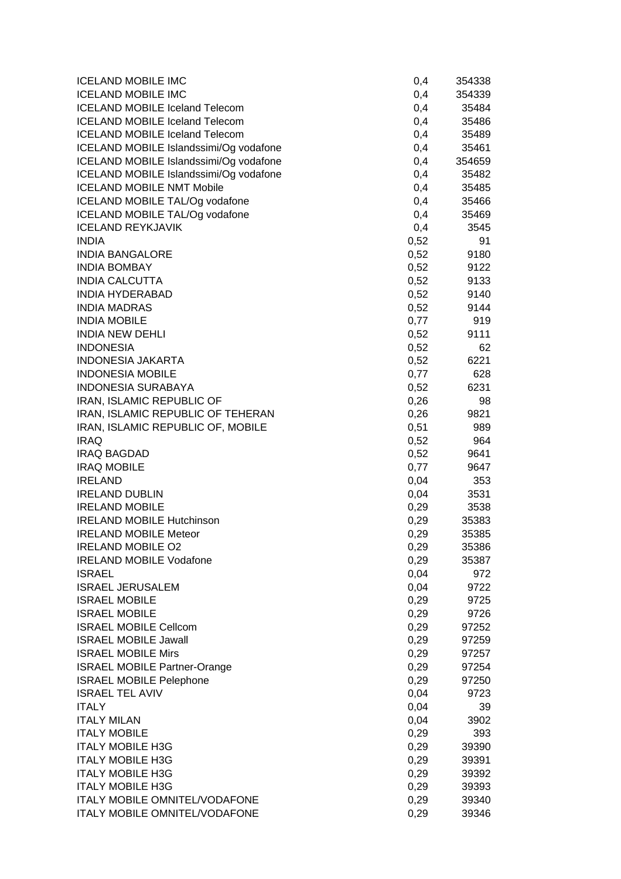| | | |
|---|---|---|
| ICELAND MOBILE IMC | 0,4 | 354338 |
| ICELAND MOBILE IMC | 0,4 | 354339 |
| ICELAND MOBILE Iceland Telecom | 0,4 | 35484 |
| ICELAND MOBILE Iceland Telecom | 0,4 | 35486 |
| ICELAND MOBILE Iceland Telecom | 0,4 | 35489 |
| ICELAND MOBILE Islandssimi/Og vodafone | 0,4 | 35461 |
| ICELAND MOBILE Islandssimi/Og vodafone | 0,4 | 354659 |
| ICELAND MOBILE Islandssimi/Og vodafone | 0,4 | 35482 |
| ICELAND MOBILE NMT Mobile | 0,4 | 35485 |
| ICELAND MOBILE TAL/Og vodafone | 0,4 | 35466 |
| ICELAND MOBILE TAL/Og vodafone | 0,4 | 35469 |
| ICELAND REYKJAVIK | 0,4 | 3545 |
| INDIA | 0,52 | 91 |
| INDIA BANGALORE | 0,52 | 9180 |
| INDIA BOMBAY | 0,52 | 9122 |
| INDIA CALCUTTA | 0,52 | 9133 |
| INDIA HYDERABAD | 0,52 | 9140 |
| INDIA MADRAS | 0,52 | 9144 |
| INDIA MOBILE | 0,77 | 919 |
| INDIA NEW DEHLI | 0,52 | 9111 |
| INDONESIA | 0,52 | 62 |
| INDONESIA JAKARTA | 0,52 | 6221 |
| INDONESIA MOBILE | 0,77 | 628 |
| INDONESIA SURABAYA | 0,52 | 6231 |
| IRAN, ISLAMIC REPUBLIC OF | 0,26 | 98 |
| IRAN, ISLAMIC REPUBLIC OF TEHERAN | 0,26 | 9821 |
| IRAN, ISLAMIC REPUBLIC OF, MOBILE | 0,51 | 989 |
| IRAQ | 0,52 | 964 |
| IRAQ BAGDAD | 0,52 | 9641 |
| IRAQ MOBILE | 0,77 | 9647 |
| IRELAND | 0,04 | 353 |
| IRELAND DUBLIN | 0,04 | 3531 |
| IRELAND MOBILE | 0,29 | 3538 |
| IRELAND MOBILE Hutchinson | 0,29 | 35383 |
| IRELAND MOBILE Meteor | 0,29 | 35385 |
| IRELAND MOBILE O2 | 0,29 | 35386 |
| IRELAND MOBILE Vodafone | 0,29 | 35387 |
| ISRAEL | 0,04 | 972 |
| ISRAEL JERUSALEM | 0,04 | 9722 |
| ISRAEL MOBILE | 0,29 | 9725 |
| ISRAEL MOBILE | 0,29 | 9726 |
| ISRAEL MOBILE Cellcom | 0,29 | 97252 |
| ISRAEL MOBILE Jawall | 0,29 | 97259 |
| ISRAEL MOBILE Mirs | 0,29 | 97257 |
| ISRAEL MOBILE Partner-Orange | 0,29 | 97254 |
| ISRAEL MOBILE Pelephone | 0,29 | 97250 |
| ISRAEL TEL AVIV | 0,04 | 9723 |
| ITALY | 0,04 | 39 |
| ITALY MILAN | 0,04 | 3902 |
| ITALY MOBILE | 0,29 | 393 |
| ITALY MOBILE H3G | 0,29 | 39390 |
| ITALY MOBILE H3G | 0,29 | 39391 |
| ITALY MOBILE H3G | 0,29 | 39392 |
| ITALY MOBILE H3G | 0,29 | 39393 |
| ITALY MOBILE OMNITEL/VODAFONE | 0,29 | 39340 |
| ITALY MOBILE OMNITEL/VODAFONE | 0,29 | 39346 |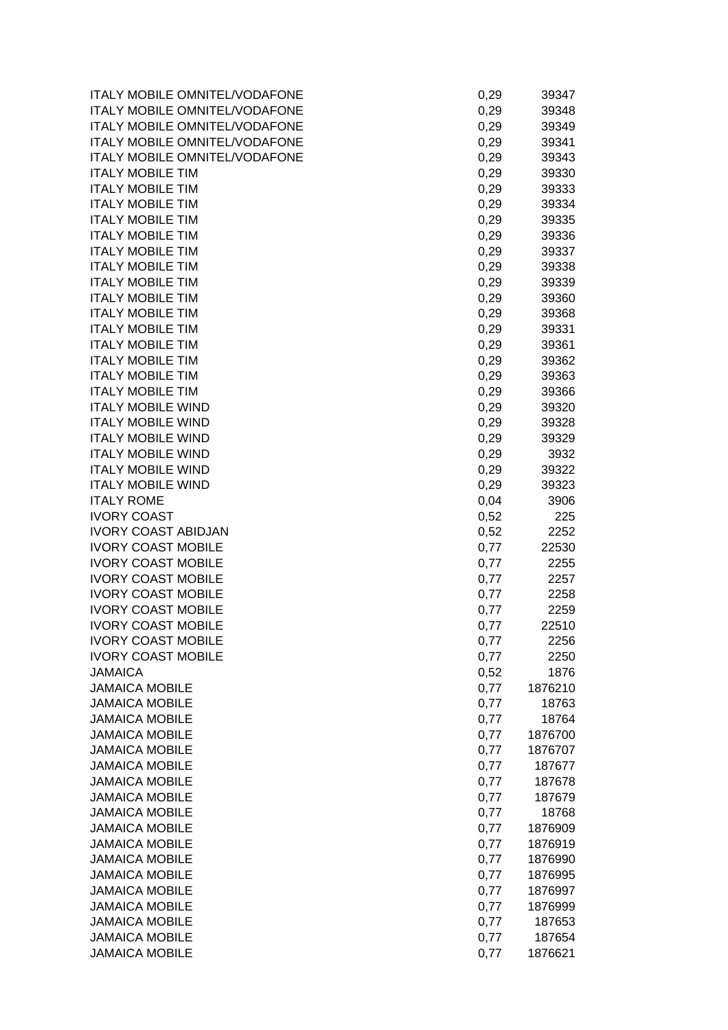| | | |
|---|---|---|
| ITALY MOBILE OMNITEL/VODAFONE | 0,29 | 39347 |
| ITALY MOBILE OMNITEL/VODAFONE | 0,29 | 39348 |
| ITALY MOBILE OMNITEL/VODAFONE | 0,29 | 39349 |
| ITALY MOBILE OMNITEL/VODAFONE | 0,29 | 39341 |
| ITALY MOBILE OMNITEL/VODAFONE | 0,29 | 39343 |
| ITALY MOBILE TIM | 0,29 | 39330 |
| ITALY MOBILE TIM | 0,29 | 39333 |
| ITALY MOBILE TIM | 0,29 | 39334 |
| ITALY MOBILE TIM | 0,29 | 39335 |
| ITALY MOBILE TIM | 0,29 | 39336 |
| ITALY MOBILE TIM | 0,29 | 39337 |
| ITALY MOBILE TIM | 0,29 | 39338 |
| ITALY MOBILE TIM | 0,29 | 39339 |
| ITALY MOBILE TIM | 0,29 | 39360 |
| ITALY MOBILE TIM | 0,29 | 39368 |
| ITALY MOBILE TIM | 0,29 | 39331 |
| ITALY MOBILE TIM | 0,29 | 39361 |
| ITALY MOBILE TIM | 0,29 | 39362 |
| ITALY MOBILE TIM | 0,29 | 39363 |
| ITALY MOBILE TIM | 0,29 | 39366 |
| ITALY MOBILE WIND | 0,29 | 39320 |
| ITALY MOBILE WIND | 0,29 | 39328 |
| ITALY MOBILE WIND | 0,29 | 39329 |
| ITALY MOBILE WIND | 0,29 | 3932 |
| ITALY MOBILE WIND | 0,29 | 39322 |
| ITALY MOBILE WIND | 0,29 | 39323 |
| ITALY ROME | 0,04 | 3906 |
| IVORY COAST | 0,52 | 225 |
| IVORY COAST ABIDJAN | 0,52 | 2252 |
| IVORY COAST MOBILE | 0,77 | 22530 |
| IVORY COAST MOBILE | 0,77 | 2255 |
| IVORY COAST MOBILE | 0,77 | 2257 |
| IVORY COAST MOBILE | 0,77 | 2258 |
| IVORY COAST MOBILE | 0,77 | 2259 |
| IVORY COAST MOBILE | 0,77 | 22510 |
| IVORY COAST MOBILE | 0,77 | 2256 |
| IVORY COAST MOBILE | 0,77 | 2250 |
| JAMAICA | 0,52 | 1876 |
| JAMAICA MOBILE | 0,77 | 1876210 |
| JAMAICA MOBILE | 0,77 | 18763 |
| JAMAICA MOBILE | 0,77 | 18764 |
| JAMAICA MOBILE | 0,77 | 1876700 |
| JAMAICA MOBILE | 0,77 | 1876707 |
| JAMAICA MOBILE | 0,77 | 187677 |
| JAMAICA MOBILE | 0,77 | 187678 |
| JAMAICA MOBILE | 0,77 | 187679 |
| JAMAICA MOBILE | 0,77 | 18768 |
| JAMAICA MOBILE | 0,77 | 1876909 |
| JAMAICA MOBILE | 0,77 | 1876919 |
| JAMAICA MOBILE | 0,77 | 1876990 |
| JAMAICA MOBILE | 0,77 | 1876995 |
| JAMAICA MOBILE | 0,77 | 1876997 |
| JAMAICA MOBILE | 0,77 | 1876999 |
| JAMAICA MOBILE | 0,77 | 187653 |
| JAMAICA MOBILE | 0,77 | 187654 |
| JAMAICA MOBILE | 0,77 | 1876621 |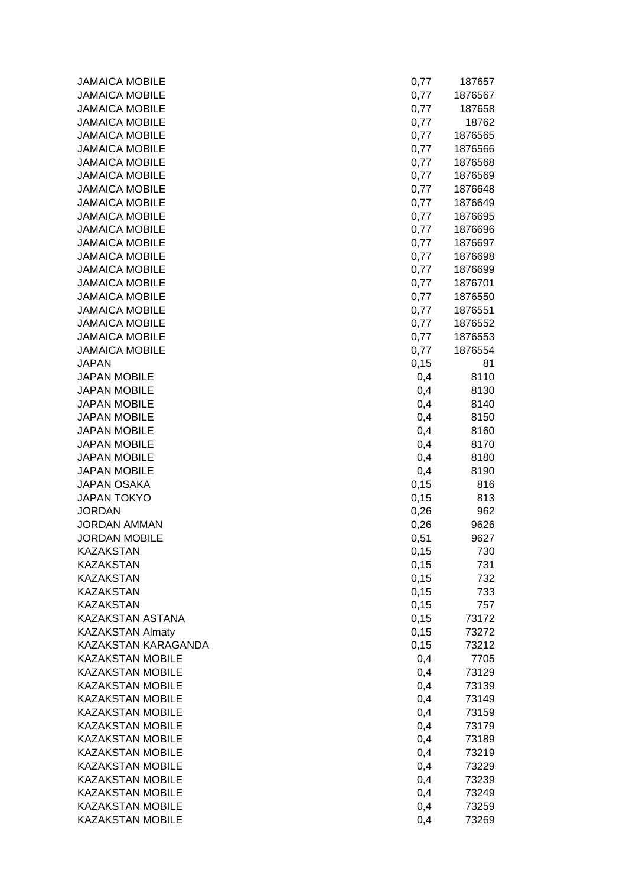| | | |
|---|---|---|
| JAMAICA MOBILE | 0,77 | 187657 |
| JAMAICA MOBILE | 0,77 | 1876567 |
| JAMAICA MOBILE | 0,77 | 187658 |
| JAMAICA MOBILE | 0,77 | 18762 |
| JAMAICA MOBILE | 0,77 | 1876565 |
| JAMAICA MOBILE | 0,77 | 1876566 |
| JAMAICA MOBILE | 0,77 | 1876568 |
| JAMAICA MOBILE | 0,77 | 1876569 |
| JAMAICA MOBILE | 0,77 | 1876648 |
| JAMAICA MOBILE | 0,77 | 1876649 |
| JAMAICA MOBILE | 0,77 | 1876695 |
| JAMAICA MOBILE | 0,77 | 1876696 |
| JAMAICA MOBILE | 0,77 | 1876697 |
| JAMAICA MOBILE | 0,77 | 1876698 |
| JAMAICA MOBILE | 0,77 | 1876699 |
| JAMAICA MOBILE | 0,77 | 1876701 |
| JAMAICA MOBILE | 0,77 | 1876550 |
| JAMAICA MOBILE | 0,77 | 1876551 |
| JAMAICA MOBILE | 0,77 | 1876552 |
| JAMAICA MOBILE | 0,77 | 1876553 |
| JAMAICA MOBILE | 0,77 | 1876554 |
| JAPAN | 0,15 | 81 |
| JAPAN MOBILE | 0,4 | 8110 |
| JAPAN MOBILE | 0,4 | 8130 |
| JAPAN MOBILE | 0,4 | 8140 |
| JAPAN MOBILE | 0,4 | 8150 |
| JAPAN MOBILE | 0,4 | 8160 |
| JAPAN MOBILE | 0,4 | 8170 |
| JAPAN MOBILE | 0,4 | 8180 |
| JAPAN MOBILE | 0,4 | 8190 |
| JAPAN OSAKA | 0,15 | 816 |
| JAPAN TOKYO | 0,15 | 813 |
| JORDAN | 0,26 | 962 |
| JORDAN AMMAN | 0,26 | 9626 |
| JORDAN MOBILE | 0,51 | 9627 |
| KAZAKSTAN | 0,15 | 730 |
| KAZAKSTAN | 0,15 | 731 |
| KAZAKSTAN | 0,15 | 732 |
| KAZAKSTAN | 0,15 | 733 |
| KAZAKSTAN | 0,15 | 757 |
| KAZAKSTAN ASTANA | 0,15 | 73172 |
| KAZAKSTAN Almaty | 0,15 | 73272 |
| KAZAKSTAN KARAGANDA | 0,15 | 73212 |
| KAZAKSTAN MOBILE | 0,4 | 7705 |
| KAZAKSTAN MOBILE | 0,4 | 73129 |
| KAZAKSTAN MOBILE | 0,4 | 73139 |
| KAZAKSTAN MOBILE | 0,4 | 73149 |
| KAZAKSTAN MOBILE | 0,4 | 73159 |
| KAZAKSTAN MOBILE | 0,4 | 73179 |
| KAZAKSTAN MOBILE | 0,4 | 73189 |
| KAZAKSTAN MOBILE | 0,4 | 73219 |
| KAZAKSTAN MOBILE | 0,4 | 73229 |
| KAZAKSTAN MOBILE | 0,4 | 73239 |
| KAZAKSTAN MOBILE | 0,4 | 73249 |
| KAZAKSTAN MOBILE | 0,4 | 73259 |
| KAZAKSTAN MOBILE | 0,4 | 73269 |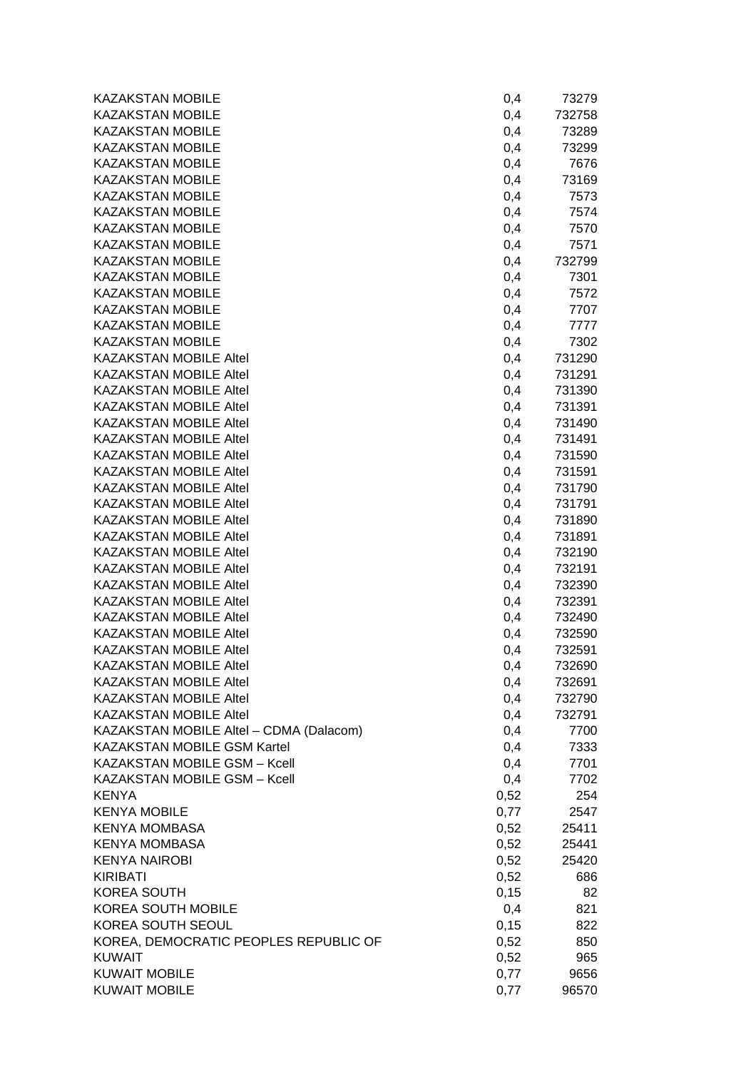| | | |
|---|---|---|
| KAZAKSTAN MOBILE | 0,4 | 73279 |
| KAZAKSTAN MOBILE | 0,4 | 732758 |
| KAZAKSTAN MOBILE | 0,4 | 73289 |
| KAZAKSTAN MOBILE | 0,4 | 73299 |
| KAZAKSTAN MOBILE | 0,4 | 7676 |
| KAZAKSTAN MOBILE | 0,4 | 73169 |
| KAZAKSTAN MOBILE | 0,4 | 7573 |
| KAZAKSTAN MOBILE | 0,4 | 7574 |
| KAZAKSTAN MOBILE | 0,4 | 7570 |
| KAZAKSTAN MOBILE | 0,4 | 7571 |
| KAZAKSTAN MOBILE | 0,4 | 732799 |
| KAZAKSTAN MOBILE | 0,4 | 7301 |
| KAZAKSTAN MOBILE | 0,4 | 7572 |
| KAZAKSTAN MOBILE | 0,4 | 7707 |
| KAZAKSTAN MOBILE | 0,4 | 7777 |
| KAZAKSTAN MOBILE | 0,4 | 7302 |
| KAZAKSTAN MOBILE Altel | 0,4 | 731290 |
| KAZAKSTAN MOBILE Altel | 0,4 | 731291 |
| KAZAKSTAN MOBILE Altel | 0,4 | 731390 |
| KAZAKSTAN MOBILE Altel | 0,4 | 731391 |
| KAZAKSTAN MOBILE Altel | 0,4 | 731490 |
| KAZAKSTAN MOBILE Altel | 0,4 | 731491 |
| KAZAKSTAN MOBILE Altel | 0,4 | 731590 |
| KAZAKSTAN MOBILE Altel | 0,4 | 731591 |
| KAZAKSTAN MOBILE Altel | 0,4 | 731790 |
| KAZAKSTAN MOBILE Altel | 0,4 | 731791 |
| KAZAKSTAN MOBILE Altel | 0,4 | 731890 |
| KAZAKSTAN MOBILE Altel | 0,4 | 731891 |
| KAZAKSTAN MOBILE Altel | 0,4 | 732190 |
| KAZAKSTAN MOBILE Altel | 0,4 | 732191 |
| KAZAKSTAN MOBILE Altel | 0,4 | 732390 |
| KAZAKSTAN MOBILE Altel | 0,4 | 732391 |
| KAZAKSTAN MOBILE Altel | 0,4 | 732490 |
| KAZAKSTAN MOBILE Altel | 0,4 | 732590 |
| KAZAKSTAN MOBILE Altel | 0,4 | 732591 |
| KAZAKSTAN MOBILE Altel | 0,4 | 732690 |
| KAZAKSTAN MOBILE Altel | 0,4 | 732691 |
| KAZAKSTAN MOBILE Altel | 0,4 | 732790 |
| KAZAKSTAN MOBILE Altel | 0,4 | 732791 |
| KAZAKSTAN MOBILE Altel – CDMA (Dalacom) | 0,4 | 7700 |
| KAZAKSTAN MOBILE GSM Kartel | 0,4 | 7333 |
| KAZAKSTAN MOBILE GSM – Kcell | 0,4 | 7701 |
| KAZAKSTAN MOBILE GSM – Kcell | 0,4 | 7702 |
| KENYA | 0,52 | 254 |
| KENYA MOBILE | 0,77 | 2547 |
| KENYA MOMBASA | 0,52 | 25411 |
| KENYA MOMBASA | 0,52 | 25441 |
| KENYA NAIROBI | 0,52 | 25420 |
| KIRIBATI | 0,52 | 686 |
| KOREA SOUTH | 0,15 | 82 |
| KOREA SOUTH MOBILE | 0,4 | 821 |
| KOREA SOUTH SEOUL | 0,15 | 822 |
| KOREA, DEMOCRATIC PEOPLES REPUBLIC OF | 0,52 | 850 |
| KUWAIT | 0,52 | 965 |
| KUWAIT MOBILE | 0,77 | 9656 |
| KUWAIT MOBILE | 0,77 | 96570 |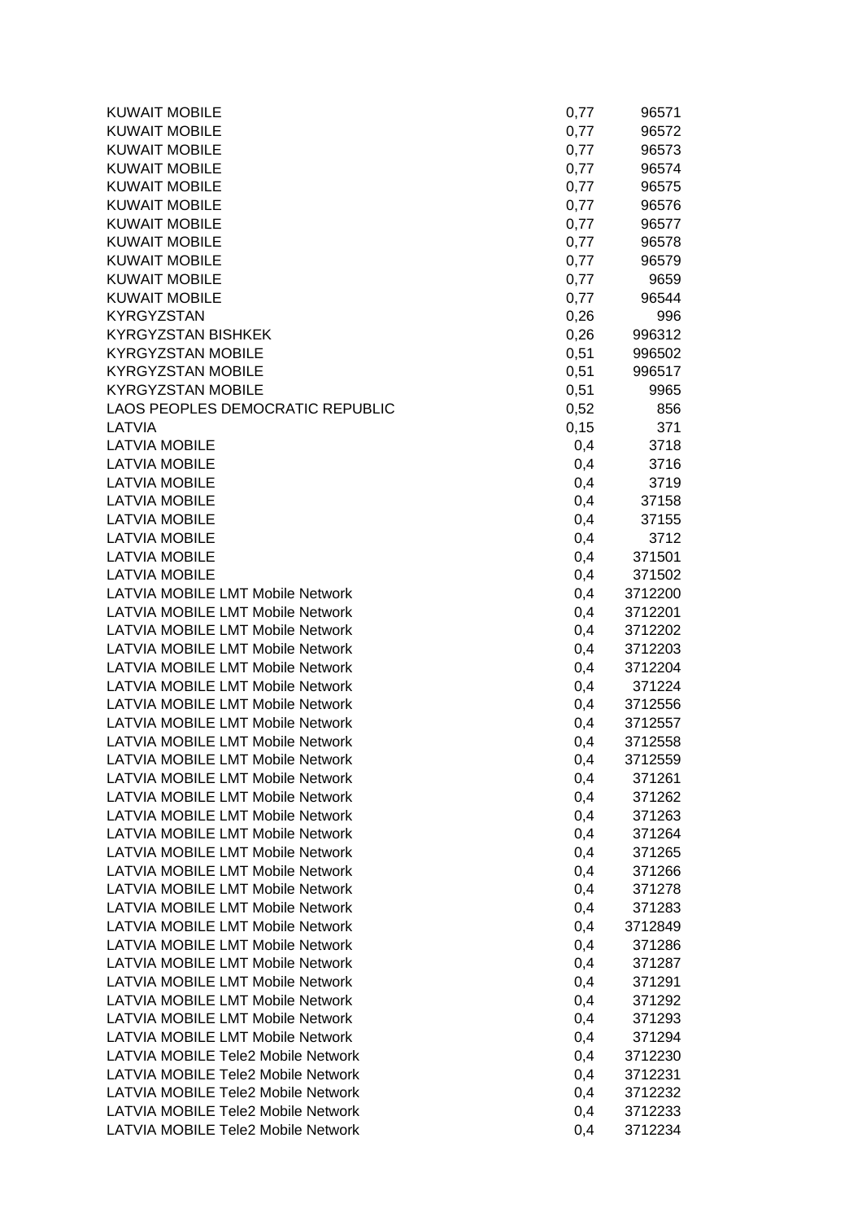| | | |
|---|---|---|
| KUWAIT MOBILE | 0,77 | 96571 |
| KUWAIT MOBILE | 0,77 | 96572 |
| KUWAIT MOBILE | 0,77 | 96573 |
| KUWAIT MOBILE | 0,77 | 96574 |
| KUWAIT MOBILE | 0,77 | 96575 |
| KUWAIT MOBILE | 0,77 | 96576 |
| KUWAIT MOBILE | 0,77 | 96577 |
| KUWAIT MOBILE | 0,77 | 96578 |
| KUWAIT MOBILE | 0,77 | 96579 |
| KUWAIT MOBILE | 0,77 | 9659 |
| KUWAIT MOBILE | 0,77 | 96544 |
| KYRGYZSTAN | 0,26 | 996 |
| KYRGYZSTAN BISHKEK | 0,26 | 996312 |
| KYRGYZSTAN MOBILE | 0,51 | 996502 |
| KYRGYZSTAN MOBILE | 0,51 | 996517 |
| KYRGYZSTAN MOBILE | 0,51 | 9965 |
| LAOS PEOPLES DEMOCRATIC REPUBLIC | 0,52 | 856 |
| LATVIA | 0,15 | 371 |
| LATVIA MOBILE | 0,4 | 3718 |
| LATVIA MOBILE | 0,4 | 3716 |
| LATVIA MOBILE | 0,4 | 3719 |
| LATVIA MOBILE | 0,4 | 37158 |
| LATVIA MOBILE | 0,4 | 37155 |
| LATVIA MOBILE | 0,4 | 3712 |
| LATVIA MOBILE | 0,4 | 371501 |
| LATVIA MOBILE | 0,4 | 371502 |
| LATVIA MOBILE LMT Mobile Network | 0,4 | 3712200 |
| LATVIA MOBILE LMT Mobile Network | 0,4 | 3712201 |
| LATVIA MOBILE LMT Mobile Network | 0,4 | 3712202 |
| LATVIA MOBILE LMT Mobile Network | 0,4 | 3712203 |
| LATVIA MOBILE LMT Mobile Network | 0,4 | 3712204 |
| LATVIA MOBILE LMT Mobile Network | 0,4 | 371224 |
| LATVIA MOBILE LMT Mobile Network | 0,4 | 3712556 |
| LATVIA MOBILE LMT Mobile Network | 0,4 | 3712557 |
| LATVIA MOBILE LMT Mobile Network | 0,4 | 3712558 |
| LATVIA MOBILE LMT Mobile Network | 0,4 | 3712559 |
| LATVIA MOBILE LMT Mobile Network | 0,4 | 371261 |
| LATVIA MOBILE LMT Mobile Network | 0,4 | 371262 |
| LATVIA MOBILE LMT Mobile Network | 0,4 | 371263 |
| LATVIA MOBILE LMT Mobile Network | 0,4 | 371264 |
| LATVIA MOBILE LMT Mobile Network | 0,4 | 371265 |
| LATVIA MOBILE LMT Mobile Network | 0,4 | 371266 |
| LATVIA MOBILE LMT Mobile Network | 0,4 | 371278 |
| LATVIA MOBILE LMT Mobile Network | 0,4 | 371283 |
| LATVIA MOBILE LMT Mobile Network | 0,4 | 3712849 |
| LATVIA MOBILE LMT Mobile Network | 0,4 | 371286 |
| LATVIA MOBILE LMT Mobile Network | 0,4 | 371287 |
| LATVIA MOBILE LMT Mobile Network | 0,4 | 371291 |
| LATVIA MOBILE LMT Mobile Network | 0,4 | 371292 |
| LATVIA MOBILE LMT Mobile Network | 0,4 | 371293 |
| LATVIA MOBILE LMT Mobile Network | 0,4 | 371294 |
| LATVIA MOBILE Tele2 Mobile Network | 0,4 | 3712230 |
| LATVIA MOBILE Tele2 Mobile Network | 0,4 | 3712231 |
| LATVIA MOBILE Tele2 Mobile Network | 0,4 | 3712232 |
| LATVIA MOBILE Tele2 Mobile Network | 0,4 | 3712233 |
| LATVIA MOBILE Tele2 Mobile Network | 0,4 | 3712234 |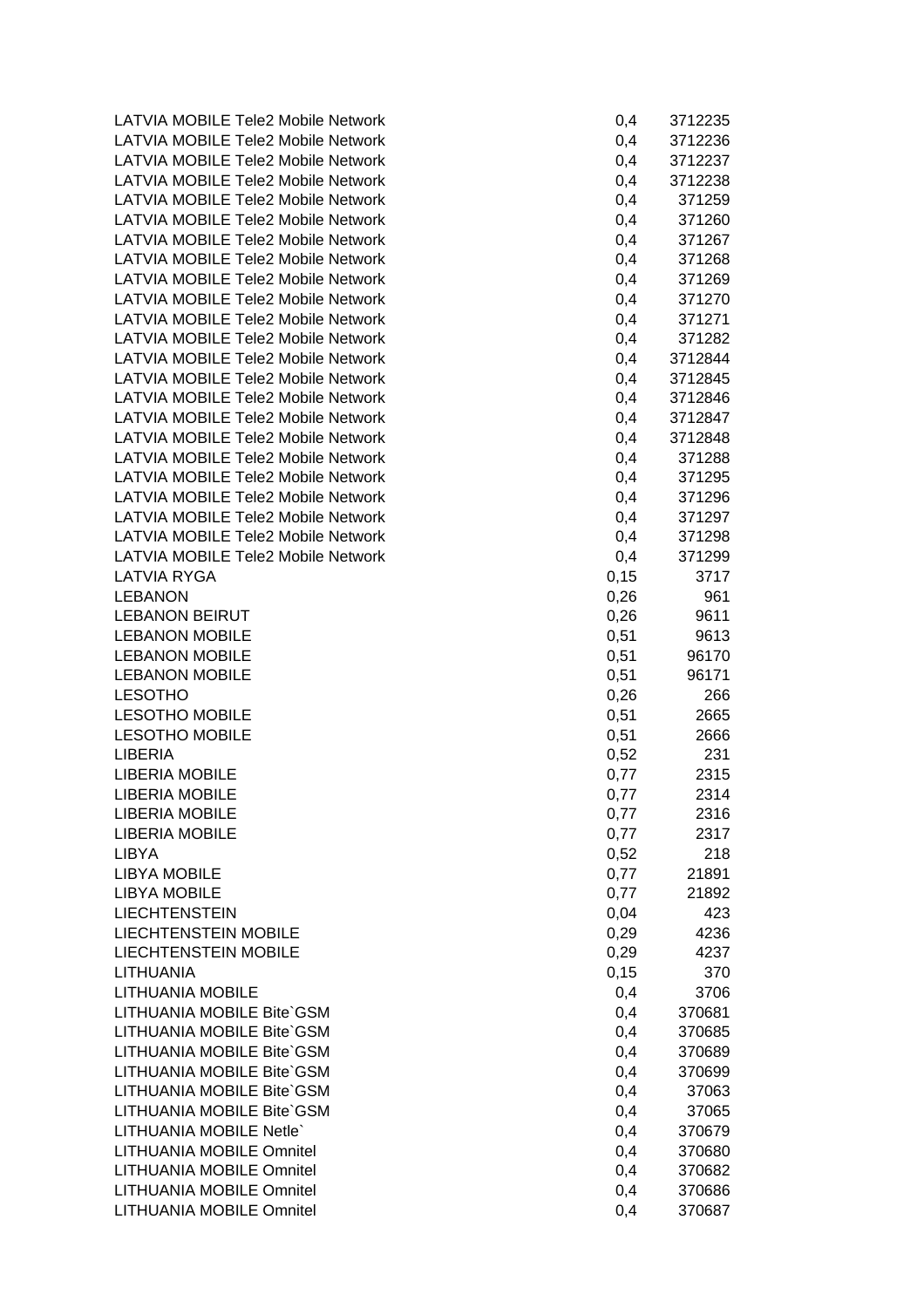| | | |
|---|---|---|
| LATVIA MOBILE Tele2 Mobile Network | 0,4 | 3712235 |
| LATVIA MOBILE Tele2 Mobile Network | 0,4 | 3712236 |
| LATVIA MOBILE Tele2 Mobile Network | 0,4 | 3712237 |
| LATVIA MOBILE Tele2 Mobile Network | 0,4 | 3712238 |
| LATVIA MOBILE Tele2 Mobile Network | 0,4 | 371259 |
| LATVIA MOBILE Tele2 Mobile Network | 0,4 | 371260 |
| LATVIA MOBILE Tele2 Mobile Network | 0,4 | 371267 |
| LATVIA MOBILE Tele2 Mobile Network | 0,4 | 371268 |
| LATVIA MOBILE Tele2 Mobile Network | 0,4 | 371269 |
| LATVIA MOBILE Tele2 Mobile Network | 0,4 | 371270 |
| LATVIA MOBILE Tele2 Mobile Network | 0,4 | 371271 |
| LATVIA MOBILE Tele2 Mobile Network | 0,4 | 371282 |
| LATVIA MOBILE Tele2 Mobile Network | 0,4 | 3712844 |
| LATVIA MOBILE Tele2 Mobile Network | 0,4 | 3712845 |
| LATVIA MOBILE Tele2 Mobile Network | 0,4 | 3712846 |
| LATVIA MOBILE Tele2 Mobile Network | 0,4 | 3712847 |
| LATVIA MOBILE Tele2 Mobile Network | 0,4 | 3712848 |
| LATVIA MOBILE Tele2 Mobile Network | 0,4 | 371288 |
| LATVIA MOBILE Tele2 Mobile Network | 0,4 | 371295 |
| LATVIA MOBILE Tele2 Mobile Network | 0,4 | 371296 |
| LATVIA MOBILE Tele2 Mobile Network | 0,4 | 371297 |
| LATVIA MOBILE Tele2 Mobile Network | 0,4 | 371298 |
| LATVIA MOBILE Tele2 Mobile Network | 0,4 | 371299 |
| LATVIA RYGA | 0,15 | 3717 |
| LEBANON | 0,26 | 961 |
| LEBANON BEIRUT | 0,26 | 9611 |
| LEBANON MOBILE | 0,51 | 9613 |
| LEBANON MOBILE | 0,51 | 96170 |
| LEBANON MOBILE | 0,51 | 96171 |
| LESOTHO | 0,26 | 266 |
| LESOTHO MOBILE | 0,51 | 2665 |
| LESOTHO MOBILE | 0,51 | 2666 |
| LIBERIA | 0,52 | 231 |
| LIBERIA MOBILE | 0,77 | 2315 |
| LIBERIA MOBILE | 0,77 | 2314 |
| LIBERIA MOBILE | 0,77 | 2316 |
| LIBERIA MOBILE | 0,77 | 2317 |
| LIBYA | 0,52 | 218 |
| LIBYA MOBILE | 0,77 | 21891 |
| LIBYA MOBILE | 0,77 | 21892 |
| LIECHTENSTEIN | 0,04 | 423 |
| LIECHTENSTEIN MOBILE | 0,29 | 4236 |
| LIECHTENSTEIN MOBILE | 0,29 | 4237 |
| LITHUANIA | 0,15 | 370 |
| LITHUANIA MOBILE | 0,4 | 3706 |
| LITHUANIA MOBILE Bite`GSM | 0,4 | 370681 |
| LITHUANIA MOBILE Bite`GSM | 0,4 | 370685 |
| LITHUANIA MOBILE Bite`GSM | 0,4 | 370689 |
| LITHUANIA MOBILE Bite`GSM | 0,4 | 370699 |
| LITHUANIA MOBILE Bite`GSM | 0,4 | 37063 |
| LITHUANIA MOBILE Bite`GSM | 0,4 | 37065 |
| LITHUANIA MOBILE Netle` | 0,4 | 370679 |
| LITHUANIA MOBILE Omnitel | 0,4 | 370680 |
| LITHUANIA MOBILE Omnitel | 0,4 | 370682 |
| LITHUANIA MOBILE Omnitel | 0,4 | 370686 |
| LITHUANIA MOBILE Omnitel | 0,4 | 370687 |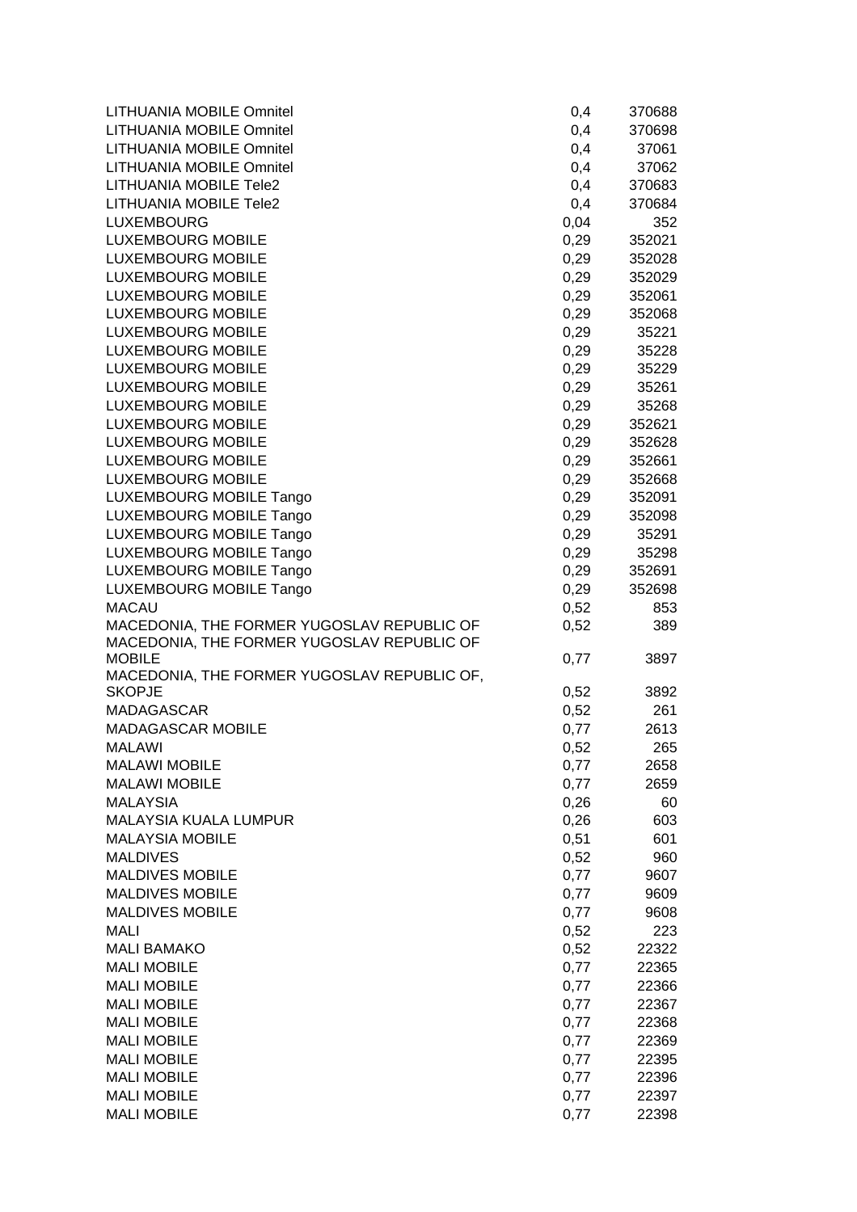| | | |
|---|---|---|
| LITHUANIA MOBILE Omnitel | 0,4 | 370688 |
| LITHUANIA MOBILE Omnitel | 0,4 | 370698 |
| LITHUANIA MOBILE Omnitel | 0,4 | 37061 |
| LITHUANIA MOBILE Omnitel | 0,4 | 37062 |
| LITHUANIA MOBILE Tele2 | 0,4 | 370683 |
| LITHUANIA MOBILE Tele2 | 0,4 | 370684 |
| LUXEMBOURG | 0,04 | 352 |
| LUXEMBOURG MOBILE | 0,29 | 352021 |
| LUXEMBOURG MOBILE | 0,29 | 352028 |
| LUXEMBOURG MOBILE | 0,29 | 352029 |
| LUXEMBOURG MOBILE | 0,29 | 352061 |
| LUXEMBOURG MOBILE | 0,29 | 352068 |
| LUXEMBOURG MOBILE | 0,29 | 35221 |
| LUXEMBOURG MOBILE | 0,29 | 35228 |
| LUXEMBOURG MOBILE | 0,29 | 35229 |
| LUXEMBOURG MOBILE | 0,29 | 35261 |
| LUXEMBOURG MOBILE | 0,29 | 35268 |
| LUXEMBOURG MOBILE | 0,29 | 352621 |
| LUXEMBOURG MOBILE | 0,29 | 352628 |
| LUXEMBOURG MOBILE | 0,29 | 352661 |
| LUXEMBOURG MOBILE | 0,29 | 352668 |
| LUXEMBOURG MOBILE Tango | 0,29 | 352091 |
| LUXEMBOURG MOBILE Tango | 0,29 | 352098 |
| LUXEMBOURG MOBILE Tango | 0,29 | 35291 |
| LUXEMBOURG MOBILE Tango | 0,29 | 35298 |
| LUXEMBOURG MOBILE Tango | 0,29 | 352691 |
| LUXEMBOURG MOBILE Tango | 0,29 | 352698 |
| MACAU | 0,52 | 853 |
| MACEDONIA, THE FORMER YUGOSLAV REPUBLIC OF | 0,52 | 389 |
| MACEDONIA, THE FORMER YUGOSLAV REPUBLIC OF MOBILE | 0,77 | 3897 |
| MACEDONIA, THE FORMER YUGOSLAV REPUBLIC OF, SKOPJE | 0,52 | 3892 |
| MADAGASCAR | 0,52 | 261 |
| MADAGASCAR MOBILE | 0,77 | 2613 |
| MALAWI | 0,52 | 265 |
| MALAWI MOBILE | 0,77 | 2658 |
| MALAWI MOBILE | 0,77 | 2659 |
| MALAYSIA | 0,26 | 60 |
| MALAYSIA KUALA LUMPUR | 0,26 | 603 |
| MALAYSIA MOBILE | 0,51 | 601 |
| MALDIVES | 0,52 | 960 |
| MALDIVES MOBILE | 0,77 | 9607 |
| MALDIVES MOBILE | 0,77 | 9609 |
| MALDIVES MOBILE | 0,77 | 9608 |
| MALI | 0,52 | 223 |
| MALI BAMAKO | 0,52 | 22322 |
| MALI MOBILE | 0,77 | 22365 |
| MALI MOBILE | 0,77 | 22366 |
| MALI MOBILE | 0,77 | 22367 |
| MALI MOBILE | 0,77 | 22368 |
| MALI MOBILE | 0,77 | 22369 |
| MALI MOBILE | 0,77 | 22395 |
| MALI MOBILE | 0,77 | 22396 |
| MALI MOBILE | 0,77 | 22397 |
| MALI MOBILE | 0,77 | 22398 |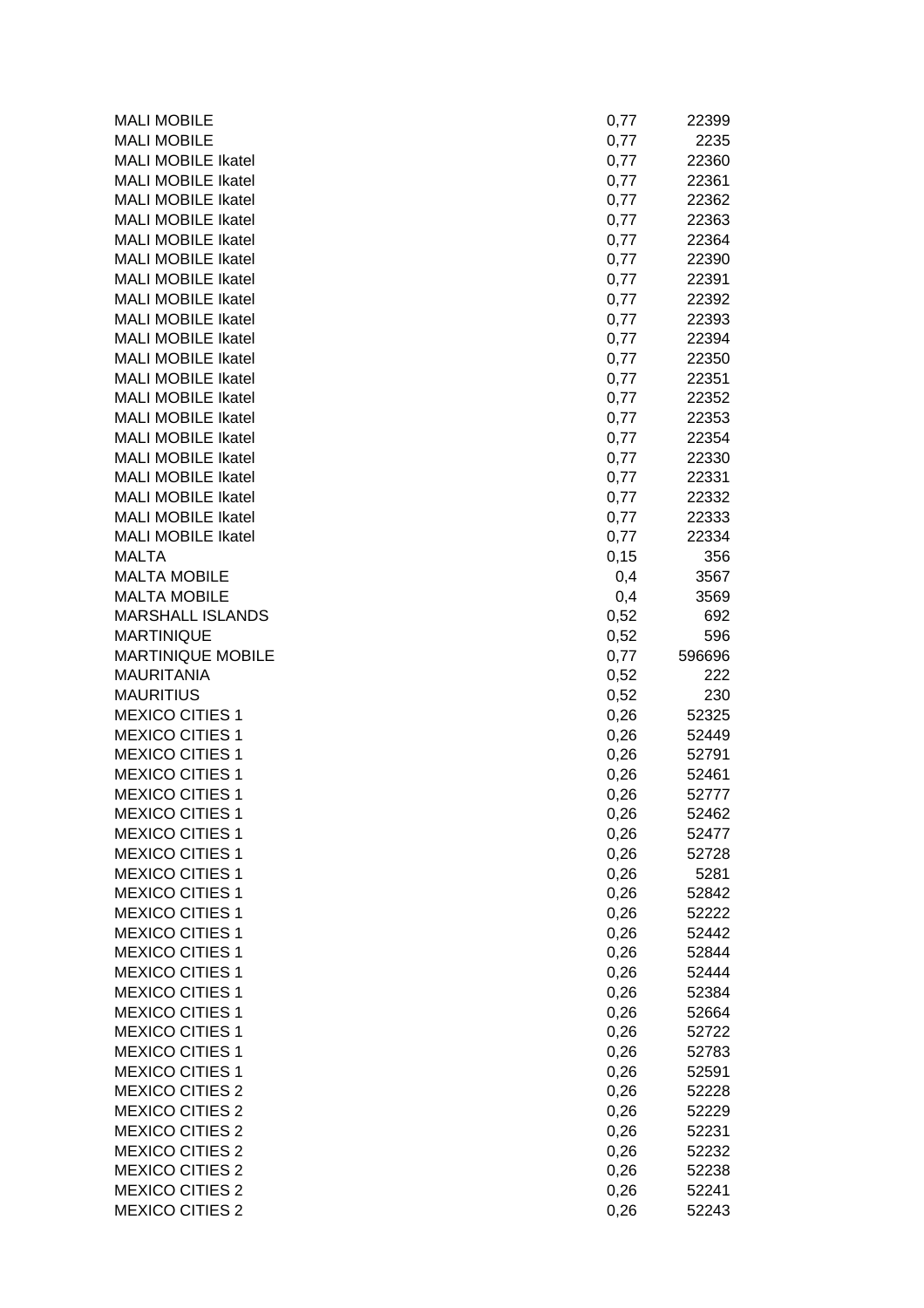| | | |
|---|---|---|
| MALI MOBILE | 0,77 | 22399 |
| MALI MOBILE | 0,77 | 2235 |
| MALI MOBILE Ikatel | 0,77 | 22360 |
| MALI MOBILE Ikatel | 0,77 | 22361 |
| MALI MOBILE Ikatel | 0,77 | 22362 |
| MALI MOBILE Ikatel | 0,77 | 22363 |
| MALI MOBILE Ikatel | 0,77 | 22364 |
| MALI MOBILE Ikatel | 0,77 | 22390 |
| MALI MOBILE Ikatel | 0,77 | 22391 |
| MALI MOBILE Ikatel | 0,77 | 22392 |
| MALI MOBILE Ikatel | 0,77 | 22393 |
| MALI MOBILE Ikatel | 0,77 | 22394 |
| MALI MOBILE Ikatel | 0,77 | 22350 |
| MALI MOBILE Ikatel | 0,77 | 22351 |
| MALI MOBILE Ikatel | 0,77 | 22352 |
| MALI MOBILE Ikatel | 0,77 | 22353 |
| MALI MOBILE Ikatel | 0,77 | 22354 |
| MALI MOBILE Ikatel | 0,77 | 22330 |
| MALI MOBILE Ikatel | 0,77 | 22331 |
| MALI MOBILE Ikatel | 0,77 | 22332 |
| MALI MOBILE Ikatel | 0,77 | 22333 |
| MALI MOBILE Ikatel | 0,77 | 22334 |
| MALTA | 0,15 | 356 |
| MALTA MOBILE | 0,4 | 3567 |
| MALTA MOBILE | 0,4 | 3569 |
| MARSHALL ISLANDS | 0,52 | 692 |
| MARTINIQUE | 0,52 | 596 |
| MARTINIQUE MOBILE | 0,77 | 596696 |
| MAURITANIA | 0,52 | 222 |
| MAURITIUS | 0,52 | 230 |
| MEXICO CITIES 1 | 0,26 | 52325 |
| MEXICO CITIES 1 | 0,26 | 52449 |
| MEXICO CITIES 1 | 0,26 | 52791 |
| MEXICO CITIES 1 | 0,26 | 52461 |
| MEXICO CITIES 1 | 0,26 | 52777 |
| MEXICO CITIES 1 | 0,26 | 52462 |
| MEXICO CITIES 1 | 0,26 | 52477 |
| MEXICO CITIES 1 | 0,26 | 52728 |
| MEXICO CITIES 1 | 0,26 | 5281 |
| MEXICO CITIES 1 | 0,26 | 52842 |
| MEXICO CITIES 1 | 0,26 | 52222 |
| MEXICO CITIES 1 | 0,26 | 52442 |
| MEXICO CITIES 1 | 0,26 | 52844 |
| MEXICO CITIES 1 | 0,26 | 52444 |
| MEXICO CITIES 1 | 0,26 | 52384 |
| MEXICO CITIES 1 | 0,26 | 52664 |
| MEXICO CITIES 1 | 0,26 | 52722 |
| MEXICO CITIES 1 | 0,26 | 52783 |
| MEXICO CITIES 1 | 0,26 | 52591 |
| MEXICO CITIES 2 | 0,26 | 52228 |
| MEXICO CITIES 2 | 0,26 | 52229 |
| MEXICO CITIES 2 | 0,26 | 52231 |
| MEXICO CITIES 2 | 0,26 | 52232 |
| MEXICO CITIES 2 | 0,26 | 52238 |
| MEXICO CITIES 2 | 0,26 | 52241 |
| MEXICO CITIES 2 | 0,26 | 52243 |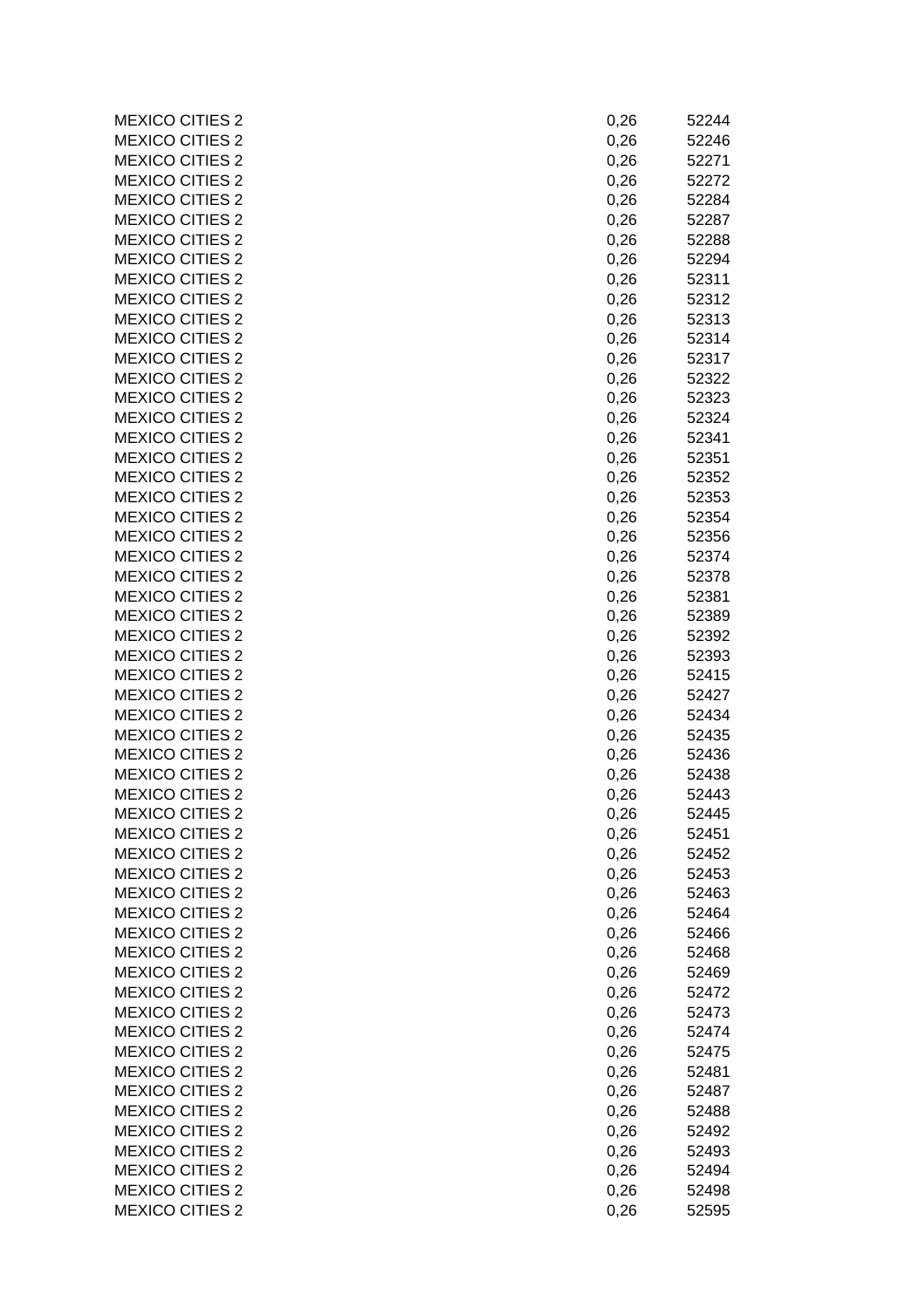| | | |
|---|---|---|
| MEXICO CITIES 2 | 0,26 | 52244 |
| MEXICO CITIES 2 | 0,26 | 52246 |
| MEXICO CITIES 2 | 0,26 | 52271 |
| MEXICO CITIES 2 | 0,26 | 52272 |
| MEXICO CITIES 2 | 0,26 | 52284 |
| MEXICO CITIES 2 | 0,26 | 52287 |
| MEXICO CITIES 2 | 0,26 | 52288 |
| MEXICO CITIES 2 | 0,26 | 52294 |
| MEXICO CITIES 2 | 0,26 | 52311 |
| MEXICO CITIES 2 | 0,26 | 52312 |
| MEXICO CITIES 2 | 0,26 | 52313 |
| MEXICO CITIES 2 | 0,26 | 52314 |
| MEXICO CITIES 2 | 0,26 | 52317 |
| MEXICO CITIES 2 | 0,26 | 52322 |
| MEXICO CITIES 2 | 0,26 | 52323 |
| MEXICO CITIES 2 | 0,26 | 52324 |
| MEXICO CITIES 2 | 0,26 | 52341 |
| MEXICO CITIES 2 | 0,26 | 52351 |
| MEXICO CITIES 2 | 0,26 | 52352 |
| MEXICO CITIES 2 | 0,26 | 52353 |
| MEXICO CITIES 2 | 0,26 | 52354 |
| MEXICO CITIES 2 | 0,26 | 52356 |
| MEXICO CITIES 2 | 0,26 | 52374 |
| MEXICO CITIES 2 | 0,26 | 52378 |
| MEXICO CITIES 2 | 0,26 | 52381 |
| MEXICO CITIES 2 | 0,26 | 52389 |
| MEXICO CITIES 2 | 0,26 | 52392 |
| MEXICO CITIES 2 | 0,26 | 52393 |
| MEXICO CITIES 2 | 0,26 | 52415 |
| MEXICO CITIES 2 | 0,26 | 52427 |
| MEXICO CITIES 2 | 0,26 | 52434 |
| MEXICO CITIES 2 | 0,26 | 52435 |
| MEXICO CITIES 2 | 0,26 | 52436 |
| MEXICO CITIES 2 | 0,26 | 52438 |
| MEXICO CITIES 2 | 0,26 | 52443 |
| MEXICO CITIES 2 | 0,26 | 52445 |
| MEXICO CITIES 2 | 0,26 | 52451 |
| MEXICO CITIES 2 | 0,26 | 52452 |
| MEXICO CITIES 2 | 0,26 | 52453 |
| MEXICO CITIES 2 | 0,26 | 52463 |
| MEXICO CITIES 2 | 0,26 | 52464 |
| MEXICO CITIES 2 | 0,26 | 52466 |
| MEXICO CITIES 2 | 0,26 | 52468 |
| MEXICO CITIES 2 | 0,26 | 52469 |
| MEXICO CITIES 2 | 0,26 | 52472 |
| MEXICO CITIES 2 | 0,26 | 52473 |
| MEXICO CITIES 2 | 0,26 | 52474 |
| MEXICO CITIES 2 | 0,26 | 52475 |
| MEXICO CITIES 2 | 0,26 | 52481 |
| MEXICO CITIES 2 | 0,26 | 52487 |
| MEXICO CITIES 2 | 0,26 | 52488 |
| MEXICO CITIES 2 | 0,26 | 52492 |
| MEXICO CITIES 2 | 0,26 | 52493 |
| MEXICO CITIES 2 | 0,26 | 52494 |
| MEXICO CITIES 2 | 0,26 | 52498 |
| MEXICO CITIES 2 | 0,26 | 52595 |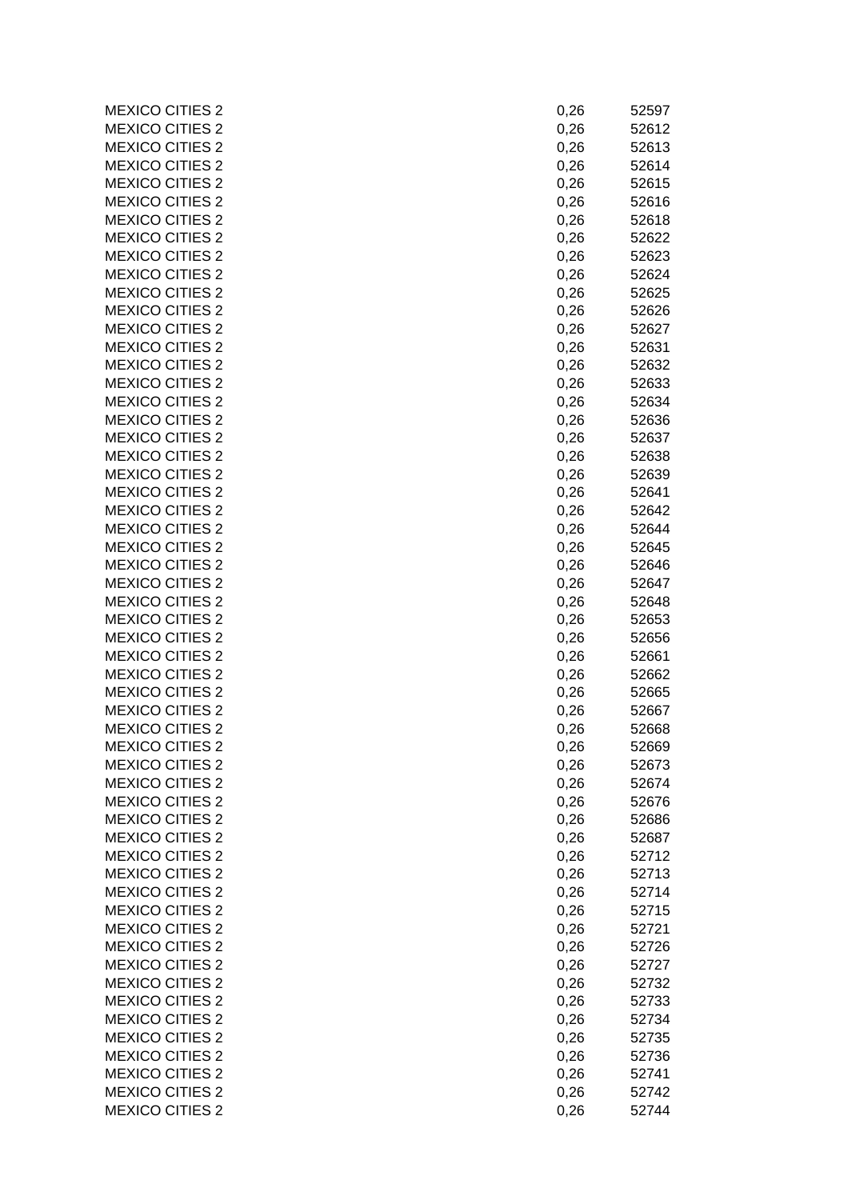| | | |
|---|---|---|
| MEXICO CITIES 2 | 0,26 | 52597 |
| MEXICO CITIES 2 | 0,26 | 52612 |
| MEXICO CITIES 2 | 0,26 | 52613 |
| MEXICO CITIES 2 | 0,26 | 52614 |
| MEXICO CITIES 2 | 0,26 | 52615 |
| MEXICO CITIES 2 | 0,26 | 52616 |
| MEXICO CITIES 2 | 0,26 | 52618 |
| MEXICO CITIES 2 | 0,26 | 52622 |
| MEXICO CITIES 2 | 0,26 | 52623 |
| MEXICO CITIES 2 | 0,26 | 52624 |
| MEXICO CITIES 2 | 0,26 | 52625 |
| MEXICO CITIES 2 | 0,26 | 52626 |
| MEXICO CITIES 2 | 0,26 | 52627 |
| MEXICO CITIES 2 | 0,26 | 52631 |
| MEXICO CITIES 2 | 0,26 | 52632 |
| MEXICO CITIES 2 | 0,26 | 52633 |
| MEXICO CITIES 2 | 0,26 | 52634 |
| MEXICO CITIES 2 | 0,26 | 52636 |
| MEXICO CITIES 2 | 0,26 | 52637 |
| MEXICO CITIES 2 | 0,26 | 52638 |
| MEXICO CITIES 2 | 0,26 | 52639 |
| MEXICO CITIES 2 | 0,26 | 52641 |
| MEXICO CITIES 2 | 0,26 | 52642 |
| MEXICO CITIES 2 | 0,26 | 52644 |
| MEXICO CITIES 2 | 0,26 | 52645 |
| MEXICO CITIES 2 | 0,26 | 52646 |
| MEXICO CITIES 2 | 0,26 | 52647 |
| MEXICO CITIES 2 | 0,26 | 52648 |
| MEXICO CITIES 2 | 0,26 | 52653 |
| MEXICO CITIES 2 | 0,26 | 52656 |
| MEXICO CITIES 2 | 0,26 | 52661 |
| MEXICO CITIES 2 | 0,26 | 52662 |
| MEXICO CITIES 2 | 0,26 | 52665 |
| MEXICO CITIES 2 | 0,26 | 52667 |
| MEXICO CITIES 2 | 0,26 | 52668 |
| MEXICO CITIES 2 | 0,26 | 52669 |
| MEXICO CITIES 2 | 0,26 | 52673 |
| MEXICO CITIES 2 | 0,26 | 52674 |
| MEXICO CITIES 2 | 0,26 | 52676 |
| MEXICO CITIES 2 | 0,26 | 52686 |
| MEXICO CITIES 2 | 0,26 | 52687 |
| MEXICO CITIES 2 | 0,26 | 52712 |
| MEXICO CITIES 2 | 0,26 | 52713 |
| MEXICO CITIES 2 | 0,26 | 52714 |
| MEXICO CITIES 2 | 0,26 | 52715 |
| MEXICO CITIES 2 | 0,26 | 52721 |
| MEXICO CITIES 2 | 0,26 | 52726 |
| MEXICO CITIES 2 | 0,26 | 52727 |
| MEXICO CITIES 2 | 0,26 | 52732 |
| MEXICO CITIES 2 | 0,26 | 52733 |
| MEXICO CITIES 2 | 0,26 | 52734 |
| MEXICO CITIES 2 | 0,26 | 52735 |
| MEXICO CITIES 2 | 0,26 | 52736 |
| MEXICO CITIES 2 | 0,26 | 52741 |
| MEXICO CITIES 2 | 0,26 | 52742 |
| MEXICO CITIES 2 | 0,26 | 52744 |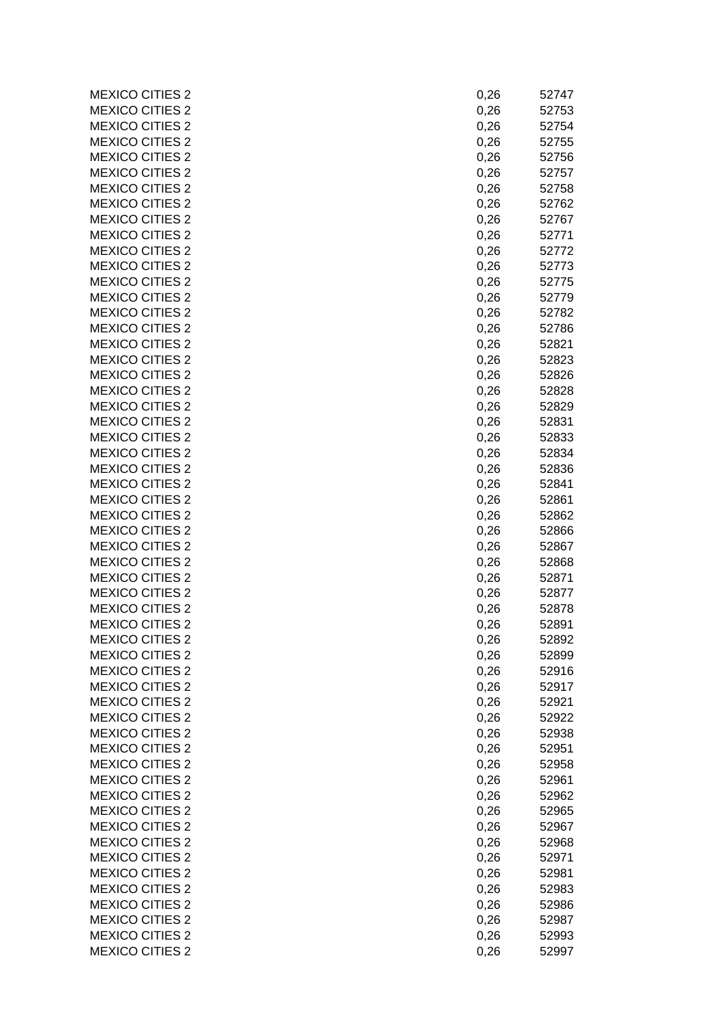| | | |
|---|---|---|
| MEXICO CITIES 2 | 0,26 | 52747 |
| MEXICO CITIES 2 | 0,26 | 52753 |
| MEXICO CITIES 2 | 0,26 | 52754 |
| MEXICO CITIES 2 | 0,26 | 52755 |
| MEXICO CITIES 2 | 0,26 | 52756 |
| MEXICO CITIES 2 | 0,26 | 52757 |
| MEXICO CITIES 2 | 0,26 | 52758 |
| MEXICO CITIES 2 | 0,26 | 52762 |
| MEXICO CITIES 2 | 0,26 | 52767 |
| MEXICO CITIES 2 | 0,26 | 52771 |
| MEXICO CITIES 2 | 0,26 | 52772 |
| MEXICO CITIES 2 | 0,26 | 52773 |
| MEXICO CITIES 2 | 0,26 | 52775 |
| MEXICO CITIES 2 | 0,26 | 52779 |
| MEXICO CITIES 2 | 0,26 | 52782 |
| MEXICO CITIES 2 | 0,26 | 52786 |
| MEXICO CITIES 2 | 0,26 | 52821 |
| MEXICO CITIES 2 | 0,26 | 52823 |
| MEXICO CITIES 2 | 0,26 | 52826 |
| MEXICO CITIES 2 | 0,26 | 52828 |
| MEXICO CITIES 2 | 0,26 | 52829 |
| MEXICO CITIES 2 | 0,26 | 52831 |
| MEXICO CITIES 2 | 0,26 | 52833 |
| MEXICO CITIES 2 | 0,26 | 52834 |
| MEXICO CITIES 2 | 0,26 | 52836 |
| MEXICO CITIES 2 | 0,26 | 52841 |
| MEXICO CITIES 2 | 0,26 | 52861 |
| MEXICO CITIES 2 | 0,26 | 52862 |
| MEXICO CITIES 2 | 0,26 | 52866 |
| MEXICO CITIES 2 | 0,26 | 52867 |
| MEXICO CITIES 2 | 0,26 | 52868 |
| MEXICO CITIES 2 | 0,26 | 52871 |
| MEXICO CITIES 2 | 0,26 | 52877 |
| MEXICO CITIES 2 | 0,26 | 52878 |
| MEXICO CITIES 2 | 0,26 | 52891 |
| MEXICO CITIES 2 | 0,26 | 52892 |
| MEXICO CITIES 2 | 0,26 | 52899 |
| MEXICO CITIES 2 | 0,26 | 52916 |
| MEXICO CITIES 2 | 0,26 | 52917 |
| MEXICO CITIES 2 | 0,26 | 52921 |
| MEXICO CITIES 2 | 0,26 | 52922 |
| MEXICO CITIES 2 | 0,26 | 52938 |
| MEXICO CITIES 2 | 0,26 | 52951 |
| MEXICO CITIES 2 | 0,26 | 52958 |
| MEXICO CITIES 2 | 0,26 | 52961 |
| MEXICO CITIES 2 | 0,26 | 52962 |
| MEXICO CITIES 2 | 0,26 | 52965 |
| MEXICO CITIES 2 | 0,26 | 52967 |
| MEXICO CITIES 2 | 0,26 | 52968 |
| MEXICO CITIES 2 | 0,26 | 52971 |
| MEXICO CITIES 2 | 0,26 | 52981 |
| MEXICO CITIES 2 | 0,26 | 52983 |
| MEXICO CITIES 2 | 0,26 | 52986 |
| MEXICO CITIES 2 | 0,26 | 52987 |
| MEXICO CITIES 2 | 0,26 | 52993 |
| MEXICO CITIES 2 | 0,26 | 52997 |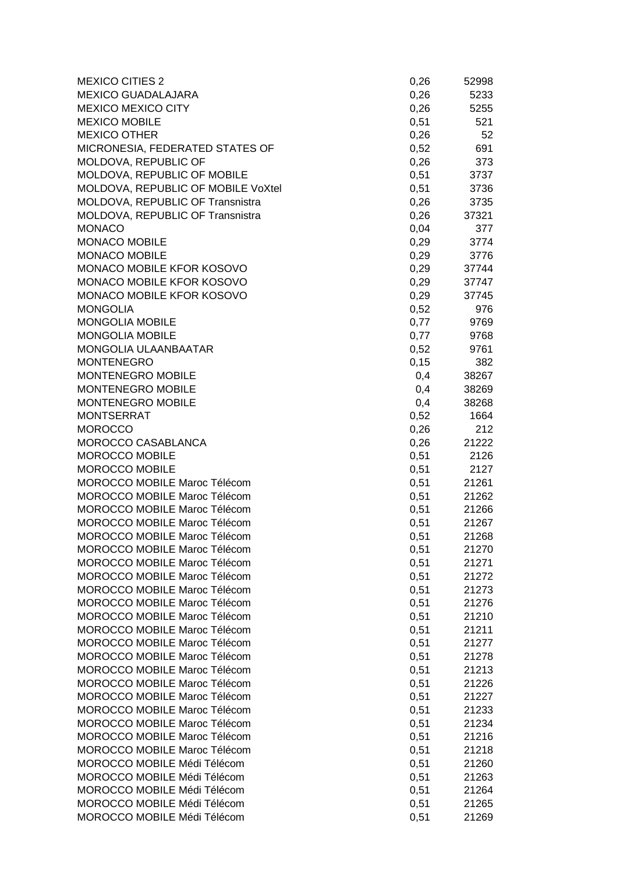| | | |
|---|---|---|
| MEXICO CITIES 2 | 0,26 | 52998 |
| MEXICO GUADALAJARA | 0,26 | 5233 |
| MEXICO MEXICO CITY | 0,26 | 5255 |
| MEXICO MOBILE | 0,51 | 521 |
| MEXICO OTHER | 0,26 | 52 |
| MICRONESIA, FEDERATED STATES OF | 0,52 | 691 |
| MOLDOVA, REPUBLIC OF | 0,26 | 373 |
| MOLDOVA, REPUBLIC OF MOBILE | 0,51 | 3737 |
| MOLDOVA, REPUBLIC OF MOBILE VoXtel | 0,51 | 3736 |
| MOLDOVA, REPUBLIC OF Transnistra | 0,26 | 3735 |
| MOLDOVA, REPUBLIC OF Transnistra | 0,26 | 37321 |
| MONACO | 0,04 | 377 |
| MONACO MOBILE | 0,29 | 3774 |
| MONACO MOBILE | 0,29 | 3776 |
| MONACO MOBILE KFOR KOSOVO | 0,29 | 37744 |
| MONACO MOBILE KFOR KOSOVO | 0,29 | 37747 |
| MONACO MOBILE KFOR KOSOVO | 0,29 | 37745 |
| MONGOLIA | 0,52 | 976 |
| MONGOLIA MOBILE | 0,77 | 9769 |
| MONGOLIA MOBILE | 0,77 | 9768 |
| MONGOLIA ULAANBAATAR | 0,52 | 9761 |
| MONTENEGRO | 0,15 | 382 |
| MONTENEGRO MOBILE | 0,4 | 38267 |
| MONTENEGRO MOBILE | 0,4 | 38269 |
| MONTENEGRO MOBILE | 0,4 | 38268 |
| MONTSERRAT | 0,52 | 1664 |
| MOROCCO | 0,26 | 212 |
| MOROCCO CASABLANCA | 0,26 | 21222 |
| MOROCCO MOBILE | 0,51 | 2126 |
| MOROCCO MOBILE | 0,51 | 2127 |
| MOROCCO MOBILE Maroc Télécom | 0,51 | 21261 |
| MOROCCO MOBILE Maroc Télécom | 0,51 | 21262 |
| MOROCCO MOBILE Maroc Télécom | 0,51 | 21266 |
| MOROCCO MOBILE Maroc Télécom | 0,51 | 21267 |
| MOROCCO MOBILE Maroc Télécom | 0,51 | 21268 |
| MOROCCO MOBILE Maroc Télécom | 0,51 | 21270 |
| MOROCCO MOBILE Maroc Télécom | 0,51 | 21271 |
| MOROCCO MOBILE Maroc Télécom | 0,51 | 21272 |
| MOROCCO MOBILE Maroc Télécom | 0,51 | 21273 |
| MOROCCO MOBILE Maroc Télécom | 0,51 | 21276 |
| MOROCCO MOBILE Maroc Télécom | 0,51 | 21210 |
| MOROCCO MOBILE Maroc Télécom | 0,51 | 21211 |
| MOROCCO MOBILE Maroc Télécom | 0,51 | 21277 |
| MOROCCO MOBILE Maroc Télécom | 0,51 | 21278 |
| MOROCCO MOBILE Maroc Télécom | 0,51 | 21213 |
| MOROCCO MOBILE Maroc Télécom | 0,51 | 21226 |
| MOROCCO MOBILE Maroc Télécom | 0,51 | 21227 |
| MOROCCO MOBILE Maroc Télécom | 0,51 | 21233 |
| MOROCCO MOBILE Maroc Télécom | 0,51 | 21234 |
| MOROCCO MOBILE Maroc Télécom | 0,51 | 21216 |
| MOROCCO MOBILE Maroc Télécom | 0,51 | 21218 |
| MOROCCO MOBILE Médi Télécom | 0,51 | 21260 |
| MOROCCO MOBILE Médi Télécom | 0,51 | 21263 |
| MOROCCO MOBILE Médi Télécom | 0,51 | 21264 |
| MOROCCO MOBILE Médi Télécom | 0,51 | 21265 |
| MOROCCO MOBILE Médi Télécom | 0,51 | 21269 |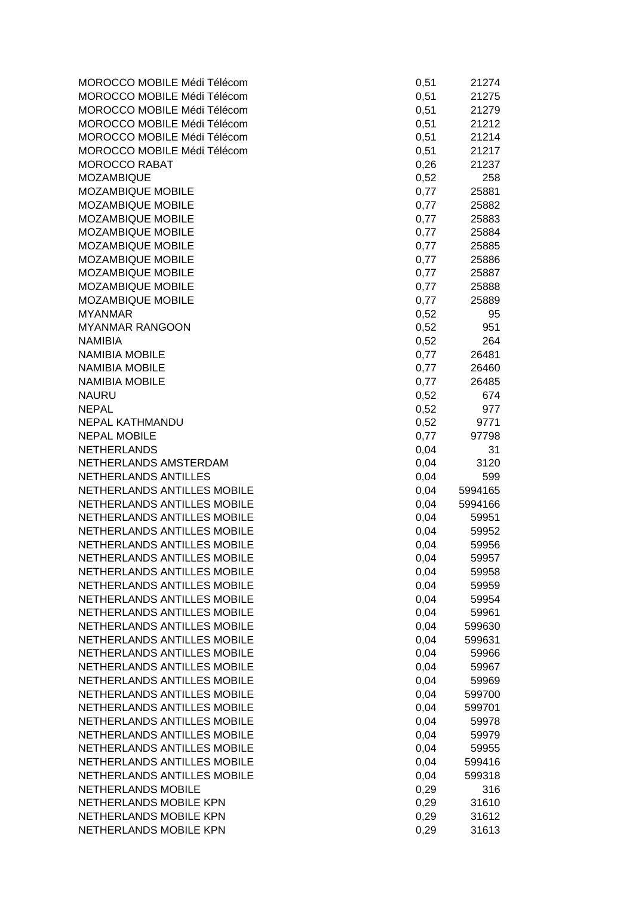| | | |
|---|---|---|
| MOROCCO MOBILE Médi Télécom | 0,51 | 21274 |
| MOROCCO MOBILE Médi Télécom | 0,51 | 21275 |
| MOROCCO MOBILE Médi Télécom | 0,51 | 21279 |
| MOROCCO MOBILE Médi Télécom | 0,51 | 21212 |
| MOROCCO MOBILE Médi Télécom | 0,51 | 21214 |
| MOROCCO MOBILE Médi Télécom | 0,51 | 21217 |
| MOROCCO RABAT | 0,26 | 21237 |
| MOZAMBIQUE | 0,52 | 258 |
| MOZAMBIQUE MOBILE | 0,77 | 25881 |
| MOZAMBIQUE MOBILE | 0,77 | 25882 |
| MOZAMBIQUE MOBILE | 0,77 | 25883 |
| MOZAMBIQUE MOBILE | 0,77 | 25884 |
| MOZAMBIQUE MOBILE | 0,77 | 25885 |
| MOZAMBIQUE MOBILE | 0,77 | 25886 |
| MOZAMBIQUE MOBILE | 0,77 | 25887 |
| MOZAMBIQUE MOBILE | 0,77 | 25888 |
| MOZAMBIQUE MOBILE | 0,77 | 25889 |
| MYANMAR | 0,52 | 95 |
| MYANMAR RANGOON | 0,52 | 951 |
| NAMIBIA | 0,52 | 264 |
| NAMIBIA MOBILE | 0,77 | 26481 |
| NAMIBIA MOBILE | 0,77 | 26460 |
| NAMIBIA MOBILE | 0,77 | 26485 |
| NAURU | 0,52 | 674 |
| NEPAL | 0,52 | 977 |
| NEPAL KATHMANDU | 0,52 | 9771 |
| NEPAL MOBILE | 0,77 | 97798 |
| NETHERLANDS | 0,04 | 31 |
| NETHERLANDS AMSTERDAM | 0,04 | 3120 |
| NETHERLANDS ANTILLES | 0,04 | 599 |
| NETHERLANDS ANTILLES MOBILE | 0,04 | 5994165 |
| NETHERLANDS ANTILLES MOBILE | 0,04 | 5994166 |
| NETHERLANDS ANTILLES MOBILE | 0,04 | 59951 |
| NETHERLANDS ANTILLES MOBILE | 0,04 | 59952 |
| NETHERLANDS ANTILLES MOBILE | 0,04 | 59956 |
| NETHERLANDS ANTILLES MOBILE | 0,04 | 59957 |
| NETHERLANDS ANTILLES MOBILE | 0,04 | 59958 |
| NETHERLANDS ANTILLES MOBILE | 0,04 | 59959 |
| NETHERLANDS ANTILLES MOBILE | 0,04 | 59954 |
| NETHERLANDS ANTILLES MOBILE | 0,04 | 59961 |
| NETHERLANDS ANTILLES MOBILE | 0,04 | 599630 |
| NETHERLANDS ANTILLES MOBILE | 0,04 | 599631 |
| NETHERLANDS ANTILLES MOBILE | 0,04 | 59966 |
| NETHERLANDS ANTILLES MOBILE | 0,04 | 59967 |
| NETHERLANDS ANTILLES MOBILE | 0,04 | 59969 |
| NETHERLANDS ANTILLES MOBILE | 0,04 | 599700 |
| NETHERLANDS ANTILLES MOBILE | 0,04 | 599701 |
| NETHERLANDS ANTILLES MOBILE | 0,04 | 59978 |
| NETHERLANDS ANTILLES MOBILE | 0,04 | 59979 |
| NETHERLANDS ANTILLES MOBILE | 0,04 | 59955 |
| NETHERLANDS ANTILLES MOBILE | 0,04 | 599416 |
| NETHERLANDS ANTILLES MOBILE | 0,04 | 599318 |
| NETHERLANDS MOBILE | 0,29 | 316 |
| NETHERLANDS MOBILE KPN | 0,29 | 31610 |
| NETHERLANDS MOBILE KPN | 0,29 | 31612 |
| NETHERLANDS MOBILE KPN | 0,29 | 31613 |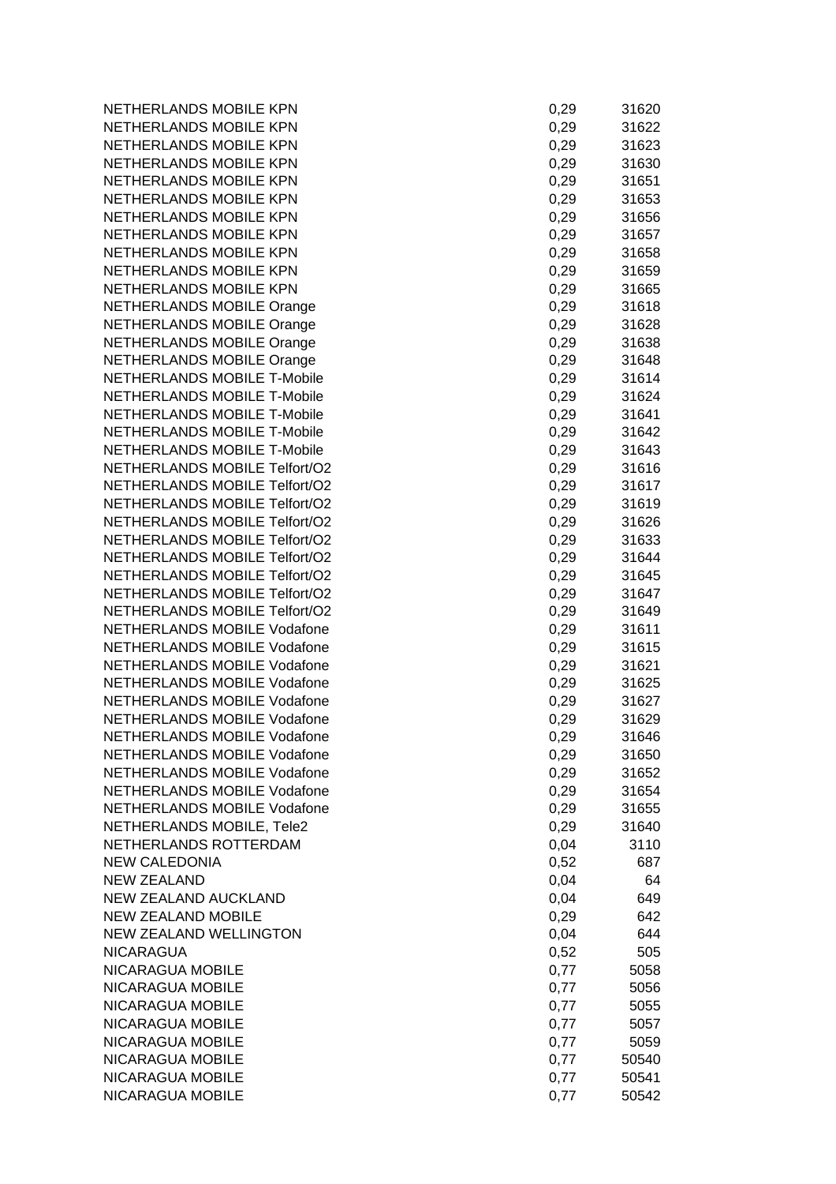| | | |
|---|---|---|
| NETHERLANDS MOBILE KPN | 0,29 | 31620 |
| NETHERLANDS MOBILE KPN | 0,29 | 31622 |
| NETHERLANDS MOBILE KPN | 0,29 | 31623 |
| NETHERLANDS MOBILE KPN | 0,29 | 31630 |
| NETHERLANDS MOBILE KPN | 0,29 | 31651 |
| NETHERLANDS MOBILE KPN | 0,29 | 31653 |
| NETHERLANDS MOBILE KPN | 0,29 | 31656 |
| NETHERLANDS MOBILE KPN | 0,29 | 31657 |
| NETHERLANDS MOBILE KPN | 0,29 | 31658 |
| NETHERLANDS MOBILE KPN | 0,29 | 31659 |
| NETHERLANDS MOBILE KPN | 0,29 | 31665 |
| NETHERLANDS MOBILE Orange | 0,29 | 31618 |
| NETHERLANDS MOBILE Orange | 0,29 | 31628 |
| NETHERLANDS MOBILE Orange | 0,29 | 31638 |
| NETHERLANDS MOBILE Orange | 0,29 | 31648 |
| NETHERLANDS MOBILE T-Mobile | 0,29 | 31614 |
| NETHERLANDS MOBILE T-Mobile | 0,29 | 31624 |
| NETHERLANDS MOBILE T-Mobile | 0,29 | 31641 |
| NETHERLANDS MOBILE T-Mobile | 0,29 | 31642 |
| NETHERLANDS MOBILE T-Mobile | 0,29 | 31643 |
| NETHERLANDS MOBILE Telfort/O2 | 0,29 | 31616 |
| NETHERLANDS MOBILE Telfort/O2 | 0,29 | 31617 |
| NETHERLANDS MOBILE Telfort/O2 | 0,29 | 31619 |
| NETHERLANDS MOBILE Telfort/O2 | 0,29 | 31626 |
| NETHERLANDS MOBILE Telfort/O2 | 0,29 | 31633 |
| NETHERLANDS MOBILE Telfort/O2 | 0,29 | 31644 |
| NETHERLANDS MOBILE Telfort/O2 | 0,29 | 31645 |
| NETHERLANDS MOBILE Telfort/O2 | 0,29 | 31647 |
| NETHERLANDS MOBILE Telfort/O2 | 0,29 | 31649 |
| NETHERLANDS MOBILE Vodafone | 0,29 | 31611 |
| NETHERLANDS MOBILE Vodafone | 0,29 | 31615 |
| NETHERLANDS MOBILE Vodafone | 0,29 | 31621 |
| NETHERLANDS MOBILE Vodafone | 0,29 | 31625 |
| NETHERLANDS MOBILE Vodafone | 0,29 | 31627 |
| NETHERLANDS MOBILE Vodafone | 0,29 | 31629 |
| NETHERLANDS MOBILE Vodafone | 0,29 | 31646 |
| NETHERLANDS MOBILE Vodafone | 0,29 | 31650 |
| NETHERLANDS MOBILE Vodafone | 0,29 | 31652 |
| NETHERLANDS MOBILE Vodafone | 0,29 | 31654 |
| NETHERLANDS MOBILE Vodafone | 0,29 | 31655 |
| NETHERLANDS MOBILE, Tele2 | 0,29 | 31640 |
| NETHERLANDS ROTTERDAM | 0,04 | 3110 |
| NEW CALEDONIA | 0,52 | 687 |
| NEW ZEALAND | 0,04 | 64 |
| NEW ZEALAND AUCKLAND | 0,04 | 649 |
| NEW ZEALAND MOBILE | 0,29 | 642 |
| NEW ZEALAND WELLINGTON | 0,04 | 644 |
| NICARAGUA | 0,52 | 505 |
| NICARAGUA MOBILE | 0,77 | 5058 |
| NICARAGUA MOBILE | 0,77 | 5056 |
| NICARAGUA MOBILE | 0,77 | 5055 |
| NICARAGUA MOBILE | 0,77 | 5057 |
| NICARAGUA MOBILE | 0,77 | 5059 |
| NICARAGUA MOBILE | 0,77 | 50540 |
| NICARAGUA MOBILE | 0,77 | 50541 |
| NICARAGUA MOBILE | 0,77 | 50542 |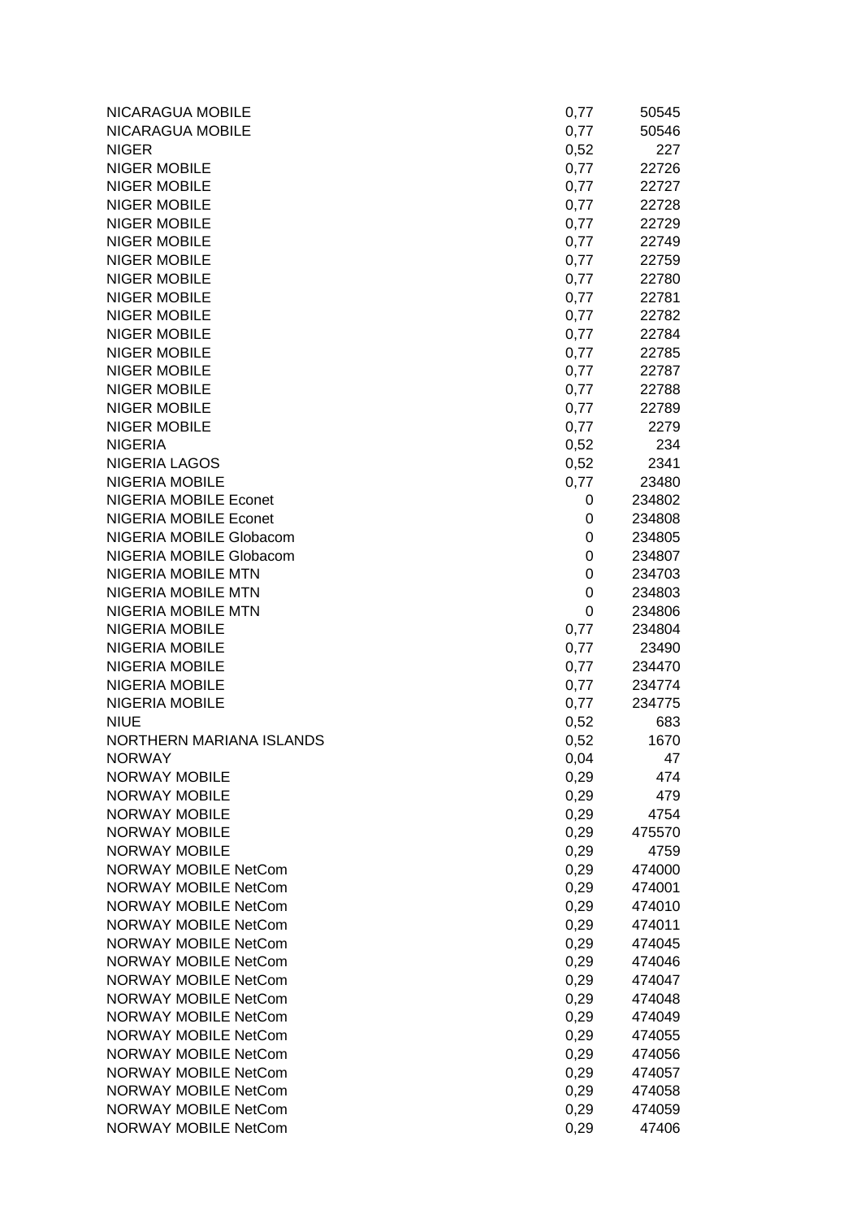| | | |
|---|---|---|
| NICARAGUA MOBILE | 0,77 | 50545 |
| NICARAGUA MOBILE | 0,77 | 50546 |
| NIGER | 0,52 | 227 |
| NIGER MOBILE | 0,77 | 22726 |
| NIGER MOBILE | 0,77 | 22727 |
| NIGER MOBILE | 0,77 | 22728 |
| NIGER MOBILE | 0,77 | 22729 |
| NIGER MOBILE | 0,77 | 22749 |
| NIGER MOBILE | 0,77 | 22759 |
| NIGER MOBILE | 0,77 | 22780 |
| NIGER MOBILE | 0,77 | 22781 |
| NIGER MOBILE | 0,77 | 22782 |
| NIGER MOBILE | 0,77 | 22784 |
| NIGER MOBILE | 0,77 | 22785 |
| NIGER MOBILE | 0,77 | 22787 |
| NIGER MOBILE | 0,77 | 22788 |
| NIGER MOBILE | 0,77 | 22789 |
| NIGER MOBILE | 0,77 | 2279 |
| NIGERIA | 0,52 | 234 |
| NIGERIA LAGOS | 0,52 | 2341 |
| NIGERIA MOBILE | 0,77 | 23480 |
| NIGERIA MOBILE Econet | 0 | 234802 |
| NIGERIA MOBILE Econet | 0 | 234808 |
| NIGERIA MOBILE Globacom | 0 | 234805 |
| NIGERIA MOBILE Globacom | 0 | 234807 |
| NIGERIA MOBILE MTN | 0 | 234703 |
| NIGERIA MOBILE MTN | 0 | 234803 |
| NIGERIA MOBILE MTN | 0 | 234806 |
| NIGERIA MOBILE | 0,77 | 234804 |
| NIGERIA MOBILE | 0,77 | 23490 |
| NIGERIA MOBILE | 0,77 | 234470 |
| NIGERIA MOBILE | 0,77 | 234774 |
| NIGERIA MOBILE | 0,77 | 234775 |
| NIUE | 0,52 | 683 |
| NORTHERN MARIANA ISLANDS | 0,52 | 1670 |
| NORWAY | 0,04 | 47 |
| NORWAY MOBILE | 0,29 | 474 |
| NORWAY MOBILE | 0,29 | 479 |
| NORWAY MOBILE | 0,29 | 4754 |
| NORWAY MOBILE | 0,29 | 475570 |
| NORWAY MOBILE | 0,29 | 4759 |
| NORWAY MOBILE NetCom | 0,29 | 474000 |
| NORWAY MOBILE NetCom | 0,29 | 474001 |
| NORWAY MOBILE NetCom | 0,29 | 474010 |
| NORWAY MOBILE NetCom | 0,29 | 474011 |
| NORWAY MOBILE NetCom | 0,29 | 474045 |
| NORWAY MOBILE NetCom | 0,29 | 474046 |
| NORWAY MOBILE NetCom | 0,29 | 474047 |
| NORWAY MOBILE NetCom | 0,29 | 474048 |
| NORWAY MOBILE NetCom | 0,29 | 474049 |
| NORWAY MOBILE NetCom | 0,29 | 474055 |
| NORWAY MOBILE NetCom | 0,29 | 474056 |
| NORWAY MOBILE NetCom | 0,29 | 474057 |
| NORWAY MOBILE NetCom | 0,29 | 474058 |
| NORWAY MOBILE NetCom | 0,29 | 474059 |
| NORWAY MOBILE NetCom | 0,29 | 47406 |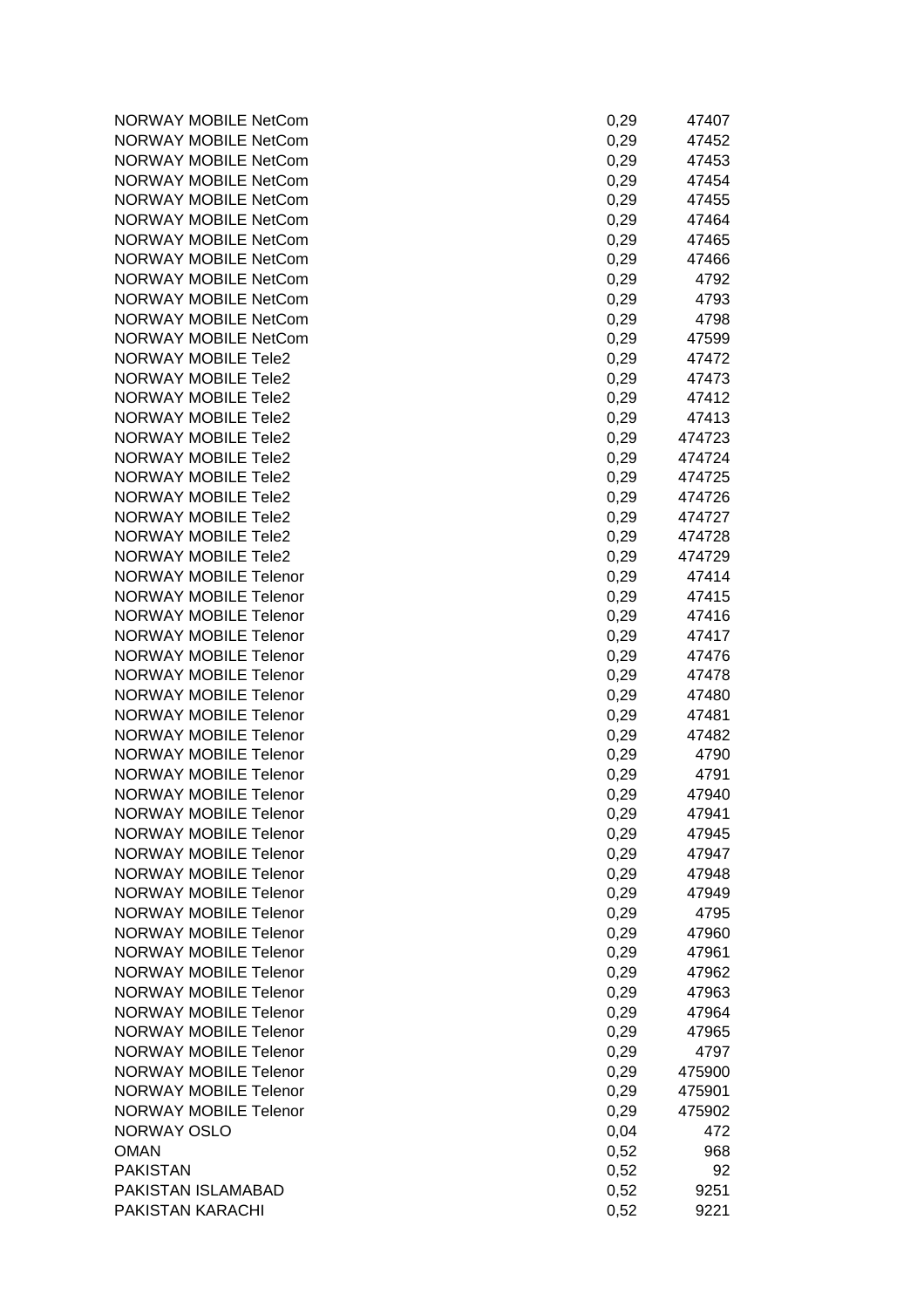| | | |
|---|---|---|
| NORWAY MOBILE NetCom | 0,29 | 47407 |
| NORWAY MOBILE NetCom | 0,29 | 47452 |
| NORWAY MOBILE NetCom | 0,29 | 47453 |
| NORWAY MOBILE NetCom | 0,29 | 47454 |
| NORWAY MOBILE NetCom | 0,29 | 47455 |
| NORWAY MOBILE NetCom | 0,29 | 47464 |
| NORWAY MOBILE NetCom | 0,29 | 47465 |
| NORWAY MOBILE NetCom | 0,29 | 47466 |
| NORWAY MOBILE NetCom | 0,29 | 4792 |
| NORWAY MOBILE NetCom | 0,29 | 4793 |
| NORWAY MOBILE NetCom | 0,29 | 4798 |
| NORWAY MOBILE NetCom | 0,29 | 47599 |
| NORWAY MOBILE Tele2 | 0,29 | 47472 |
| NORWAY MOBILE Tele2 | 0,29 | 47473 |
| NORWAY MOBILE Tele2 | 0,29 | 47412 |
| NORWAY MOBILE Tele2 | 0,29 | 47413 |
| NORWAY MOBILE Tele2 | 0,29 | 474723 |
| NORWAY MOBILE Tele2 | 0,29 | 474724 |
| NORWAY MOBILE Tele2 | 0,29 | 474725 |
| NORWAY MOBILE Tele2 | 0,29 | 474726 |
| NORWAY MOBILE Tele2 | 0,29 | 474727 |
| NORWAY MOBILE Tele2 | 0,29 | 474728 |
| NORWAY MOBILE Tele2 | 0,29 | 474729 |
| NORWAY MOBILE Telenor | 0,29 | 47414 |
| NORWAY MOBILE Telenor | 0,29 | 47415 |
| NORWAY MOBILE Telenor | 0,29 | 47416 |
| NORWAY MOBILE Telenor | 0,29 | 47417 |
| NORWAY MOBILE Telenor | 0,29 | 47476 |
| NORWAY MOBILE Telenor | 0,29 | 47478 |
| NORWAY MOBILE Telenor | 0,29 | 47480 |
| NORWAY MOBILE Telenor | 0,29 | 47481 |
| NORWAY MOBILE Telenor | 0,29 | 47482 |
| NORWAY MOBILE Telenor | 0,29 | 4790 |
| NORWAY MOBILE Telenor | 0,29 | 4791 |
| NORWAY MOBILE Telenor | 0,29 | 47940 |
| NORWAY MOBILE Telenor | 0,29 | 47941 |
| NORWAY MOBILE Telenor | 0,29 | 47945 |
| NORWAY MOBILE Telenor | 0,29 | 47947 |
| NORWAY MOBILE Telenor | 0,29 | 47948 |
| NORWAY MOBILE Telenor | 0,29 | 47949 |
| NORWAY MOBILE Telenor | 0,29 | 4795 |
| NORWAY MOBILE Telenor | 0,29 | 47960 |
| NORWAY MOBILE Telenor | 0,29 | 47961 |
| NORWAY MOBILE Telenor | 0,29 | 47962 |
| NORWAY MOBILE Telenor | 0,29 | 47963 |
| NORWAY MOBILE Telenor | 0,29 | 47964 |
| NORWAY MOBILE Telenor | 0,29 | 47965 |
| NORWAY MOBILE Telenor | 0,29 | 4797 |
| NORWAY MOBILE Telenor | 0,29 | 475900 |
| NORWAY MOBILE Telenor | 0,29 | 475901 |
| NORWAY MOBILE Telenor | 0,29 | 475902 |
| NORWAY OSLO | 0,04 | 472 |
| OMAN | 0,52 | 968 |
| PAKISTAN | 0,52 | 92 |
| PAKISTAN ISLAMABAD | 0,52 | 9251 |
| PAKISTAN KARACHI | 0,52 | 9221 |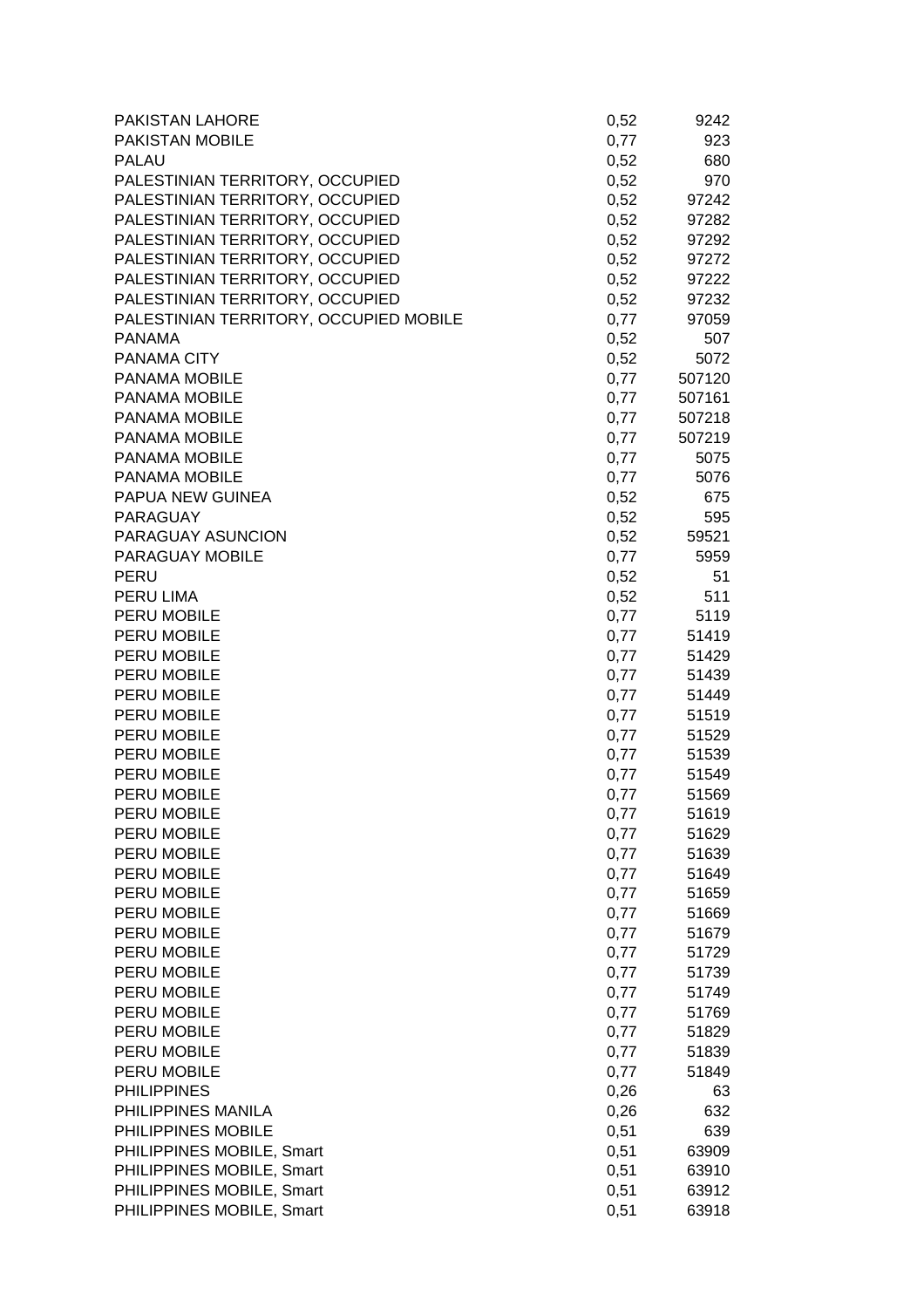| | | |
|---|---|---|
| PAKISTAN LAHORE | 0,52 | 9242 |
| PAKISTAN MOBILE | 0,77 | 923 |
| PALAU | 0,52 | 680 |
| PALESTINIAN TERRITORY, OCCUPIED | 0,52 | 970 |
| PALESTINIAN TERRITORY, OCCUPIED | 0,52 | 97242 |
| PALESTINIAN TERRITORY, OCCUPIED | 0,52 | 97282 |
| PALESTINIAN TERRITORY, OCCUPIED | 0,52 | 97292 |
| PALESTINIAN TERRITORY, OCCUPIED | 0,52 | 97272 |
| PALESTINIAN TERRITORY, OCCUPIED | 0,52 | 97222 |
| PALESTINIAN TERRITORY, OCCUPIED | 0,52 | 97232 |
| PALESTINIAN TERRITORY, OCCUPIED MOBILE | 0,77 | 97059 |
| PANAMA | 0,52 | 507 |
| PANAMA CITY | 0,52 | 5072 |
| PANAMA MOBILE | 0,77 | 507120 |
| PANAMA MOBILE | 0,77 | 507161 |
| PANAMA MOBILE | 0,77 | 507218 |
| PANAMA MOBILE | 0,77 | 507219 |
| PANAMA MOBILE | 0,77 | 5075 |
| PANAMA MOBILE | 0,77 | 5076 |
| PAPUA NEW GUINEA | 0,52 | 675 |
| PARAGUAY | 0,52 | 595 |
| PARAGUAY ASUNCION | 0,52 | 59521 |
| PARAGUAY MOBILE | 0,77 | 5959 |
| PERU | 0,52 | 51 |
| PERU LIMA | 0,52 | 511 |
| PERU MOBILE | 0,77 | 5119 |
| PERU MOBILE | 0,77 | 51419 |
| PERU MOBILE | 0,77 | 51429 |
| PERU MOBILE | 0,77 | 51439 |
| PERU MOBILE | 0,77 | 51449 |
| PERU MOBILE | 0,77 | 51519 |
| PERU MOBILE | 0,77 | 51529 |
| PERU MOBILE | 0,77 | 51539 |
| PERU MOBILE | 0,77 | 51549 |
| PERU MOBILE | 0,77 | 51569 |
| PERU MOBILE | 0,77 | 51619 |
| PERU MOBILE | 0,77 | 51629 |
| PERU MOBILE | 0,77 | 51639 |
| PERU MOBILE | 0,77 | 51649 |
| PERU MOBILE | 0,77 | 51659 |
| PERU MOBILE | 0,77 | 51669 |
| PERU MOBILE | 0,77 | 51679 |
| PERU MOBILE | 0,77 | 51729 |
| PERU MOBILE | 0,77 | 51739 |
| PERU MOBILE | 0,77 | 51749 |
| PERU MOBILE | 0,77 | 51769 |
| PERU MOBILE | 0,77 | 51829 |
| PERU MOBILE | 0,77 | 51839 |
| PERU MOBILE | 0,77 | 51849 |
| PHILIPPINES | 0,26 | 63 |
| PHILIPPINES MANILA | 0,26 | 632 |
| PHILIPPINES MOBILE | 0,51 | 639 |
| PHILIPPINES MOBILE, Smart | 0,51 | 63909 |
| PHILIPPINES MOBILE, Smart | 0,51 | 63910 |
| PHILIPPINES MOBILE, Smart | 0,51 | 63912 |
| PHILIPPINES MOBILE, Smart | 0,51 | 63918 |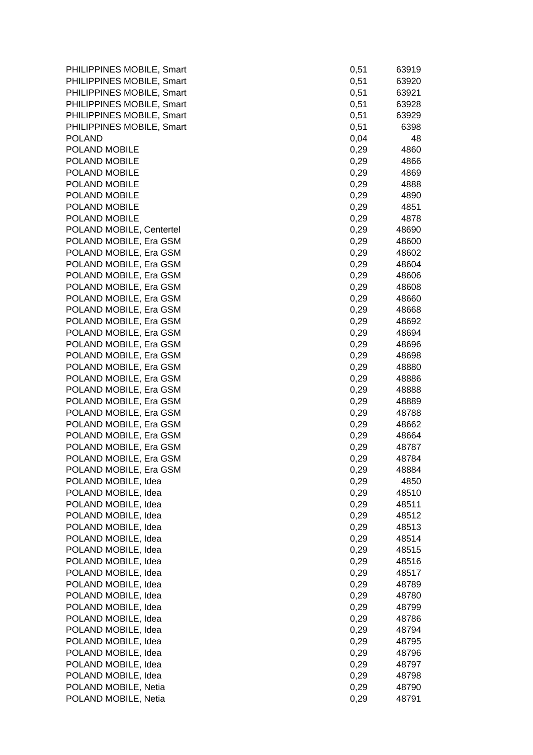| | | |
|---|---|---|
| PHILIPPINES MOBILE, Smart | 0,51 | 63919 |
| PHILIPPINES MOBILE, Smart | 0,51 | 63920 |
| PHILIPPINES MOBILE, Smart | 0,51 | 63921 |
| PHILIPPINES MOBILE, Smart | 0,51 | 63928 |
| PHILIPPINES MOBILE, Smart | 0,51 | 63929 |
| PHILIPPINES MOBILE, Smart | 0,51 | 6398 |
| POLAND | 0,04 | 48 |
| POLAND MOBILE | 0,29 | 4860 |
| POLAND MOBILE | 0,29 | 4866 |
| POLAND MOBILE | 0,29 | 4869 |
| POLAND MOBILE | 0,29 | 4888 |
| POLAND MOBILE | 0,29 | 4890 |
| POLAND MOBILE | 0,29 | 4851 |
| POLAND MOBILE | 0,29 | 4878 |
| POLAND MOBILE, Centertel | 0,29 | 48690 |
| POLAND MOBILE, Era GSM | 0,29 | 48600 |
| POLAND MOBILE, Era GSM | 0,29 | 48602 |
| POLAND MOBILE, Era GSM | 0,29 | 48604 |
| POLAND MOBILE, Era GSM | 0,29 | 48606 |
| POLAND MOBILE, Era GSM | 0,29 | 48608 |
| POLAND MOBILE, Era GSM | 0,29 | 48660 |
| POLAND MOBILE, Era GSM | 0,29 | 48668 |
| POLAND MOBILE, Era GSM | 0,29 | 48692 |
| POLAND MOBILE, Era GSM | 0,29 | 48694 |
| POLAND MOBILE, Era GSM | 0,29 | 48696 |
| POLAND MOBILE, Era GSM | 0,29 | 48698 |
| POLAND MOBILE, Era GSM | 0,29 | 48880 |
| POLAND MOBILE, Era GSM | 0,29 | 48886 |
| POLAND MOBILE, Era GSM | 0,29 | 48888 |
| POLAND MOBILE, Era GSM | 0,29 | 48889 |
| POLAND MOBILE, Era GSM | 0,29 | 48788 |
| POLAND MOBILE, Era GSM | 0,29 | 48662 |
| POLAND MOBILE, Era GSM | 0,29 | 48664 |
| POLAND MOBILE, Era GSM | 0,29 | 48787 |
| POLAND MOBILE, Era GSM | 0,29 | 48784 |
| POLAND MOBILE, Era GSM | 0,29 | 48884 |
| POLAND MOBILE, Idea | 0,29 | 4850 |
| POLAND MOBILE, Idea | 0,29 | 48510 |
| POLAND MOBILE, Idea | 0,29 | 48511 |
| POLAND MOBILE, Idea | 0,29 | 48512 |
| POLAND MOBILE, Idea | 0,29 | 48513 |
| POLAND MOBILE, Idea | 0,29 | 48514 |
| POLAND MOBILE, Idea | 0,29 | 48515 |
| POLAND MOBILE, Idea | 0,29 | 48516 |
| POLAND MOBILE, Idea | 0,29 | 48517 |
| POLAND MOBILE, Idea | 0,29 | 48789 |
| POLAND MOBILE, Idea | 0,29 | 48780 |
| POLAND MOBILE, Idea | 0,29 | 48799 |
| POLAND MOBILE, Idea | 0,29 | 48786 |
| POLAND MOBILE, Idea | 0,29 | 48794 |
| POLAND MOBILE, Idea | 0,29 | 48795 |
| POLAND MOBILE, Idea | 0,29 | 48796 |
| POLAND MOBILE, Idea | 0,29 | 48797 |
| POLAND MOBILE, Idea | 0,29 | 48798 |
| POLAND MOBILE, Netia | 0,29 | 48790 |
| POLAND MOBILE, Netia | 0,29 | 48791 |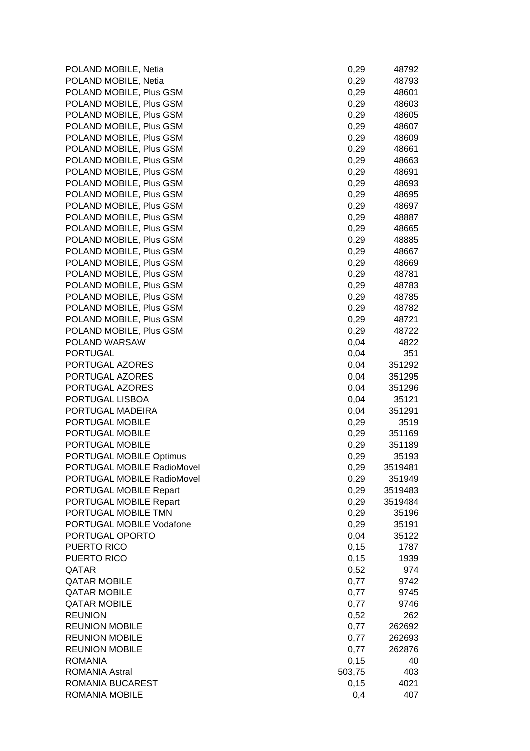| | | |
|---|---|---|
| POLAND MOBILE, Netia | 0,29 | 48792 |
| POLAND MOBILE, Netia | 0,29 | 48793 |
| POLAND MOBILE, Plus GSM | 0,29 | 48601 |
| POLAND MOBILE, Plus GSM | 0,29 | 48603 |
| POLAND MOBILE, Plus GSM | 0,29 | 48605 |
| POLAND MOBILE, Plus GSM | 0,29 | 48607 |
| POLAND MOBILE, Plus GSM | 0,29 | 48609 |
| POLAND MOBILE, Plus GSM | 0,29 | 48661 |
| POLAND MOBILE, Plus GSM | 0,29 | 48663 |
| POLAND MOBILE, Plus GSM | 0,29 | 48691 |
| POLAND MOBILE, Plus GSM | 0,29 | 48693 |
| POLAND MOBILE, Plus GSM | 0,29 | 48695 |
| POLAND MOBILE, Plus GSM | 0,29 | 48697 |
| POLAND MOBILE, Plus GSM | 0,29 | 48887 |
| POLAND MOBILE, Plus GSM | 0,29 | 48665 |
| POLAND MOBILE, Plus GSM | 0,29 | 48885 |
| POLAND MOBILE, Plus GSM | 0,29 | 48667 |
| POLAND MOBILE, Plus GSM | 0,29 | 48669 |
| POLAND MOBILE, Plus GSM | 0,29 | 48781 |
| POLAND MOBILE, Plus GSM | 0,29 | 48783 |
| POLAND MOBILE, Plus GSM | 0,29 | 48785 |
| POLAND MOBILE, Plus GSM | 0,29 | 48782 |
| POLAND MOBILE, Plus GSM | 0,29 | 48721 |
| POLAND MOBILE, Plus GSM | 0,29 | 48722 |
| POLAND WARSAW | 0,04 | 4822 |
| PORTUGAL | 0,04 | 351 |
| PORTUGAL AZORES | 0,04 | 351292 |
| PORTUGAL AZORES | 0,04 | 351295 |
| PORTUGAL AZORES | 0,04 | 351296 |
| PORTUGAL LISBOA | 0,04 | 35121 |
| PORTUGAL MADEIRA | 0,04 | 351291 |
| PORTUGAL MOBILE | 0,29 | 3519 |
| PORTUGAL MOBILE | 0,29 | 351169 |
| PORTUGAL MOBILE | 0,29 | 351189 |
| PORTUGAL MOBILE Optimus | 0,29 | 35193 |
| PORTUGAL MOBILE RadioMovel | 0,29 | 3519481 |
| PORTUGAL MOBILE RadioMovel | 0,29 | 351949 |
| PORTUGAL MOBILE Repart | 0,29 | 3519483 |
| PORTUGAL MOBILE Repart | 0,29 | 3519484 |
| PORTUGAL MOBILE TMN | 0,29 | 35196 |
| PORTUGAL MOBILE Vodafone | 0,29 | 35191 |
| PORTUGAL OPORTO | 0,04 | 35122 |
| PUERTO RICO | 0,15 | 1787 |
| PUERTO RICO | 0,15 | 1939 |
| QATAR | 0,52 | 974 |
| QATAR MOBILE | 0,77 | 9742 |
| QATAR MOBILE | 0,77 | 9745 |
| QATAR MOBILE | 0,77 | 9746 |
| REUNION | 0,52 | 262 |
| REUNION MOBILE | 0,77 | 262692 |
| REUNION MOBILE | 0,77 | 262693 |
| REUNION MOBILE | 0,77 | 262876 |
| ROMANIA | 0,15 | 40 |
| ROMANIA Astral | 503,75 | 403 |
| ROMANIA BUCAREST | 0,15 | 4021 |
| ROMANIA MOBILE | 0,4 | 407 |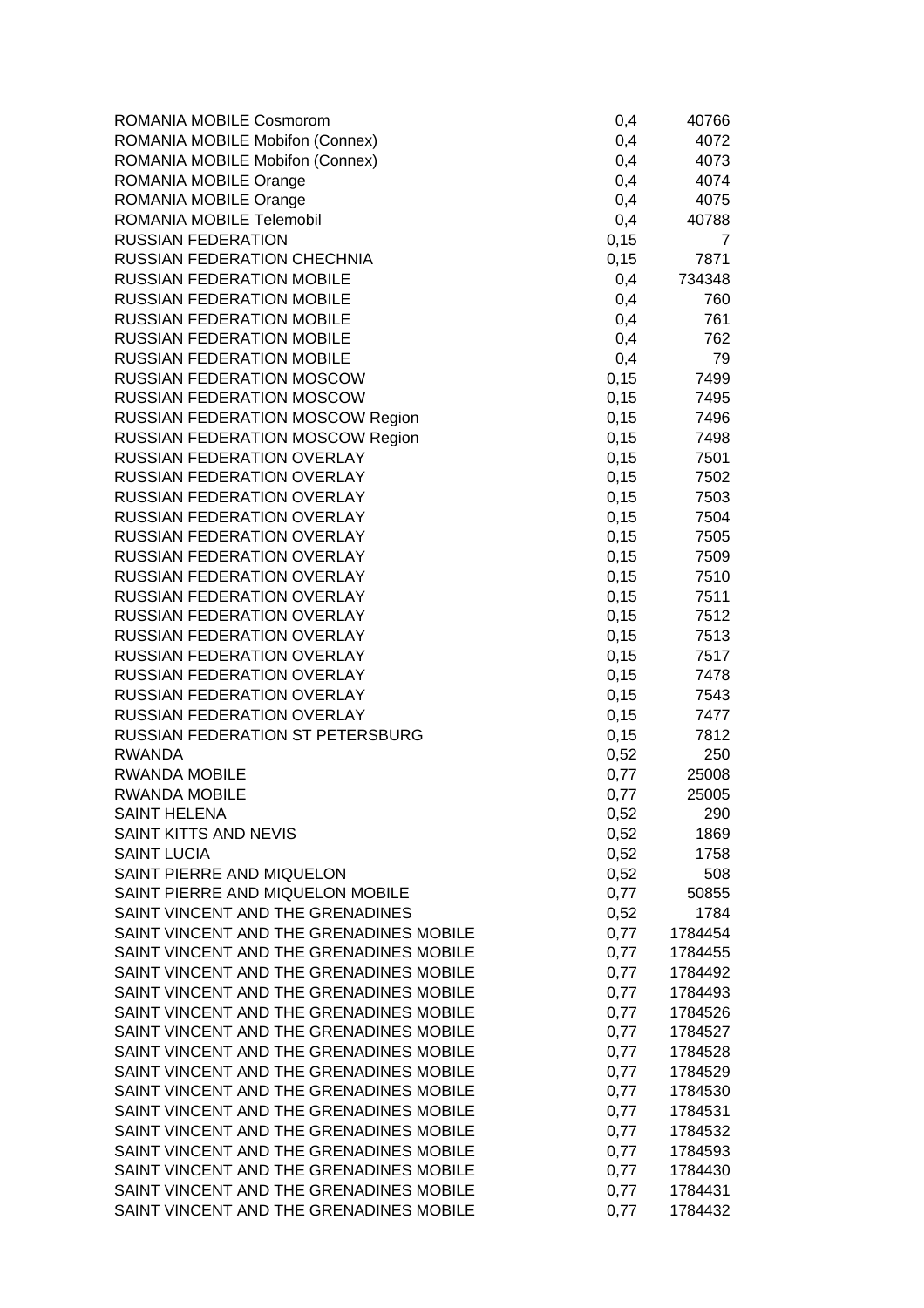| | | |
|---|---|---|
| ROMANIA MOBILE Cosmorom | 0,4 | 40766 |
| ROMANIA MOBILE Mobifon (Connex) | 0,4 | 4072 |
| ROMANIA MOBILE Mobifon (Connex) | 0,4 | 4073 |
| ROMANIA MOBILE Orange | 0,4 | 4074 |
| ROMANIA MOBILE Orange | 0,4 | 4075 |
| ROMANIA MOBILE Telemobil | 0,4 | 40788 |
| RUSSIAN FEDERATION | 0,15 | 7 |
| RUSSIAN FEDERATION CHECHNIA | 0,15 | 7871 |
| RUSSIAN FEDERATION MOBILE | 0,4 | 734348 |
| RUSSIAN FEDERATION MOBILE | 0,4 | 760 |
| RUSSIAN FEDERATION MOBILE | 0,4 | 761 |
| RUSSIAN FEDERATION MOBILE | 0,4 | 762 |
| RUSSIAN FEDERATION MOBILE | 0,4 | 79 |
| RUSSIAN FEDERATION MOSCOW | 0,15 | 7499 |
| RUSSIAN FEDERATION MOSCOW | 0,15 | 7495 |
| RUSSIAN FEDERATION MOSCOW Region | 0,15 | 7496 |
| RUSSIAN FEDERATION MOSCOW Region | 0,15 | 7498 |
| RUSSIAN FEDERATION OVERLAY | 0,15 | 7501 |
| RUSSIAN FEDERATION OVERLAY | 0,15 | 7502 |
| RUSSIAN FEDERATION OVERLAY | 0,15 | 7503 |
| RUSSIAN FEDERATION OVERLAY | 0,15 | 7504 |
| RUSSIAN FEDERATION OVERLAY | 0,15 | 7505 |
| RUSSIAN FEDERATION OVERLAY | 0,15 | 7509 |
| RUSSIAN FEDERATION OVERLAY | 0,15 | 7510 |
| RUSSIAN FEDERATION OVERLAY | 0,15 | 7511 |
| RUSSIAN FEDERATION OVERLAY | 0,15 | 7512 |
| RUSSIAN FEDERATION OVERLAY | 0,15 | 7513 |
| RUSSIAN FEDERATION OVERLAY | 0,15 | 7517 |
| RUSSIAN FEDERATION OVERLAY | 0,15 | 7478 |
| RUSSIAN FEDERATION OVERLAY | 0,15 | 7543 |
| RUSSIAN FEDERATION OVERLAY | 0,15 | 7477 |
| RUSSIAN FEDERATION ST PETERSBURG | 0,15 | 7812 |
| RWANDA | 0,52 | 250 |
| RWANDA MOBILE | 0,77 | 25008 |
| RWANDA MOBILE | 0,77 | 25005 |
| SAINT HELENA | 0,52 | 290 |
| SAINT KITTS AND NEVIS | 0,52 | 1869 |
| SAINT LUCIA | 0,52 | 1758 |
| SAINT PIERRE AND MIQUELON | 0,52 | 508 |
| SAINT PIERRE AND MIQUELON MOBILE | 0,77 | 50855 |
| SAINT VINCENT AND THE GRENADINES | 0,52 | 1784 |
| SAINT VINCENT AND THE GRENADINES MOBILE | 0,77 | 1784454 |
| SAINT VINCENT AND THE GRENADINES MOBILE | 0,77 | 1784455 |
| SAINT VINCENT AND THE GRENADINES MOBILE | 0,77 | 1784492 |
| SAINT VINCENT AND THE GRENADINES MOBILE | 0,77 | 1784493 |
| SAINT VINCENT AND THE GRENADINES MOBILE | 0,77 | 1784526 |
| SAINT VINCENT AND THE GRENADINES MOBILE | 0,77 | 1784527 |
| SAINT VINCENT AND THE GRENADINES MOBILE | 0,77 | 1784528 |
| SAINT VINCENT AND THE GRENADINES MOBILE | 0,77 | 1784529 |
| SAINT VINCENT AND THE GRENADINES MOBILE | 0,77 | 1784530 |
| SAINT VINCENT AND THE GRENADINES MOBILE | 0,77 | 1784531 |
| SAINT VINCENT AND THE GRENADINES MOBILE | 0,77 | 1784532 |
| SAINT VINCENT AND THE GRENADINES MOBILE | 0,77 | 1784593 |
| SAINT VINCENT AND THE GRENADINES MOBILE | 0,77 | 1784430 |
| SAINT VINCENT AND THE GRENADINES MOBILE | 0,77 | 1784431 |
| SAINT VINCENT AND THE GRENADINES MOBILE | 0,77 | 1784432 |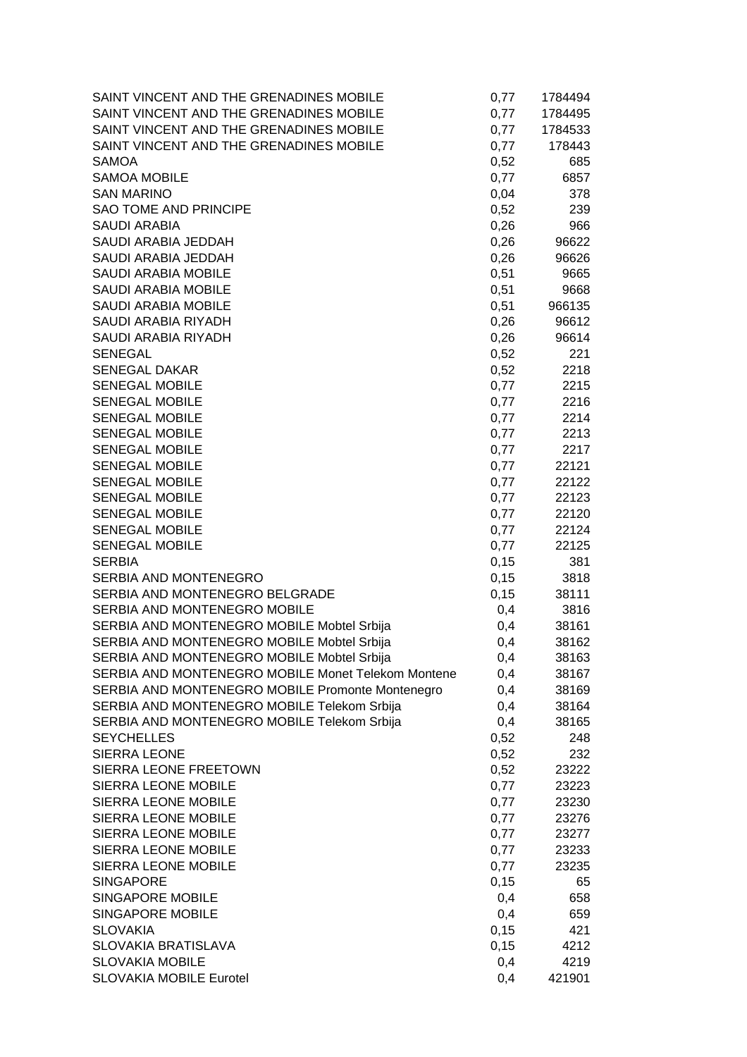| | | |
|---|---|---|
| SAINT VINCENT AND THE GRENADINES MOBILE | 0,77 | 1784494 |
| SAINT VINCENT AND THE GRENADINES MOBILE | 0,77 | 1784495 |
| SAINT VINCENT AND THE GRENADINES MOBILE | 0,77 | 1784533 |
| SAINT VINCENT AND THE GRENADINES MOBILE | 0,77 | 178443 |
| SAMOA | 0,52 | 685 |
| SAMOA MOBILE | 0,77 | 6857 |
| SAN MARINO | 0,04 | 378 |
| SAO TOME AND PRINCIPE | 0,52 | 239 |
| SAUDI ARABIA | 0,26 | 966 |
| SAUDI ARABIA JEDDAH | 0,26 | 96622 |
| SAUDI ARABIA JEDDAH | 0,26 | 96626 |
| SAUDI ARABIA MOBILE | 0,51 | 9665 |
| SAUDI ARABIA MOBILE | 0,51 | 9668 |
| SAUDI ARABIA MOBILE | 0,51 | 966135 |
| SAUDI ARABIA RIYADH | 0,26 | 96612 |
| SAUDI ARABIA RIYADH | 0,26 | 96614 |
| SENEGAL | 0,52 | 221 |
| SENEGAL DAKAR | 0,52 | 2218 |
| SENEGAL MOBILE | 0,77 | 2215 |
| SENEGAL MOBILE | 0,77 | 2216 |
| SENEGAL MOBILE | 0,77 | 2214 |
| SENEGAL MOBILE | 0,77 | 2213 |
| SENEGAL MOBILE | 0,77 | 2217 |
| SENEGAL MOBILE | 0,77 | 22121 |
| SENEGAL MOBILE | 0,77 | 22122 |
| SENEGAL MOBILE | 0,77 | 22123 |
| SENEGAL MOBILE | 0,77 | 22120 |
| SENEGAL MOBILE | 0,77 | 22124 |
| SENEGAL MOBILE | 0,77 | 22125 |
| SERBIA | 0,15 | 381 |
| SERBIA AND MONTENEGRO | 0,15 | 3818 |
| SERBIA AND MONTENEGRO BELGRADE | 0,15 | 38111 |
| SERBIA AND MONTENEGRO MOBILE | 0,4 | 3816 |
| SERBIA AND MONTENEGRO MOBILE Mobtel Srbija | 0,4 | 38161 |
| SERBIA AND MONTENEGRO MOBILE Mobtel Srbija | 0,4 | 38162 |
| SERBIA AND MONTENEGRO MOBILE Mobtel Srbija | 0,4 | 38163 |
| SERBIA AND MONTENEGRO MOBILE Monet Telekom Montene | 0,4 | 38167 |
| SERBIA AND MONTENEGRO MOBILE Promonte Montenegro | 0,4 | 38169 |
| SERBIA AND MONTENEGRO MOBILE Telekom Srbija | 0,4 | 38164 |
| SERBIA AND MONTENEGRO MOBILE Telekom Srbija | 0,4 | 38165 |
| SEYCHELLES | 0,52 | 248 |
| SIERRA LEONE | 0,52 | 232 |
| SIERRA LEONE FREETOWN | 0,52 | 23222 |
| SIERRA LEONE MOBILE | 0,77 | 23223 |
| SIERRA LEONE MOBILE | 0,77 | 23230 |
| SIERRA LEONE MOBILE | 0,77 | 23276 |
| SIERRA LEONE MOBILE | 0,77 | 23277 |
| SIERRA LEONE MOBILE | 0,77 | 23233 |
| SIERRA LEONE MOBILE | 0,77 | 23235 |
| SINGAPORE | 0,15 | 65 |
| SINGAPORE MOBILE | 0,4 | 658 |
| SINGAPORE MOBILE | 0,4 | 659 |
| SLOVAKIA | 0,15 | 421 |
| SLOVAKIA BRATISLAVA | 0,15 | 4212 |
| SLOVAKIA MOBILE | 0,4 | 4219 |
| SLOVAKIA MOBILE Eurotel | 0,4 | 421901 |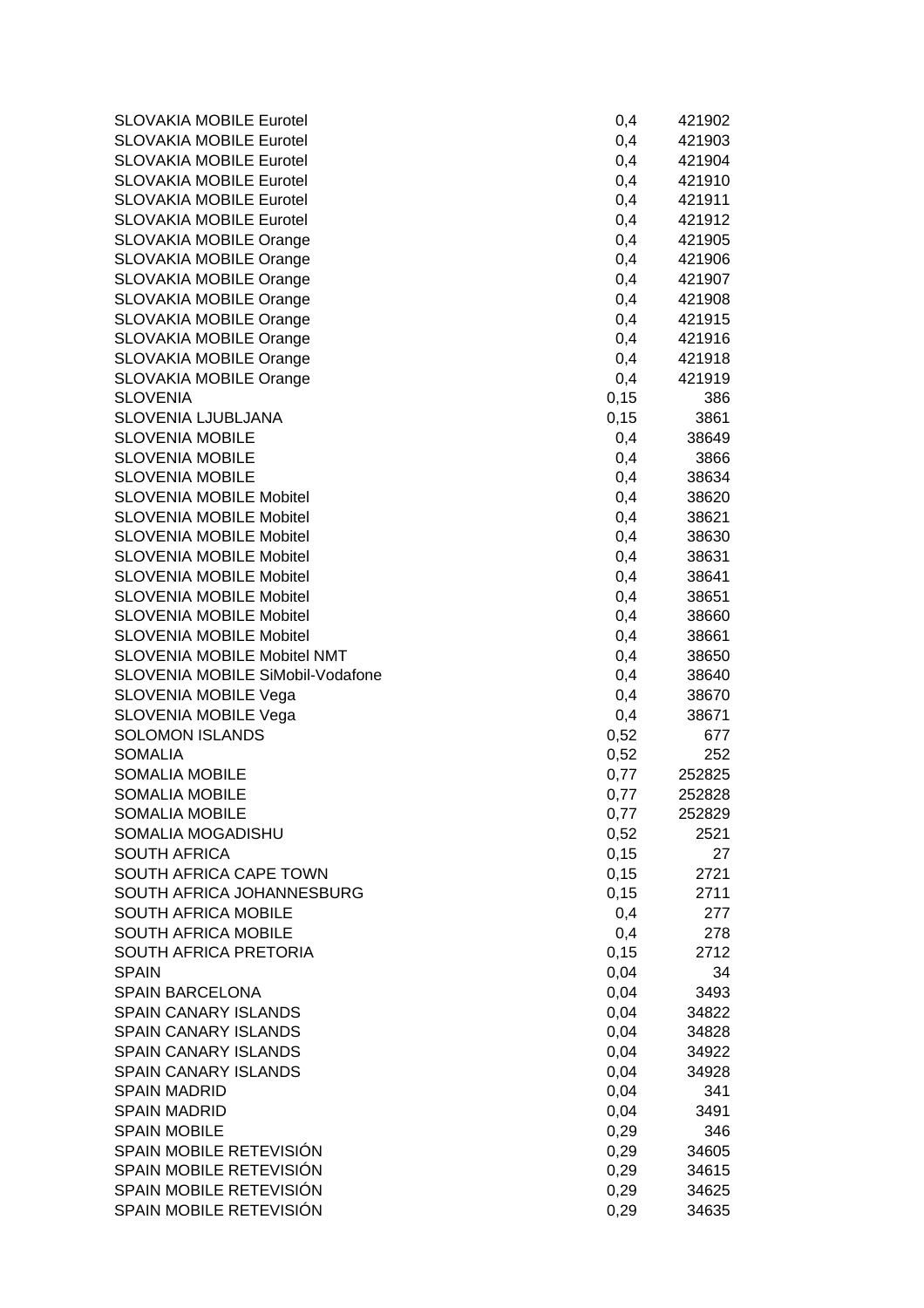| | | |
|---|---|---|
| SLOVAKIA MOBILE Eurotel | 0,4 | 421902 |
| SLOVAKIA MOBILE Eurotel | 0,4 | 421903 |
| SLOVAKIA MOBILE Eurotel | 0,4 | 421904 |
| SLOVAKIA MOBILE Eurotel | 0,4 | 421910 |
| SLOVAKIA MOBILE Eurotel | 0,4 | 421911 |
| SLOVAKIA MOBILE Eurotel | 0,4 | 421912 |
| SLOVAKIA MOBILE Orange | 0,4 | 421905 |
| SLOVAKIA MOBILE Orange | 0,4 | 421906 |
| SLOVAKIA MOBILE Orange | 0,4 | 421907 |
| SLOVAKIA MOBILE Orange | 0,4 | 421908 |
| SLOVAKIA MOBILE Orange | 0,4 | 421915 |
| SLOVAKIA MOBILE Orange | 0,4 | 421916 |
| SLOVAKIA MOBILE Orange | 0,4 | 421918 |
| SLOVAKIA MOBILE Orange | 0,4 | 421919 |
| SLOVENIA | 0,15 | 386 |
| SLOVENIA LJUBLJANA | 0,15 | 3861 |
| SLOVENIA MOBILE | 0,4 | 38649 |
| SLOVENIA MOBILE | 0,4 | 3866 |
| SLOVENIA MOBILE | 0,4 | 38634 |
| SLOVENIA MOBILE Mobitel | 0,4 | 38620 |
| SLOVENIA MOBILE Mobitel | 0,4 | 38621 |
| SLOVENIA MOBILE Mobitel | 0,4 | 38630 |
| SLOVENIA MOBILE Mobitel | 0,4 | 38631 |
| SLOVENIA MOBILE Mobitel | 0,4 | 38641 |
| SLOVENIA MOBILE Mobitel | 0,4 | 38651 |
| SLOVENIA MOBILE Mobitel | 0,4 | 38660 |
| SLOVENIA MOBILE Mobitel | 0,4 | 38661 |
| SLOVENIA MOBILE Mobitel NMT | 0,4 | 38650 |
| SLOVENIA MOBILE SiMobil-Vodafone | 0,4 | 38640 |
| SLOVENIA MOBILE Vega | 0,4 | 38670 |
| SLOVENIA MOBILE Vega | 0,4 | 38671 |
| SOLOMON ISLANDS | 0,52 | 677 |
| SOMALIA | 0,52 | 252 |
| SOMALIA MOBILE | 0,77 | 252825 |
| SOMALIA MOBILE | 0,77 | 252828 |
| SOMALIA MOBILE | 0,77 | 252829 |
| SOMALIA MOGADISHU | 0,52 | 2521 |
| SOUTH AFRICA | 0,15 | 27 |
| SOUTH AFRICA CAPE TOWN | 0,15 | 2721 |
| SOUTH AFRICA JOHANNESBURG | 0,15 | 2711 |
| SOUTH AFRICA MOBILE | 0,4 | 277 |
| SOUTH AFRICA MOBILE | 0,4 | 278 |
| SOUTH AFRICA PRETORIA | 0,15 | 2712 |
| SPAIN | 0,04 | 34 |
| SPAIN BARCELONA | 0,04 | 3493 |
| SPAIN CANARY ISLANDS | 0,04 | 34822 |
| SPAIN CANARY ISLANDS | 0,04 | 34828 |
| SPAIN CANARY ISLANDS | 0,04 | 34922 |
| SPAIN CANARY ISLANDS | 0,04 | 34928 |
| SPAIN MADRID | 0,04 | 341 |
| SPAIN MADRID | 0,04 | 3491 |
| SPAIN MOBILE | 0,29 | 346 |
| SPAIN MOBILE RETEVISIÓN | 0,29 | 34605 |
| SPAIN MOBILE RETEVISIÓN | 0,29 | 34615 |
| SPAIN MOBILE RETEVISIÓN | 0,29 | 34625 |
| SPAIN MOBILE RETEVISIÓN | 0,29 | 34635 |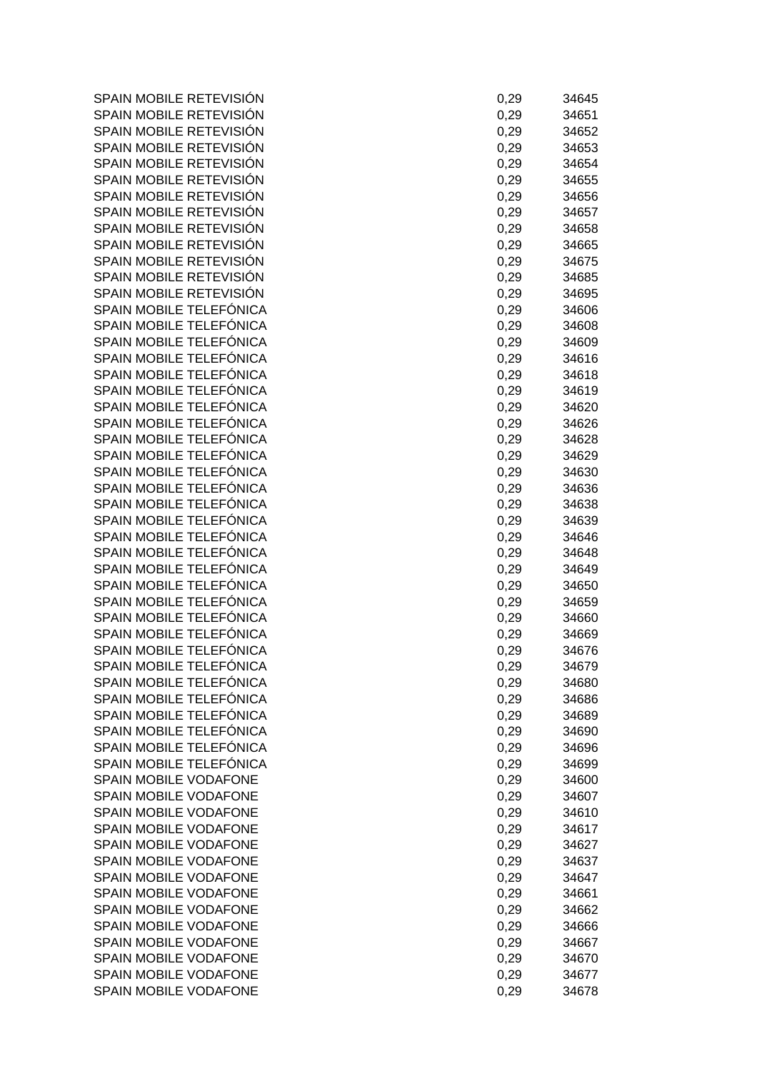| | | |
|---|---|---|
| SPAIN MOBILE RETEVISIÓN | 0,29 | 34645 |
| SPAIN MOBILE RETEVISIÓN | 0,29 | 34651 |
| SPAIN MOBILE RETEVISIÓN | 0,29 | 34652 |
| SPAIN MOBILE RETEVISIÓN | 0,29 | 34653 |
| SPAIN MOBILE RETEVISIÓN | 0,29 | 34654 |
| SPAIN MOBILE RETEVISIÓN | 0,29 | 34655 |
| SPAIN MOBILE RETEVISIÓN | 0,29 | 34656 |
| SPAIN MOBILE RETEVISIÓN | 0,29 | 34657 |
| SPAIN MOBILE RETEVISIÓN | 0,29 | 34658 |
| SPAIN MOBILE RETEVISIÓN | 0,29 | 34665 |
| SPAIN MOBILE RETEVISIÓN | 0,29 | 34675 |
| SPAIN MOBILE RETEVISIÓN | 0,29 | 34685 |
| SPAIN MOBILE RETEVISIÓN | 0,29 | 34695 |
| SPAIN MOBILE TELEFÓNICA | 0,29 | 34606 |
| SPAIN MOBILE TELEFÓNICA | 0,29 | 34608 |
| SPAIN MOBILE TELEFÓNICA | 0,29 | 34609 |
| SPAIN MOBILE TELEFÓNICA | 0,29 | 34616 |
| SPAIN MOBILE TELEFÓNICA | 0,29 | 34618 |
| SPAIN MOBILE TELEFÓNICA | 0,29 | 34619 |
| SPAIN MOBILE TELEFÓNICA | 0,29 | 34620 |
| SPAIN MOBILE TELEFÓNICA | 0,29 | 34626 |
| SPAIN MOBILE TELEFÓNICA | 0,29 | 34628 |
| SPAIN MOBILE TELEFÓNICA | 0,29 | 34629 |
| SPAIN MOBILE TELEFÓNICA | 0,29 | 34630 |
| SPAIN MOBILE TELEFÓNICA | 0,29 | 34636 |
| SPAIN MOBILE TELEFÓNICA | 0,29 | 34638 |
| SPAIN MOBILE TELEFÓNICA | 0,29 | 34639 |
| SPAIN MOBILE TELEFÓNICA | 0,29 | 34646 |
| SPAIN MOBILE TELEFÓNICA | 0,29 | 34648 |
| SPAIN MOBILE TELEFÓNICA | 0,29 | 34649 |
| SPAIN MOBILE TELEFÓNICA | 0,29 | 34650 |
| SPAIN MOBILE TELEFÓNICA | 0,29 | 34659 |
| SPAIN MOBILE TELEFÓNICA | 0,29 | 34660 |
| SPAIN MOBILE TELEFÓNICA | 0,29 | 34669 |
| SPAIN MOBILE TELEFÓNICA | 0,29 | 34676 |
| SPAIN MOBILE TELEFÓNICA | 0,29 | 34679 |
| SPAIN MOBILE TELEFÓNICA | 0,29 | 34680 |
| SPAIN MOBILE TELEFÓNICA | 0,29 | 34686 |
| SPAIN MOBILE TELEFÓNICA | 0,29 | 34689 |
| SPAIN MOBILE TELEFÓNICA | 0,29 | 34690 |
| SPAIN MOBILE TELEFÓNICA | 0,29 | 34696 |
| SPAIN MOBILE TELEFÓNICA | 0,29 | 34699 |
| SPAIN MOBILE VODAFONE | 0,29 | 34600 |
| SPAIN MOBILE VODAFONE | 0,29 | 34607 |
| SPAIN MOBILE VODAFONE | 0,29 | 34610 |
| SPAIN MOBILE VODAFONE | 0,29 | 34617 |
| SPAIN MOBILE VODAFONE | 0,29 | 34627 |
| SPAIN MOBILE VODAFONE | 0,29 | 34637 |
| SPAIN MOBILE VODAFONE | 0,29 | 34647 |
| SPAIN MOBILE VODAFONE | 0,29 | 34661 |
| SPAIN MOBILE VODAFONE | 0,29 | 34662 |
| SPAIN MOBILE VODAFONE | 0,29 | 34666 |
| SPAIN MOBILE VODAFONE | 0,29 | 34667 |
| SPAIN MOBILE VODAFONE | 0,29 | 34670 |
| SPAIN MOBILE VODAFONE | 0,29 | 34677 |
| SPAIN MOBILE VODAFONE | 0,29 | 34678 |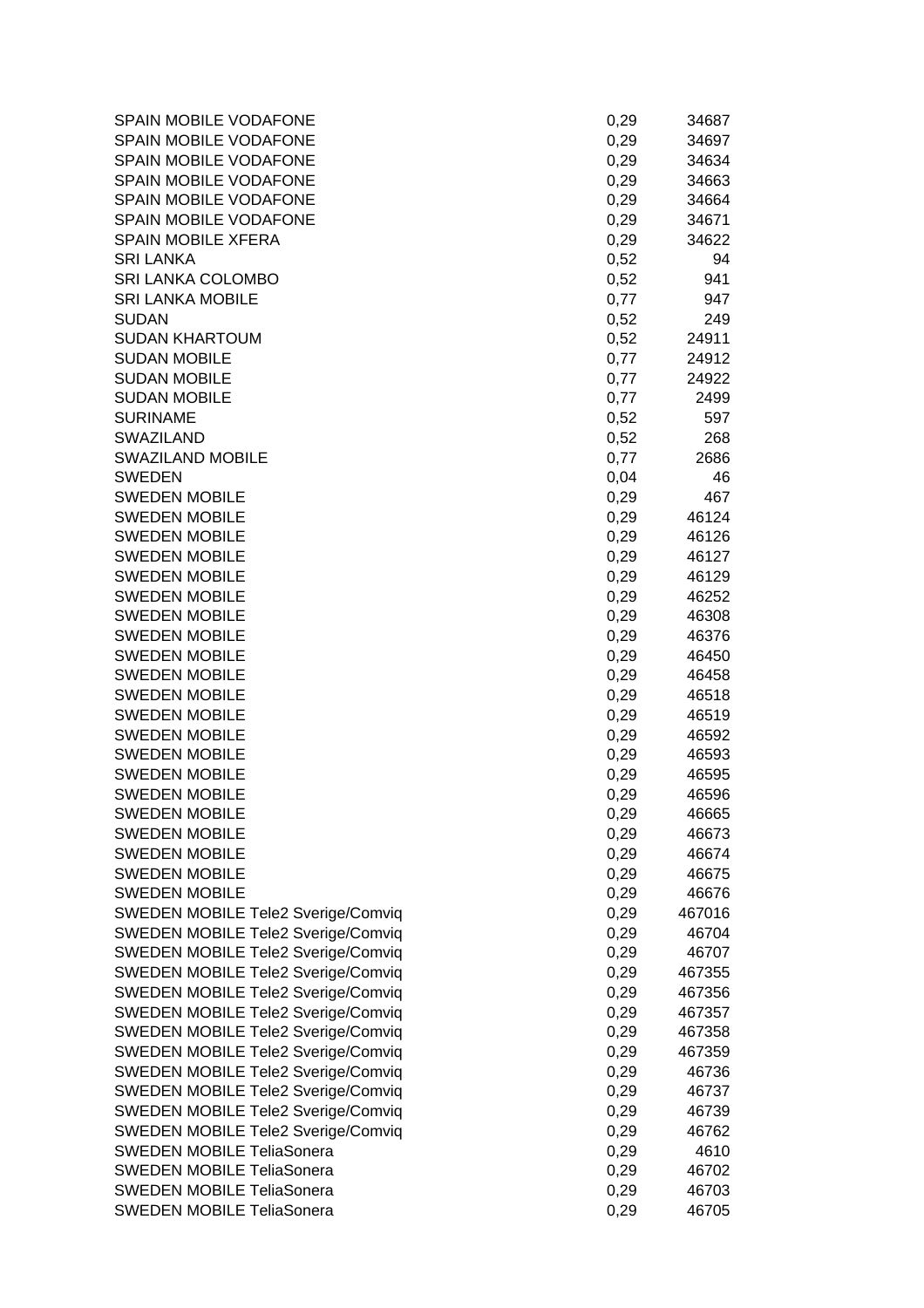| | | |
|---|---|---|
| SPAIN MOBILE VODAFONE | 0,29 | 34687 |
| SPAIN MOBILE VODAFONE | 0,29 | 34697 |
| SPAIN MOBILE VODAFONE | 0,29 | 34634 |
| SPAIN MOBILE VODAFONE | 0,29 | 34663 |
| SPAIN MOBILE VODAFONE | 0,29 | 34664 |
| SPAIN MOBILE VODAFONE | 0,29 | 34671 |
| SPAIN MOBILE XFERA | 0,29 | 34622 |
| SRI LANKA | 0,52 | 94 |
| SRI LANKA COLOMBO | 0,52 | 941 |
| SRI LANKA MOBILE | 0,77 | 947 |
| SUDAN | 0,52 | 249 |
| SUDAN KHARTOUM | 0,52 | 24911 |
| SUDAN MOBILE | 0,77 | 24912 |
| SUDAN MOBILE | 0,77 | 24922 |
| SUDAN MOBILE | 0,77 | 2499 |
| SURINAME | 0,52 | 597 |
| SWAZILAND | 0,52 | 268 |
| SWAZILAND MOBILE | 0,77 | 2686 |
| SWEDEN | 0,04 | 46 |
| SWEDEN MOBILE | 0,29 | 467 |
| SWEDEN MOBILE | 0,29 | 46124 |
| SWEDEN MOBILE | 0,29 | 46126 |
| SWEDEN MOBILE | 0,29 | 46127 |
| SWEDEN MOBILE | 0,29 | 46129 |
| SWEDEN MOBILE | 0,29 | 46252 |
| SWEDEN MOBILE | 0,29 | 46308 |
| SWEDEN MOBILE | 0,29 | 46376 |
| SWEDEN MOBILE | 0,29 | 46450 |
| SWEDEN MOBILE | 0,29 | 46458 |
| SWEDEN MOBILE | 0,29 | 46518 |
| SWEDEN MOBILE | 0,29 | 46519 |
| SWEDEN MOBILE | 0,29 | 46592 |
| SWEDEN MOBILE | 0,29 | 46593 |
| SWEDEN MOBILE | 0,29 | 46595 |
| SWEDEN MOBILE | 0,29 | 46596 |
| SWEDEN MOBILE | 0,29 | 46665 |
| SWEDEN MOBILE | 0,29 | 46673 |
| SWEDEN MOBILE | 0,29 | 46674 |
| SWEDEN MOBILE | 0,29 | 46675 |
| SWEDEN MOBILE | 0,29 | 46676 |
| SWEDEN MOBILE Tele2 Sverige/Comviq | 0,29 | 467016 |
| SWEDEN MOBILE Tele2 Sverige/Comviq | 0,29 | 46704 |
| SWEDEN MOBILE Tele2 Sverige/Comviq | 0,29 | 46707 |
| SWEDEN MOBILE Tele2 Sverige/Comviq | 0,29 | 467355 |
| SWEDEN MOBILE Tele2 Sverige/Comviq | 0,29 | 467356 |
| SWEDEN MOBILE Tele2 Sverige/Comviq | 0,29 | 467357 |
| SWEDEN MOBILE Tele2 Sverige/Comviq | 0,29 | 467358 |
| SWEDEN MOBILE Tele2 Sverige/Comviq | 0,29 | 467359 |
| SWEDEN MOBILE Tele2 Sverige/Comviq | 0,29 | 46736 |
| SWEDEN MOBILE Tele2 Sverige/Comviq | 0,29 | 46737 |
| SWEDEN MOBILE Tele2 Sverige/Comviq | 0,29 | 46739 |
| SWEDEN MOBILE Tele2 Sverige/Comviq | 0,29 | 46762 |
| SWEDEN MOBILE TeliaSonera | 0,29 | 4610 |
| SWEDEN MOBILE TeliaSonera | 0,29 | 46702 |
| SWEDEN MOBILE TeliaSonera | 0,29 | 46703 |
| SWEDEN MOBILE TeliaSonera | 0,29 | 46705 |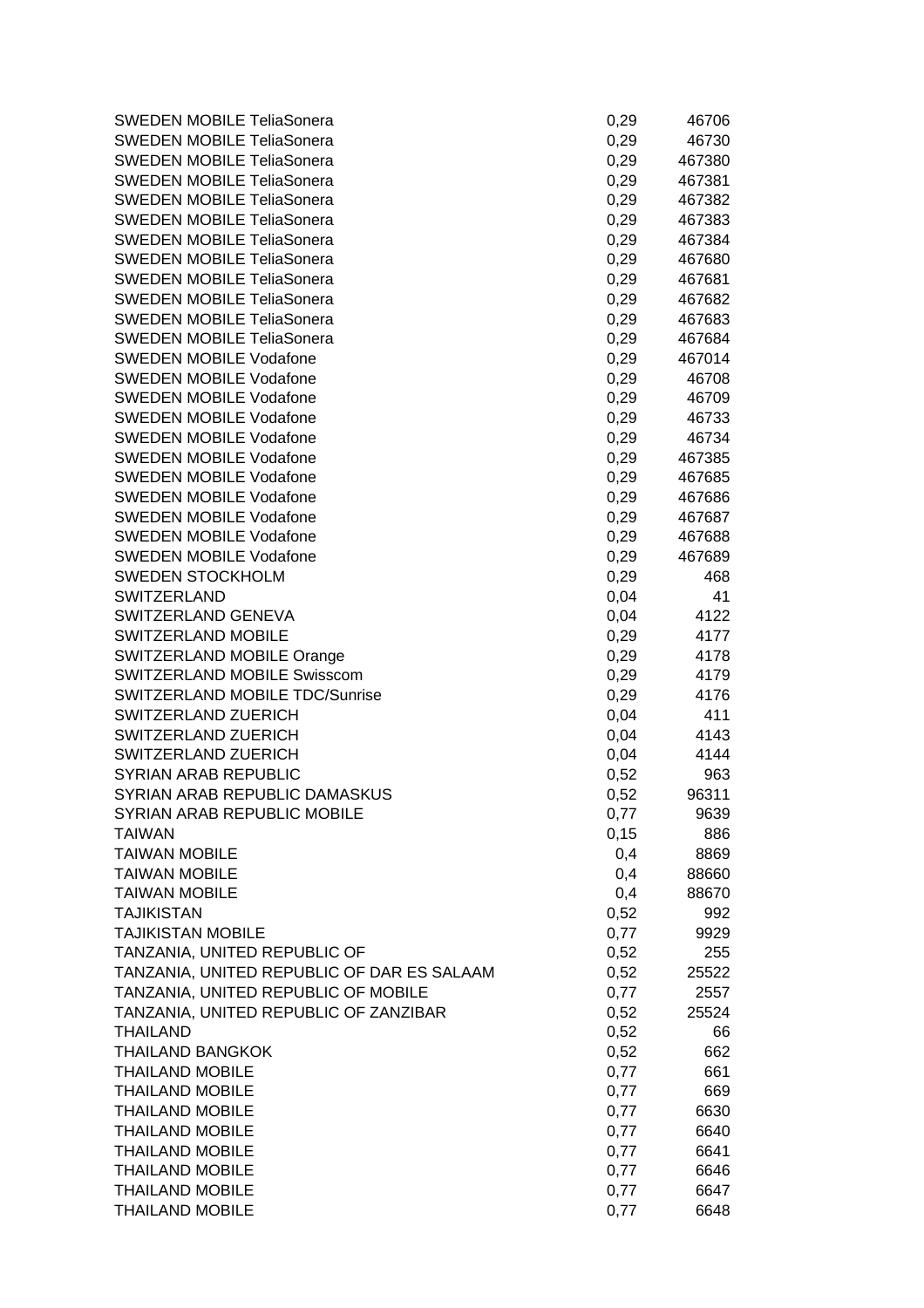| | | |
|---|---|---|
| SWEDEN MOBILE TeliaSonera | 0,29 | 46706 |
| SWEDEN MOBILE TeliaSonera | 0,29 | 46730 |
| SWEDEN MOBILE TeliaSonera | 0,29 | 467380 |
| SWEDEN MOBILE TeliaSonera | 0,29 | 467381 |
| SWEDEN MOBILE TeliaSonera | 0,29 | 467382 |
| SWEDEN MOBILE TeliaSonera | 0,29 | 467383 |
| SWEDEN MOBILE TeliaSonera | 0,29 | 467384 |
| SWEDEN MOBILE TeliaSonera | 0,29 | 467680 |
| SWEDEN MOBILE TeliaSonera | 0,29 | 467681 |
| SWEDEN MOBILE TeliaSonera | 0,29 | 467682 |
| SWEDEN MOBILE TeliaSonera | 0,29 | 467683 |
| SWEDEN MOBILE TeliaSonera | 0,29 | 467684 |
| SWEDEN MOBILE Vodafone | 0,29 | 467014 |
| SWEDEN MOBILE Vodafone | 0,29 | 46708 |
| SWEDEN MOBILE Vodafone | 0,29 | 46709 |
| SWEDEN MOBILE Vodafone | 0,29 | 46733 |
| SWEDEN MOBILE Vodafone | 0,29 | 46734 |
| SWEDEN MOBILE Vodafone | 0,29 | 467385 |
| SWEDEN MOBILE Vodafone | 0,29 | 467685 |
| SWEDEN MOBILE Vodafone | 0,29 | 467686 |
| SWEDEN MOBILE Vodafone | 0,29 | 467687 |
| SWEDEN MOBILE Vodafone | 0,29 | 467688 |
| SWEDEN MOBILE Vodafone | 0,29 | 467689 |
| SWEDEN STOCKHOLM | 0,29 | 468 |
| SWITZERLAND | 0,04 | 41 |
| SWITZERLAND GENEVA | 0,04 | 4122 |
| SWITZERLAND MOBILE | 0,29 | 4177 |
| SWITZERLAND MOBILE Orange | 0,29 | 4178 |
| SWITZERLAND MOBILE Swisscom | 0,29 | 4179 |
| SWITZERLAND MOBILE TDC/Sunrise | 0,29 | 4176 |
| SWITZERLAND ZUERICH | 0,04 | 411 |
| SWITZERLAND ZUERICH | 0,04 | 4143 |
| SWITZERLAND ZUERICH | 0,04 | 4144 |
| SYRIAN ARAB REPUBLIC | 0,52 | 963 |
| SYRIAN ARAB REPUBLIC DAMASKUS | 0,52 | 96311 |
| SYRIAN ARAB REPUBLIC MOBILE | 0,77 | 9639 |
| TAIWAN | 0,15 | 886 |
| TAIWAN MOBILE | 0,4 | 8869 |
| TAIWAN MOBILE | 0,4 | 88660 |
| TAIWAN MOBILE | 0,4 | 88670 |
| TAJIKISTAN | 0,52 | 992 |
| TAJIKISTAN MOBILE | 0,77 | 9929 |
| TANZANIA, UNITED REPUBLIC OF | 0,52 | 255 |
| TANZANIA, UNITED REPUBLIC OF DAR ES SALAAM | 0,52 | 25522 |
| TANZANIA, UNITED REPUBLIC OF MOBILE | 0,77 | 2557 |
| TANZANIA, UNITED REPUBLIC OF ZANZIBAR | 0,52 | 25524 |
| THAILAND | 0,52 | 66 |
| THAILAND BANGKOK | 0,52 | 662 |
| THAILAND MOBILE | 0,77 | 661 |
| THAILAND MOBILE | 0,77 | 669 |
| THAILAND MOBILE | 0,77 | 6630 |
| THAILAND MOBILE | 0,77 | 6640 |
| THAILAND MOBILE | 0,77 | 6641 |
| THAILAND MOBILE | 0,77 | 6646 |
| THAILAND MOBILE | 0,77 | 6647 |
| THAILAND MOBILE | 0,77 | 6648 |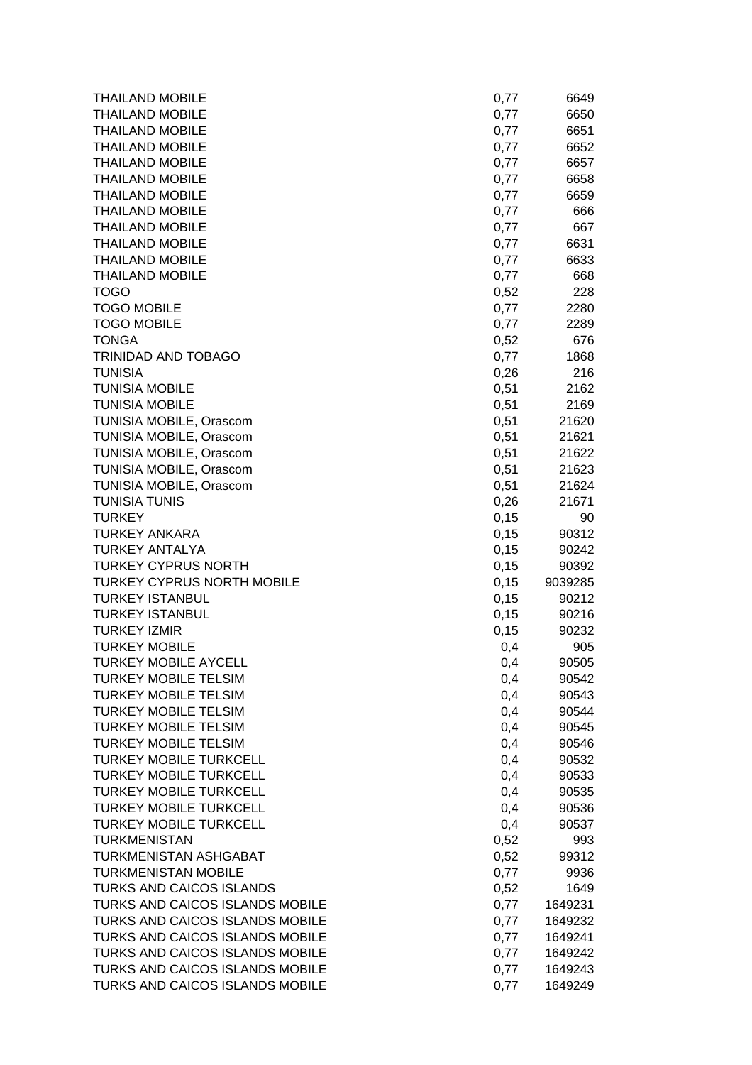| | | |
|---|---|---|
| THAILAND MOBILE | 0,77 | 6649 |
| THAILAND MOBILE | 0,77 | 6650 |
| THAILAND MOBILE | 0,77 | 6651 |
| THAILAND MOBILE | 0,77 | 6652 |
| THAILAND MOBILE | 0,77 | 6657 |
| THAILAND MOBILE | 0,77 | 6658 |
| THAILAND MOBILE | 0,77 | 6659 |
| THAILAND MOBILE | 0,77 | 666 |
| THAILAND MOBILE | 0,77 | 667 |
| THAILAND MOBILE | 0,77 | 6631 |
| THAILAND MOBILE | 0,77 | 6633 |
| THAILAND MOBILE | 0,77 | 668 |
| TOGO | 0,52 | 228 |
| TOGO MOBILE | 0,77 | 2280 |
| TOGO MOBILE | 0,77 | 2289 |
| TONGA | 0,52 | 676 |
| TRINIDAD AND TOBAGO | 0,77 | 1868 |
| TUNISIA | 0,26 | 216 |
| TUNISIA MOBILE | 0,51 | 2162 |
| TUNISIA MOBILE | 0,51 | 2169 |
| TUNISIA MOBILE, Orascom | 0,51 | 21620 |
| TUNISIA MOBILE, Orascom | 0,51 | 21621 |
| TUNISIA MOBILE, Orascom | 0,51 | 21622 |
| TUNISIA MOBILE, Orascom | 0,51 | 21623 |
| TUNISIA MOBILE, Orascom | 0,51 | 21624 |
| TUNISIA TUNIS | 0,26 | 21671 |
| TURKEY | 0,15 | 90 |
| TURKEY ANKARA | 0,15 | 90312 |
| TURKEY ANTALYA | 0,15 | 90242 |
| TURKEY CYPRUS NORTH | 0,15 | 90392 |
| TURKEY CYPRUS NORTH MOBILE | 0,15 | 9039285 |
| TURKEY ISTANBUL | 0,15 | 90212 |
| TURKEY ISTANBUL | 0,15 | 90216 |
| TURKEY IZMIR | 0,15 | 90232 |
| TURKEY MOBILE | 0,4 | 905 |
| TURKEY MOBILE AYCELL | 0,4 | 90505 |
| TURKEY MOBILE TELSIM | 0,4 | 90542 |
| TURKEY MOBILE TELSIM | 0,4 | 90543 |
| TURKEY MOBILE TELSIM | 0,4 | 90544 |
| TURKEY MOBILE TELSIM | 0,4 | 90545 |
| TURKEY MOBILE TELSIM | 0,4 | 90546 |
| TURKEY MOBILE TURKCELL | 0,4 | 90532 |
| TURKEY MOBILE TURKCELL | 0,4 | 90533 |
| TURKEY MOBILE TURKCELL | 0,4 | 90535 |
| TURKEY MOBILE TURKCELL | 0,4 | 90536 |
| TURKEY MOBILE TURKCELL | 0,4 | 90537 |
| TURKMENISTAN | 0,52 | 993 |
| TURKMENISTAN ASHGABAT | 0,52 | 99312 |
| TURKMENISTAN MOBILE | 0,77 | 9936 |
| TURKS AND CAICOS ISLANDS | 0,52 | 1649 |
| TURKS AND CAICOS ISLANDS MOBILE | 0,77 | 1649231 |
| TURKS AND CAICOS ISLANDS MOBILE | 0,77 | 1649232 |
| TURKS AND CAICOS ISLANDS MOBILE | 0,77 | 1649241 |
| TURKS AND CAICOS ISLANDS MOBILE | 0,77 | 1649242 |
| TURKS AND CAICOS ISLANDS MOBILE | 0,77 | 1649243 |
| TURKS AND CAICOS ISLANDS MOBILE | 0,77 | 1649249 |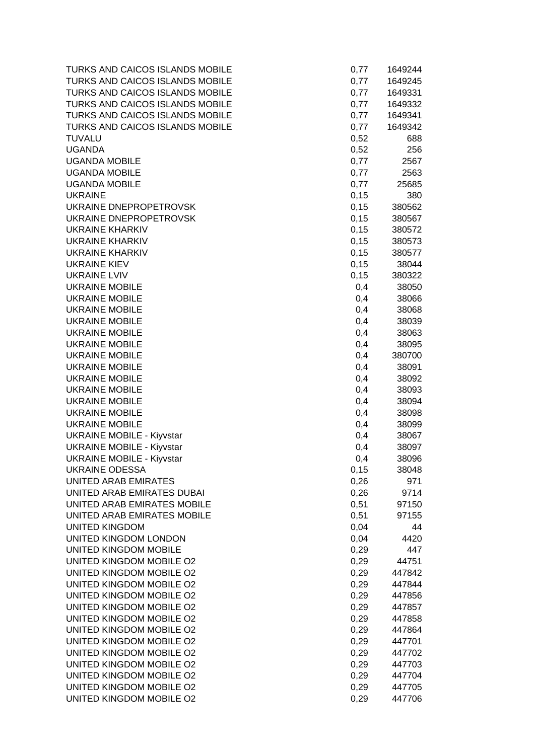| | | |
|---|---|---|
| TURKS AND CAICOS ISLANDS MOBILE | 0,77 | 1649244 |
| TURKS AND CAICOS ISLANDS MOBILE | 0,77 | 1649245 |
| TURKS AND CAICOS ISLANDS MOBILE | 0,77 | 1649331 |
| TURKS AND CAICOS ISLANDS MOBILE | 0,77 | 1649332 |
| TURKS AND CAICOS ISLANDS MOBILE | 0,77 | 1649341 |
| TURKS AND CAICOS ISLANDS MOBILE | 0,77 | 1649342 |
| TUVALU | 0,52 | 688 |
| UGANDA | 0,52 | 256 |
| UGANDA MOBILE | 0,77 | 2567 |
| UGANDA MOBILE | 0,77 | 2563 |
| UGANDA MOBILE | 0,77 | 25685 |
| UKRAINE | 0,15 | 380 |
| UKRAINE DNEPROPETROVSK | 0,15 | 380562 |
| UKRAINE DNEPROPETROVSK | 0,15 | 380567 |
| UKRAINE KHARKIV | 0,15 | 380572 |
| UKRAINE KHARKIV | 0,15 | 380573 |
| UKRAINE KHARKIV | 0,15 | 380577 |
| UKRAINE KIEV | 0,15 | 38044 |
| UKRAINE LVIV | 0,15 | 380322 |
| UKRAINE MOBILE | 0,4 | 38050 |
| UKRAINE MOBILE | 0,4 | 38066 |
| UKRAINE MOBILE | 0,4 | 38068 |
| UKRAINE MOBILE | 0,4 | 38039 |
| UKRAINE MOBILE | 0,4 | 38063 |
| UKRAINE MOBILE | 0,4 | 38095 |
| UKRAINE MOBILE | 0,4 | 380700 |
| UKRAINE MOBILE | 0,4 | 38091 |
| UKRAINE MOBILE | 0,4 | 38092 |
| UKRAINE MOBILE | 0,4 | 38093 |
| UKRAINE MOBILE | 0,4 | 38094 |
| UKRAINE MOBILE | 0,4 | 38098 |
| UKRAINE MOBILE | 0,4 | 38099 |
| UKRAINE MOBILE - Kiyvstar | 0,4 | 38067 |
| UKRAINE MOBILE - Kiyvstar | 0,4 | 38097 |
| UKRAINE MOBILE - Kiyvstar | 0,4 | 38096 |
| UKRAINE ODESSA | 0,15 | 38048 |
| UNITED ARAB EMIRATES | 0,26 | 971 |
| UNITED ARAB EMIRATES DUBAI | 0,26 | 9714 |
| UNITED ARAB EMIRATES MOBILE | 0,51 | 97150 |
| UNITED ARAB EMIRATES MOBILE | 0,51 | 97155 |
| UNITED KINGDOM | 0,04 | 44 |
| UNITED KINGDOM LONDON | 0,04 | 4420 |
| UNITED KINGDOM MOBILE | 0,29 | 447 |
| UNITED KINGDOM MOBILE O2 | 0,29 | 44751 |
| UNITED KINGDOM MOBILE O2 | 0,29 | 447842 |
| UNITED KINGDOM MOBILE O2 | 0,29 | 447844 |
| UNITED KINGDOM MOBILE O2 | 0,29 | 447856 |
| UNITED KINGDOM MOBILE O2 | 0,29 | 447857 |
| UNITED KINGDOM MOBILE O2 | 0,29 | 447858 |
| UNITED KINGDOM MOBILE O2 | 0,29 | 447864 |
| UNITED KINGDOM MOBILE O2 | 0,29 | 447701 |
| UNITED KINGDOM MOBILE O2 | 0,29 | 447702 |
| UNITED KINGDOM MOBILE O2 | 0,29 | 447703 |
| UNITED KINGDOM MOBILE O2 | 0,29 | 447704 |
| UNITED KINGDOM MOBILE O2 | 0,29 | 447705 |
| UNITED KINGDOM MOBILE O2 | 0,29 | 447706 |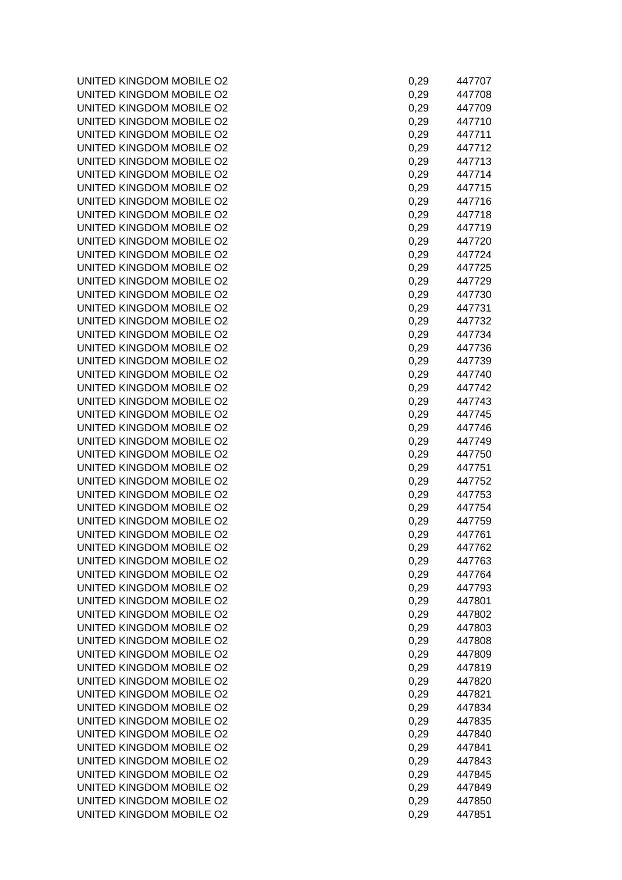| | | |
|---|---|---|
| UNITED KINGDOM MOBILE O2 | 0,29 | 447707 |
| UNITED KINGDOM MOBILE O2 | 0,29 | 447708 |
| UNITED KINGDOM MOBILE O2 | 0,29 | 447709 |
| UNITED KINGDOM MOBILE O2 | 0,29 | 447710 |
| UNITED KINGDOM MOBILE O2 | 0,29 | 447711 |
| UNITED KINGDOM MOBILE O2 | 0,29 | 447712 |
| UNITED KINGDOM MOBILE O2 | 0,29 | 447713 |
| UNITED KINGDOM MOBILE O2 | 0,29 | 447714 |
| UNITED KINGDOM MOBILE O2 | 0,29 | 447715 |
| UNITED KINGDOM MOBILE O2 | 0,29 | 447716 |
| UNITED KINGDOM MOBILE O2 | 0,29 | 447718 |
| UNITED KINGDOM MOBILE O2 | 0,29 | 447719 |
| UNITED KINGDOM MOBILE O2 | 0,29 | 447720 |
| UNITED KINGDOM MOBILE O2 | 0,29 | 447724 |
| UNITED KINGDOM MOBILE O2 | 0,29 | 447725 |
| UNITED KINGDOM MOBILE O2 | 0,29 | 447729 |
| UNITED KINGDOM MOBILE O2 | 0,29 | 447730 |
| UNITED KINGDOM MOBILE O2 | 0,29 | 447731 |
| UNITED KINGDOM MOBILE O2 | 0,29 | 447732 |
| UNITED KINGDOM MOBILE O2 | 0,29 | 447734 |
| UNITED KINGDOM MOBILE O2 | 0,29 | 447736 |
| UNITED KINGDOM MOBILE O2 | 0,29 | 447739 |
| UNITED KINGDOM MOBILE O2 | 0,29 | 447740 |
| UNITED KINGDOM MOBILE O2 | 0,29 | 447742 |
| UNITED KINGDOM MOBILE O2 | 0,29 | 447743 |
| UNITED KINGDOM MOBILE O2 | 0,29 | 447745 |
| UNITED KINGDOM MOBILE O2 | 0,29 | 447746 |
| UNITED KINGDOM MOBILE O2 | 0,29 | 447749 |
| UNITED KINGDOM MOBILE O2 | 0,29 | 447750 |
| UNITED KINGDOM MOBILE O2 | 0,29 | 447751 |
| UNITED KINGDOM MOBILE O2 | 0,29 | 447752 |
| UNITED KINGDOM MOBILE O2 | 0,29 | 447753 |
| UNITED KINGDOM MOBILE O2 | 0,29 | 447754 |
| UNITED KINGDOM MOBILE O2 | 0,29 | 447759 |
| UNITED KINGDOM MOBILE O2 | 0,29 | 447761 |
| UNITED KINGDOM MOBILE O2 | 0,29 | 447762 |
| UNITED KINGDOM MOBILE O2 | 0,29 | 447763 |
| UNITED KINGDOM MOBILE O2 | 0,29 | 447764 |
| UNITED KINGDOM MOBILE O2 | 0,29 | 447793 |
| UNITED KINGDOM MOBILE O2 | 0,29 | 447801 |
| UNITED KINGDOM MOBILE O2 | 0,29 | 447802 |
| UNITED KINGDOM MOBILE O2 | 0,29 | 447803 |
| UNITED KINGDOM MOBILE O2 | 0,29 | 447808 |
| UNITED KINGDOM MOBILE O2 | 0,29 | 447809 |
| UNITED KINGDOM MOBILE O2 | 0,29 | 447819 |
| UNITED KINGDOM MOBILE O2 | 0,29 | 447820 |
| UNITED KINGDOM MOBILE O2 | 0,29 | 447821 |
| UNITED KINGDOM MOBILE O2 | 0,29 | 447834 |
| UNITED KINGDOM MOBILE O2 | 0,29 | 447835 |
| UNITED KINGDOM MOBILE O2 | 0,29 | 447840 |
| UNITED KINGDOM MOBILE O2 | 0,29 | 447841 |
| UNITED KINGDOM MOBILE O2 | 0,29 | 447843 |
| UNITED KINGDOM MOBILE O2 | 0,29 | 447845 |
| UNITED KINGDOM MOBILE O2 | 0,29 | 447849 |
| UNITED KINGDOM MOBILE O2 | 0,29 | 447850 |
| UNITED KINGDOM MOBILE O2 | 0,29 | 447851 |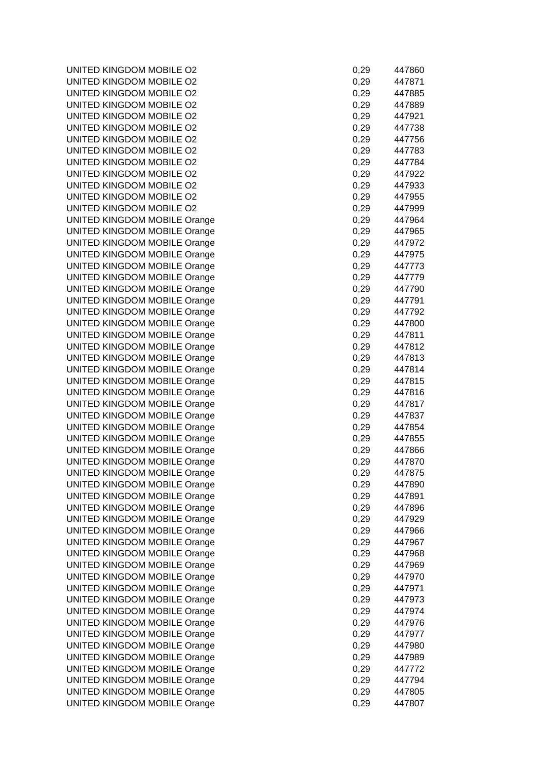| | | |
|---|---|---|
| UNITED KINGDOM MOBILE O2 | 0,29 | 447860 |
| UNITED KINGDOM MOBILE O2 | 0,29 | 447871 |
| UNITED KINGDOM MOBILE O2 | 0,29 | 447885 |
| UNITED KINGDOM MOBILE O2 | 0,29 | 447889 |
| UNITED KINGDOM MOBILE O2 | 0,29 | 447921 |
| UNITED KINGDOM MOBILE O2 | 0,29 | 447738 |
| UNITED KINGDOM MOBILE O2 | 0,29 | 447756 |
| UNITED KINGDOM MOBILE O2 | 0,29 | 447783 |
| UNITED KINGDOM MOBILE O2 | 0,29 | 447784 |
| UNITED KINGDOM MOBILE O2 | 0,29 | 447922 |
| UNITED KINGDOM MOBILE O2 | 0,29 | 447933 |
| UNITED KINGDOM MOBILE O2 | 0,29 | 447955 |
| UNITED KINGDOM MOBILE O2 | 0,29 | 447999 |
| UNITED KINGDOM MOBILE Orange | 0,29 | 447964 |
| UNITED KINGDOM MOBILE Orange | 0,29 | 447965 |
| UNITED KINGDOM MOBILE Orange | 0,29 | 447972 |
| UNITED KINGDOM MOBILE Orange | 0,29 | 447975 |
| UNITED KINGDOM MOBILE Orange | 0,29 | 447773 |
| UNITED KINGDOM MOBILE Orange | 0,29 | 447779 |
| UNITED KINGDOM MOBILE Orange | 0,29 | 447790 |
| UNITED KINGDOM MOBILE Orange | 0,29 | 447791 |
| UNITED KINGDOM MOBILE Orange | 0,29 | 447792 |
| UNITED KINGDOM MOBILE Orange | 0,29 | 447800 |
| UNITED KINGDOM MOBILE Orange | 0,29 | 447811 |
| UNITED KINGDOM MOBILE Orange | 0,29 | 447812 |
| UNITED KINGDOM MOBILE Orange | 0,29 | 447813 |
| UNITED KINGDOM MOBILE Orange | 0,29 | 447814 |
| UNITED KINGDOM MOBILE Orange | 0,29 | 447815 |
| UNITED KINGDOM MOBILE Orange | 0,29 | 447816 |
| UNITED KINGDOM MOBILE Orange | 0,29 | 447817 |
| UNITED KINGDOM MOBILE Orange | 0,29 | 447837 |
| UNITED KINGDOM MOBILE Orange | 0,29 | 447854 |
| UNITED KINGDOM MOBILE Orange | 0,29 | 447855 |
| UNITED KINGDOM MOBILE Orange | 0,29 | 447866 |
| UNITED KINGDOM MOBILE Orange | 0,29 | 447870 |
| UNITED KINGDOM MOBILE Orange | 0,29 | 447875 |
| UNITED KINGDOM MOBILE Orange | 0,29 | 447890 |
| UNITED KINGDOM MOBILE Orange | 0,29 | 447891 |
| UNITED KINGDOM MOBILE Orange | 0,29 | 447896 |
| UNITED KINGDOM MOBILE Orange | 0,29 | 447929 |
| UNITED KINGDOM MOBILE Orange | 0,29 | 447966 |
| UNITED KINGDOM MOBILE Orange | 0,29 | 447967 |
| UNITED KINGDOM MOBILE Orange | 0,29 | 447968 |
| UNITED KINGDOM MOBILE Orange | 0,29 | 447969 |
| UNITED KINGDOM MOBILE Orange | 0,29 | 447970 |
| UNITED KINGDOM MOBILE Orange | 0,29 | 447971 |
| UNITED KINGDOM MOBILE Orange | 0,29 | 447973 |
| UNITED KINGDOM MOBILE Orange | 0,29 | 447974 |
| UNITED KINGDOM MOBILE Orange | 0,29 | 447976 |
| UNITED KINGDOM MOBILE Orange | 0,29 | 447977 |
| UNITED KINGDOM MOBILE Orange | 0,29 | 447980 |
| UNITED KINGDOM MOBILE Orange | 0,29 | 447989 |
| UNITED KINGDOM MOBILE Orange | 0,29 | 447772 |
| UNITED KINGDOM MOBILE Orange | 0,29 | 447794 |
| UNITED KINGDOM MOBILE Orange | 0,29 | 447805 |
| UNITED KINGDOM MOBILE Orange | 0,29 | 447807 |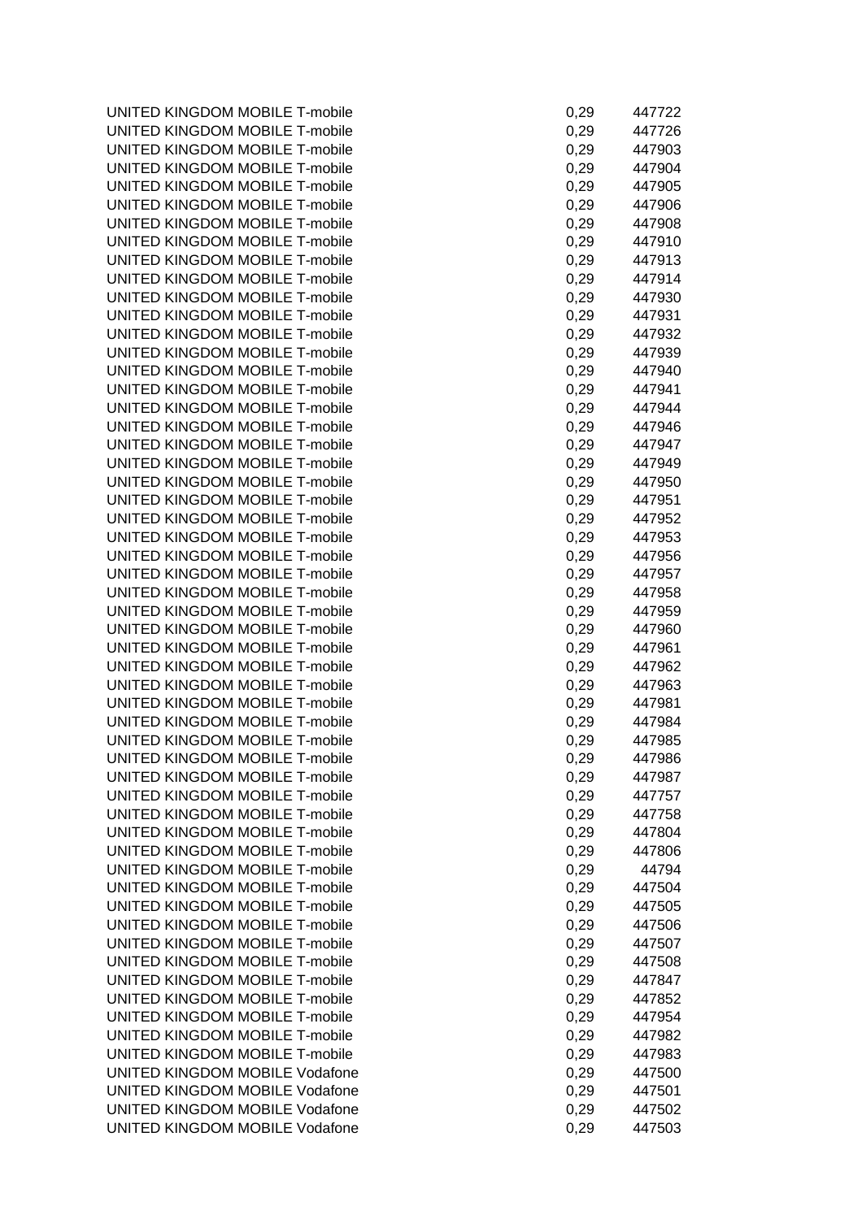| | | |
|---|---|---|
| UNITED KINGDOM MOBILE T-mobile | 0,29 | 447722 |
| UNITED KINGDOM MOBILE T-mobile | 0,29 | 447726 |
| UNITED KINGDOM MOBILE T-mobile | 0,29 | 447903 |
| UNITED KINGDOM MOBILE T-mobile | 0,29 | 447904 |
| UNITED KINGDOM MOBILE T-mobile | 0,29 | 447905 |
| UNITED KINGDOM MOBILE T-mobile | 0,29 | 447906 |
| UNITED KINGDOM MOBILE T-mobile | 0,29 | 447908 |
| UNITED KINGDOM MOBILE T-mobile | 0,29 | 447910 |
| UNITED KINGDOM MOBILE T-mobile | 0,29 | 447913 |
| UNITED KINGDOM MOBILE T-mobile | 0,29 | 447914 |
| UNITED KINGDOM MOBILE T-mobile | 0,29 | 447930 |
| UNITED KINGDOM MOBILE T-mobile | 0,29 | 447931 |
| UNITED KINGDOM MOBILE T-mobile | 0,29 | 447932 |
| UNITED KINGDOM MOBILE T-mobile | 0,29 | 447939 |
| UNITED KINGDOM MOBILE T-mobile | 0,29 | 447940 |
| UNITED KINGDOM MOBILE T-mobile | 0,29 | 447941 |
| UNITED KINGDOM MOBILE T-mobile | 0,29 | 447944 |
| UNITED KINGDOM MOBILE T-mobile | 0,29 | 447946 |
| UNITED KINGDOM MOBILE T-mobile | 0,29 | 447947 |
| UNITED KINGDOM MOBILE T-mobile | 0,29 | 447949 |
| UNITED KINGDOM MOBILE T-mobile | 0,29 | 447950 |
| UNITED KINGDOM MOBILE T-mobile | 0,29 | 447951 |
| UNITED KINGDOM MOBILE T-mobile | 0,29 | 447952 |
| UNITED KINGDOM MOBILE T-mobile | 0,29 | 447953 |
| UNITED KINGDOM MOBILE T-mobile | 0,29 | 447956 |
| UNITED KINGDOM MOBILE T-mobile | 0,29 | 447957 |
| UNITED KINGDOM MOBILE T-mobile | 0,29 | 447958 |
| UNITED KINGDOM MOBILE T-mobile | 0,29 | 447959 |
| UNITED KINGDOM MOBILE T-mobile | 0,29 | 447960 |
| UNITED KINGDOM MOBILE T-mobile | 0,29 | 447961 |
| UNITED KINGDOM MOBILE T-mobile | 0,29 | 447962 |
| UNITED KINGDOM MOBILE T-mobile | 0,29 | 447963 |
| UNITED KINGDOM MOBILE T-mobile | 0,29 | 447981 |
| UNITED KINGDOM MOBILE T-mobile | 0,29 | 447984 |
| UNITED KINGDOM MOBILE T-mobile | 0,29 | 447985 |
| UNITED KINGDOM MOBILE T-mobile | 0,29 | 447986 |
| UNITED KINGDOM MOBILE T-mobile | 0,29 | 447987 |
| UNITED KINGDOM MOBILE T-mobile | 0,29 | 447757 |
| UNITED KINGDOM MOBILE T-mobile | 0,29 | 447758 |
| UNITED KINGDOM MOBILE T-mobile | 0,29 | 447804 |
| UNITED KINGDOM MOBILE T-mobile | 0,29 | 447806 |
| UNITED KINGDOM MOBILE T-mobile | 0,29 | 44794 |
| UNITED KINGDOM MOBILE T-mobile | 0,29 | 447504 |
| UNITED KINGDOM MOBILE T-mobile | 0,29 | 447505 |
| UNITED KINGDOM MOBILE T-mobile | 0,29 | 447506 |
| UNITED KINGDOM MOBILE T-mobile | 0,29 | 447507 |
| UNITED KINGDOM MOBILE T-mobile | 0,29 | 447508 |
| UNITED KINGDOM MOBILE T-mobile | 0,29 | 447847 |
| UNITED KINGDOM MOBILE T-mobile | 0,29 | 447852 |
| UNITED KINGDOM MOBILE T-mobile | 0,29 | 447954 |
| UNITED KINGDOM MOBILE T-mobile | 0,29 | 447982 |
| UNITED KINGDOM MOBILE T-mobile | 0,29 | 447983 |
| UNITED KINGDOM MOBILE Vodafone | 0,29 | 447500 |
| UNITED KINGDOM MOBILE Vodafone | 0,29 | 447501 |
| UNITED KINGDOM MOBILE Vodafone | 0,29 | 447502 |
| UNITED KINGDOM MOBILE Vodafone | 0,29 | 447503 |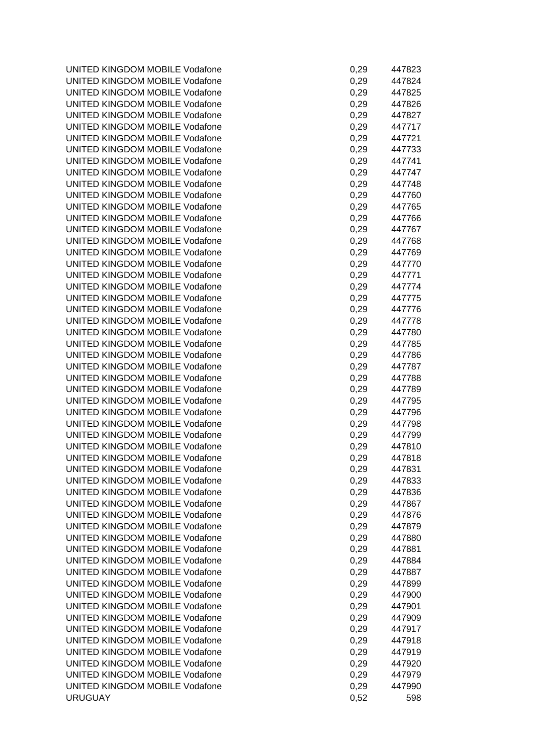| | | |
|---|---|---|
| UNITED KINGDOM MOBILE Vodafone | 0,29 | 447823 |
| UNITED KINGDOM MOBILE Vodafone | 0,29 | 447824 |
| UNITED KINGDOM MOBILE Vodafone | 0,29 | 447825 |
| UNITED KINGDOM MOBILE Vodafone | 0,29 | 447826 |
| UNITED KINGDOM MOBILE Vodafone | 0,29 | 447827 |
| UNITED KINGDOM MOBILE Vodafone | 0,29 | 447717 |
| UNITED KINGDOM MOBILE Vodafone | 0,29 | 447721 |
| UNITED KINGDOM MOBILE Vodafone | 0,29 | 447733 |
| UNITED KINGDOM MOBILE Vodafone | 0,29 | 447741 |
| UNITED KINGDOM MOBILE Vodafone | 0,29 | 447747 |
| UNITED KINGDOM MOBILE Vodafone | 0,29 | 447748 |
| UNITED KINGDOM MOBILE Vodafone | 0,29 | 447760 |
| UNITED KINGDOM MOBILE Vodafone | 0,29 | 447765 |
| UNITED KINGDOM MOBILE Vodafone | 0,29 | 447766 |
| UNITED KINGDOM MOBILE Vodafone | 0,29 | 447767 |
| UNITED KINGDOM MOBILE Vodafone | 0,29 | 447768 |
| UNITED KINGDOM MOBILE Vodafone | 0,29 | 447769 |
| UNITED KINGDOM MOBILE Vodafone | 0,29 | 447770 |
| UNITED KINGDOM MOBILE Vodafone | 0,29 | 447771 |
| UNITED KINGDOM MOBILE Vodafone | 0,29 | 447774 |
| UNITED KINGDOM MOBILE Vodafone | 0,29 | 447775 |
| UNITED KINGDOM MOBILE Vodafone | 0,29 | 447776 |
| UNITED KINGDOM MOBILE Vodafone | 0,29 | 447778 |
| UNITED KINGDOM MOBILE Vodafone | 0,29 | 447780 |
| UNITED KINGDOM MOBILE Vodafone | 0,29 | 447785 |
| UNITED KINGDOM MOBILE Vodafone | 0,29 | 447786 |
| UNITED KINGDOM MOBILE Vodafone | 0,29 | 447787 |
| UNITED KINGDOM MOBILE Vodafone | 0,29 | 447788 |
| UNITED KINGDOM MOBILE Vodafone | 0,29 | 447789 |
| UNITED KINGDOM MOBILE Vodafone | 0,29 | 447795 |
| UNITED KINGDOM MOBILE Vodafone | 0,29 | 447796 |
| UNITED KINGDOM MOBILE Vodafone | 0,29 | 447798 |
| UNITED KINGDOM MOBILE Vodafone | 0,29 | 447799 |
| UNITED KINGDOM MOBILE Vodafone | 0,29 | 447810 |
| UNITED KINGDOM MOBILE Vodafone | 0,29 | 447818 |
| UNITED KINGDOM MOBILE Vodafone | 0,29 | 447831 |
| UNITED KINGDOM MOBILE Vodafone | 0,29 | 447833 |
| UNITED KINGDOM MOBILE Vodafone | 0,29 | 447836 |
| UNITED KINGDOM MOBILE Vodafone | 0,29 | 447867 |
| UNITED KINGDOM MOBILE Vodafone | 0,29 | 447876 |
| UNITED KINGDOM MOBILE Vodafone | 0,29 | 447879 |
| UNITED KINGDOM MOBILE Vodafone | 0,29 | 447880 |
| UNITED KINGDOM MOBILE Vodafone | 0,29 | 447881 |
| UNITED KINGDOM MOBILE Vodafone | 0,29 | 447884 |
| UNITED KINGDOM MOBILE Vodafone | 0,29 | 447887 |
| UNITED KINGDOM MOBILE Vodafone | 0,29 | 447899 |
| UNITED KINGDOM MOBILE Vodafone | 0,29 | 447900 |
| UNITED KINGDOM MOBILE Vodafone | 0,29 | 447901 |
| UNITED KINGDOM MOBILE Vodafone | 0,29 | 447909 |
| UNITED KINGDOM MOBILE Vodafone | 0,29 | 447917 |
| UNITED KINGDOM MOBILE Vodafone | 0,29 | 447918 |
| UNITED KINGDOM MOBILE Vodafone | 0,29 | 447919 |
| UNITED KINGDOM MOBILE Vodafone | 0,29 | 447920 |
| UNITED KINGDOM MOBILE Vodafone | 0,29 | 447979 |
| UNITED KINGDOM MOBILE Vodafone | 0,29 | 447990 |
| URUGUAY | 0,52 | 598 |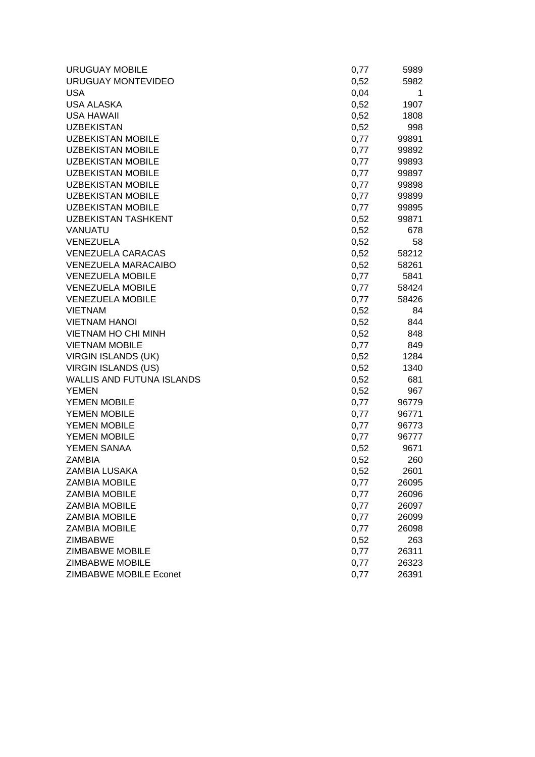| | | |
|---|---|---|
| URUGUAY MOBILE | 0,77 | 5989 |
| URUGUAY MONTEVIDEO | 0,52 | 5982 |
| USA | 0,04 | 1 |
| USA ALASKA | 0,52 | 1907 |
| USA HAWAII | 0,52 | 1808 |
| UZBEKISTAN | 0,52 | 998 |
| UZBEKISTAN MOBILE | 0,77 | 99891 |
| UZBEKISTAN MOBILE | 0,77 | 99892 |
| UZBEKISTAN MOBILE | 0,77 | 99893 |
| UZBEKISTAN MOBILE | 0,77 | 99897 |
| UZBEKISTAN MOBILE | 0,77 | 99898 |
| UZBEKISTAN MOBILE | 0,77 | 99899 |
| UZBEKISTAN MOBILE | 0,77 | 99895 |
| UZBEKISTAN TASHKENT | 0,52 | 99871 |
| VANUATU | 0,52 | 678 |
| VENEZUELA | 0,52 | 58 |
| VENEZUELA CARACAS | 0,52 | 58212 |
| VENEZUELA MARACAIBO | 0,52 | 58261 |
| VENEZUELA MOBILE | 0,77 | 5841 |
| VENEZUELA MOBILE | 0,77 | 58424 |
| VENEZUELA MOBILE | 0,77 | 58426 |
| VIETNAM | 0,52 | 84 |
| VIETNAM HANOI | 0,52 | 844 |
| VIETNAM HO CHI MINH | 0,52 | 848 |
| VIETNAM MOBILE | 0,77 | 849 |
| VIRGIN ISLANDS (UK) | 0,52 | 1284 |
| VIRGIN ISLANDS (US) | 0,52 | 1340 |
| WALLIS AND FUTUNA ISLANDS | 0,52 | 681 |
| YEMEN | 0,52 | 967 |
| YEMEN MOBILE | 0,77 | 96779 |
| YEMEN MOBILE | 0,77 | 96771 |
| YEMEN MOBILE | 0,77 | 96773 |
| YEMEN MOBILE | 0,77 | 96777 |
| YEMEN SANAA | 0,52 | 9671 |
| ZAMBIA | 0,52 | 260 |
| ZAMBIA LUSAKA | 0,52 | 2601 |
| ZAMBIA MOBILE | 0,77 | 26095 |
| ZAMBIA MOBILE | 0,77 | 26096 |
| ZAMBIA MOBILE | 0,77 | 26097 |
| ZAMBIA MOBILE | 0,77 | 26099 |
| ZAMBIA MOBILE | 0,77 | 26098 |
| ZIMBABWE | 0,52 | 263 |
| ZIMBABWE MOBILE | 0,77 | 26311 |
| ZIMBABWE MOBILE | 0,77 | 26323 |
| ZIMBABWE MOBILE Econet | 0,77 | 26391 |